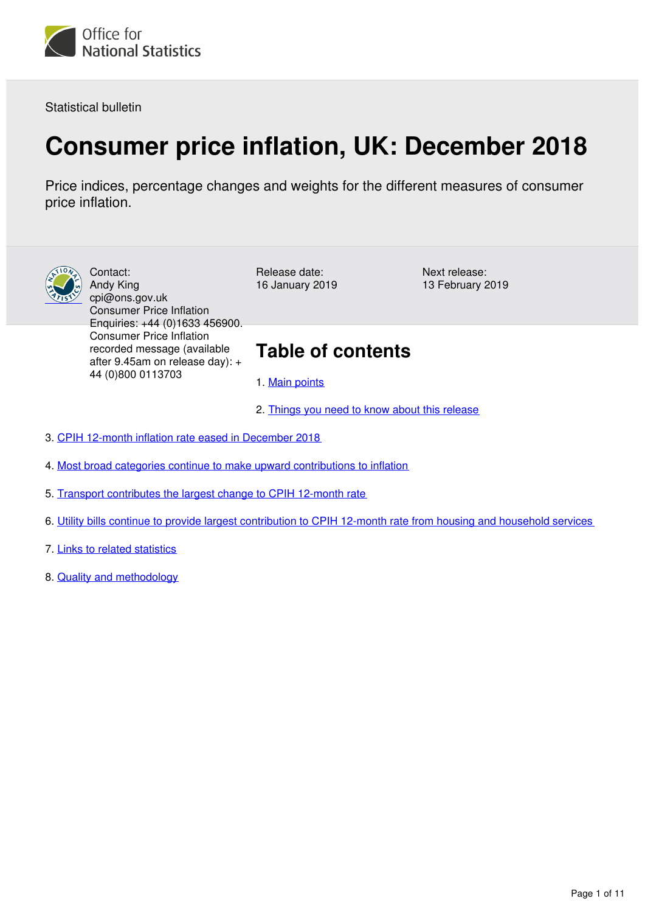Statistical bulletin

# Consumer price inflation, UK: December 2018

Price indices, percentage changes and weights for the different measures of consumer price inflation.

Contact:
Andy King
cpi@ons.gov.uk
Consumer Price Inflation
Enquiries: +44 (0)1633 456900.
Consumer Price Inflation
recorded message (available after 9.45am on release day): +44 (0)800 0113703

Release date:
16 January 2019

Next release:
13 February 2019

## Table of contents

1. Main points
2. Things you need to know about this release
3. CPIH 12-month inflation rate eased in December 2018
4. Most broad categories continue to make upward contributions to inflation
5. Transport contributes the largest change to CPIH 12-month rate
6. Utility bills continue to provide largest contribution to CPIH 12-month rate from housing and household services
7. Links to related statistics
8. Quality and methodology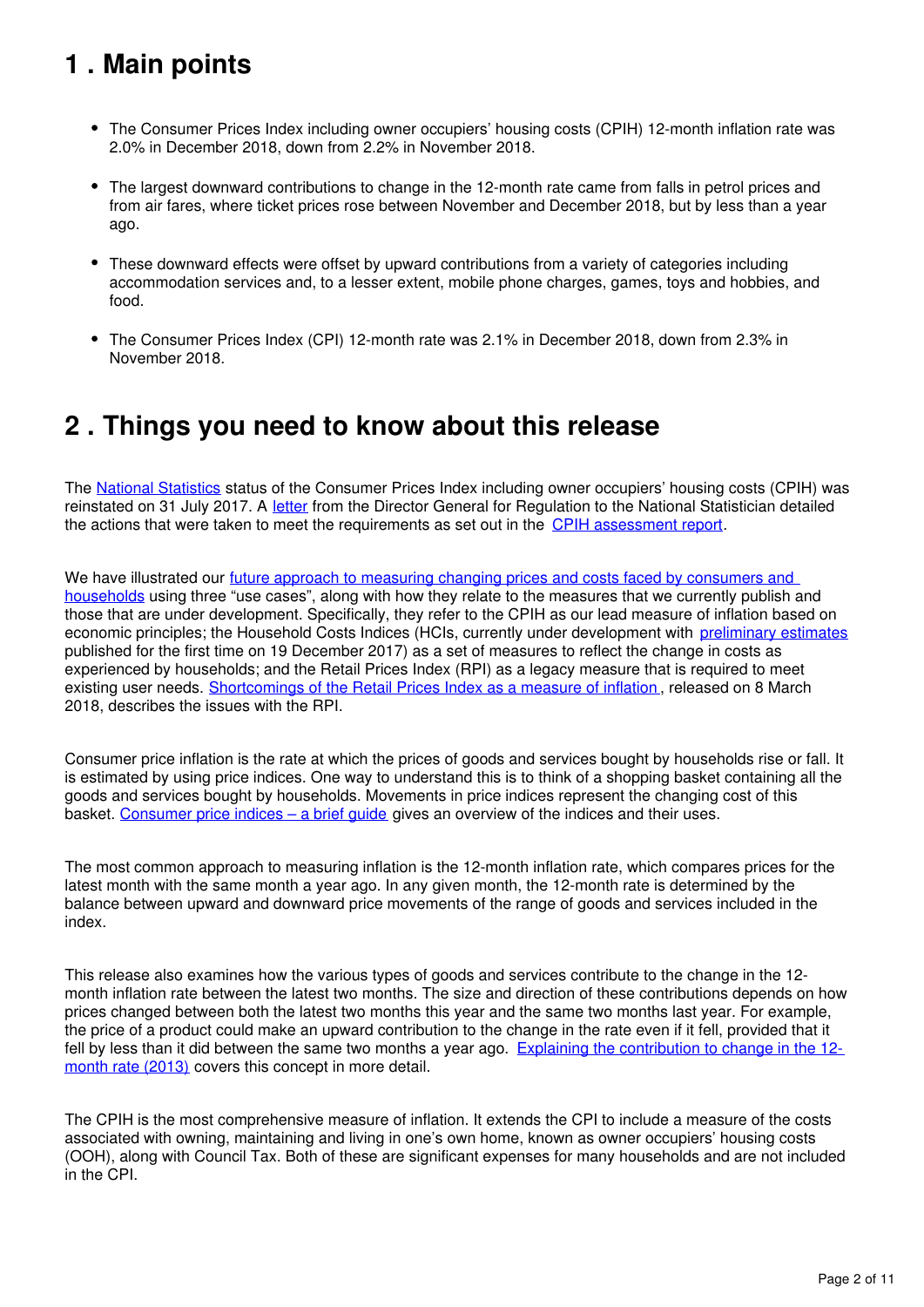## 1 . Main points

- The Consumer Prices Index including owner occupiers' housing costs (CPIH) 12-month inflation rate was 2.0% in December 2018, down from 2.2% in November 2018.

- The largest downward contributions to change in the 12-month rate came from falls in petrol prices and from air fares, where ticket prices rose between November and December 2018, but by less than a year ago.

- These downward effects were offset by upward contributions from a variety of categories including accommodation services and, to a lesser extent, mobile phone charges, games, toys and hobbies, and food.

- The Consumer Prices Index (CPI) 12-month rate was 2.1% in December 2018, down from 2.3% in November 2018.

## 2 . Things you need to know about this release

The National Statistics status of the Consumer Prices Index including owner occupiers' housing costs (CPIH) was reinstated on 31 July 2017. A letter from the Director General for Regulation to the National Statistician detailed the actions that were taken to meet the requirements as set out in the CPIH assessment report.

We have illustrated our future approach to measuring changing prices and costs faced by consumers and households using three "use cases", along with how they relate to the measures that we currently publish and those that are under development. Specifically, they refer to the CPIH as our lead measure of inflation based on economic principles; the Household Costs Indices (HCIs, currently under development with preliminary estimates published for the first time on 19 December 2017) as a set of measures to reflect the change in costs as experienced by households; and the Retail Prices Index (RPI) as a legacy measure that is required to meet existing user needs. Shortcomings of the Retail Prices Index as a measure of inflation, released on 8 March 2018, describes the issues with the RPI.

Consumer price inflation is the rate at which the prices of goods and services bought by households rise or fall. It is estimated by using price indices. One way to understand this is to think of a shopping basket containing all the goods and services bought by households. Movements in price indices represent the changing cost of this basket. Consumer price indices – a brief guide gives an overview of the indices and their uses.

The most common approach to measuring inflation is the 12-month inflation rate, which compares prices for the latest month with the same month a year ago. In any given month, the 12-month rate is determined by the balance between upward and downward price movements of the range of goods and services included in the index.

This release also examines how the various types of goods and services contribute to the change in the 12-month inflation rate between the latest two months. The size and direction of these contributions depends on how prices changed between both the latest two months this year and the same two months last year. For example, the price of a product could make an upward contribution to the change in the rate even if it fell, provided that it fell by less than it did between the same two months a year ago. Explaining the contribution to change in the 12-month rate (2013) covers this concept in more detail.

The CPIH is the most comprehensive measure of inflation. It extends the CPI to include a measure of the costs associated with owning, maintaining and living in one's own home, known as owner occupiers' housing costs (OOH), along with Council Tax. Both of these are significant expenses for many households and are not included in the CPI.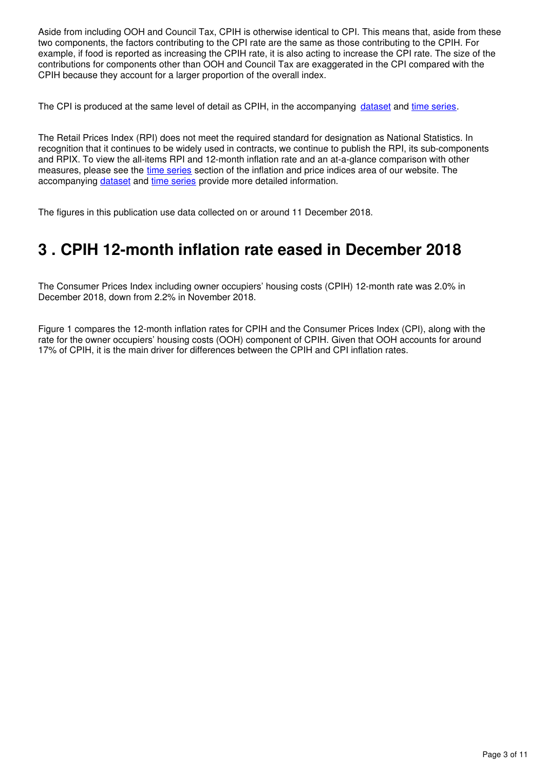Aside from including OOH and Council Tax, CPIH is otherwise identical to CPI. This means that, aside from these two components, the factors contributing to the CPI rate are the same as those contributing to the CPIH. For example, if food is reported as increasing the CPIH rate, it is also acting to increase the CPI rate. The size of the contributions for components other than OOH and Council Tax are exaggerated in the CPI compared with the CPIH because they account for a larger proportion of the overall index.

The CPI is produced at the same level of detail as CPIH, in the accompanying dataset and time series.

The Retail Prices Index (RPI) does not meet the required standard for designation as National Statistics. In recognition that it continues to be widely used in contracts, we continue to publish the RPI, its sub-components and RPIX. To view the all-items RPI and 12-month inflation rate and an at-a-glance comparison with other measures, please see the time series section of the inflation and price indices area of our website. The accompanying dataset and time series provide more detailed information.

The figures in this publication use data collected on or around 11 December 2018.

## 3 . CPIH 12-month inflation rate eased in December 2018

The Consumer Prices Index including owner occupiers' housing costs (CPIH) 12-month rate was 2.0% in December 2018, down from 2.2% in November 2018.

Figure 1 compares the 12-month inflation rates for CPIH and the Consumer Prices Index (CPI), along with the rate for the owner occupiers' housing costs (OOH) component of CPIH. Given that OOH accounts for around 17% of CPIH, it is the main driver for differences between the CPIH and CPI inflation rates.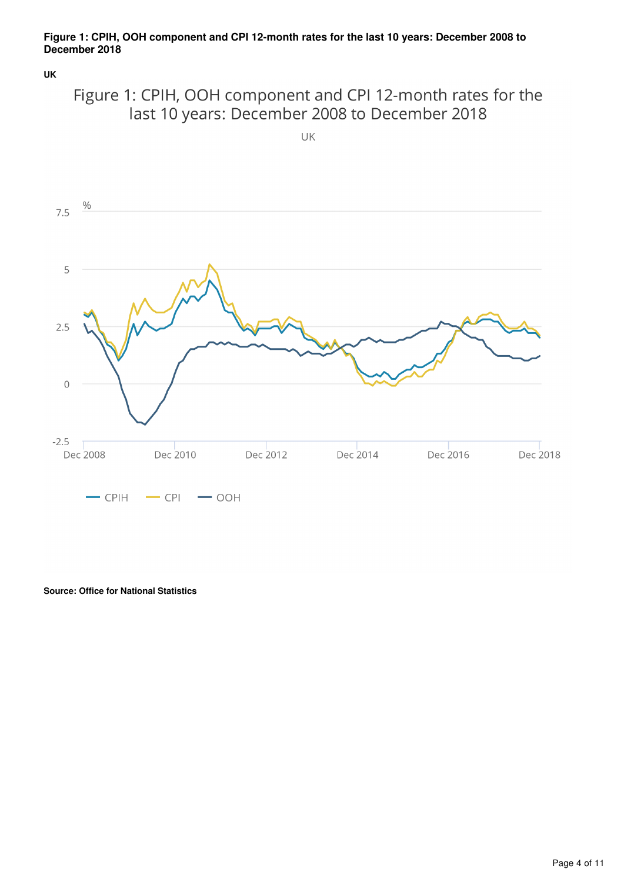**Figure 1: CPIH, OOH component and CPI 12-month rates for the last 10 years: December 2008 to December 2018**

**UK**

**Source: Office for National Statistics**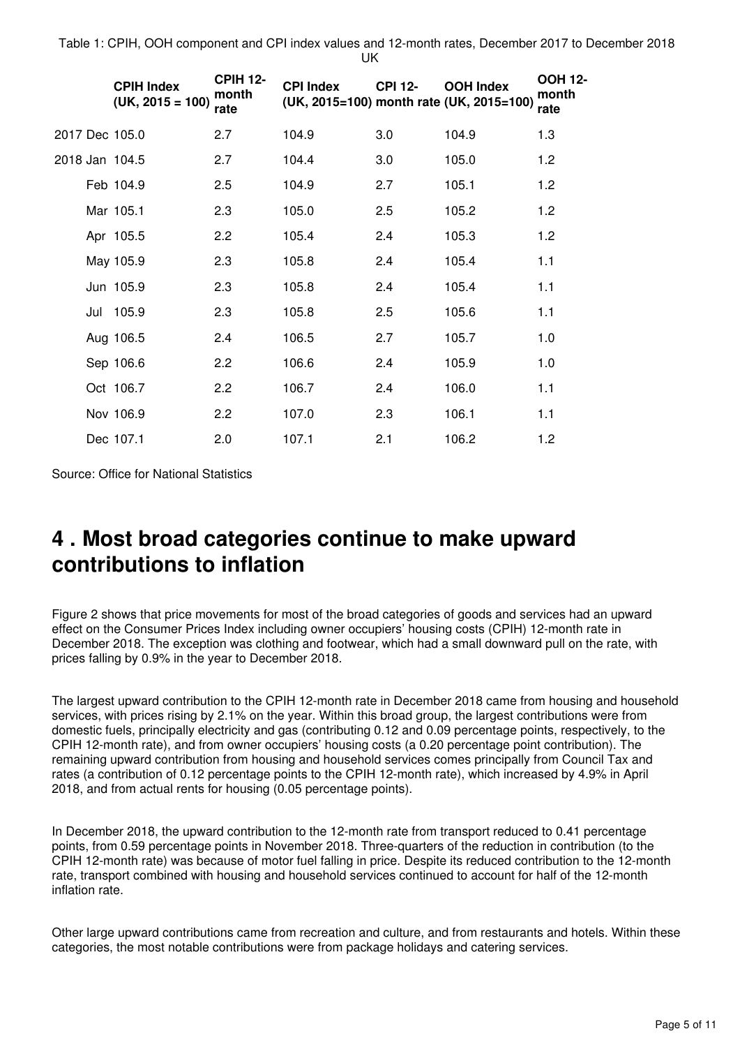Table 1: CPIH, OOH component and CPI index values and 12-month rates, December 2017 to December 2018

UK

| | CPIH Index (UK, 2015 = 100) | CPIH 12-month rate | CPI Index (UK, 2015=100) | CPI 12-month rate | OOH Index (UK, 2015=100) | OOH 12-month rate |
|---|---|---|---|---|---|---|
| 2017 Dec | 105.0 | 2.7 | 104.9 | 3.0 | 104.9 | 1.3 |
| 2018 Jan | 104.5 | 2.7 | 104.4 | 3.0 | 105.0 | 1.2 |
| Feb | 104.9 | 2.5 | 104.9 | 2.7 | 105.1 | 1.2 |
| Mar | 105.1 | 2.3 | 105.0 | 2.5 | 105.2 | 1.2 |
| Apr | 105.5 | 2.2 | 105.4 | 2.4 | 105.3 | 1.2 |
| May | 105.9 | 2.3 | 105.8 | 2.4 | 105.4 | 1.1 |
| Jun | 105.9 | 2.3 | 105.8 | 2.4 | 105.4 | 1.1 |
| Jul | 105.9 | 2.3 | 105.8 | 2.5 | 105.6 | 1.1 |
| Aug | 106.5 | 2.4 | 106.5 | 2.7 | 105.7 | 1.0 |
| Sep | 106.6 | 2.2 | 106.6 | 2.4 | 105.9 | 1.0 |
| Oct | 106.7 | 2.2 | 106.7 | 2.4 | 106.0 | 1.1 |
| Nov | 106.9 | 2.2 | 107.0 | 2.3 | 106.1 | 1.1 |
| Dec | 107.1 | 2.0 | 107.1 | 2.1 | 106.2 | 1.2 |

Source: Office for National Statistics

## 4 . Most broad categories continue to make upward contributions to inflation

Figure 2 shows that price movements for most of the broad categories of goods and services had an upward effect on the Consumer Prices Index including owner occupiers' housing costs (CPIH) 12-month rate in December 2018. The exception was clothing and footwear, which had a small downward pull on the rate, with prices falling by 0.9% in the year to December 2018.

The largest upward contribution to the CPIH 12-month rate in December 2018 came from housing and household services, with prices rising by 2.1% on the year. Within this broad group, the largest contributions were from domestic fuels, principally electricity and gas (contributing 0.12 and 0.09 percentage points, respectively, to the CPIH 12-month rate), and from owner occupiers' housing costs (a 0.20 percentage point contribution). The remaining upward contribution from housing and household services comes principally from Council Tax and rates (a contribution of 0.12 percentage points to the CPIH 12-month rate), which increased by 4.9% in April 2018, and from actual rents for housing (0.05 percentage points).

In December 2018, the upward contribution to the 12-month rate from transport reduced to 0.41 percentage points, from 0.59 percentage points in November 2018. Three-quarters of the reduction in contribution (to the CPIH 12-month rate) was because of motor fuel falling in price. Despite its reduced contribution to the 12-month rate, transport combined with housing and household services continued to account for half of the 12-month inflation rate.

Other large upward contributions came from recreation and culture, and from restaurants and hotels. Within these categories, the most notable contributions were from package holidays and catering services.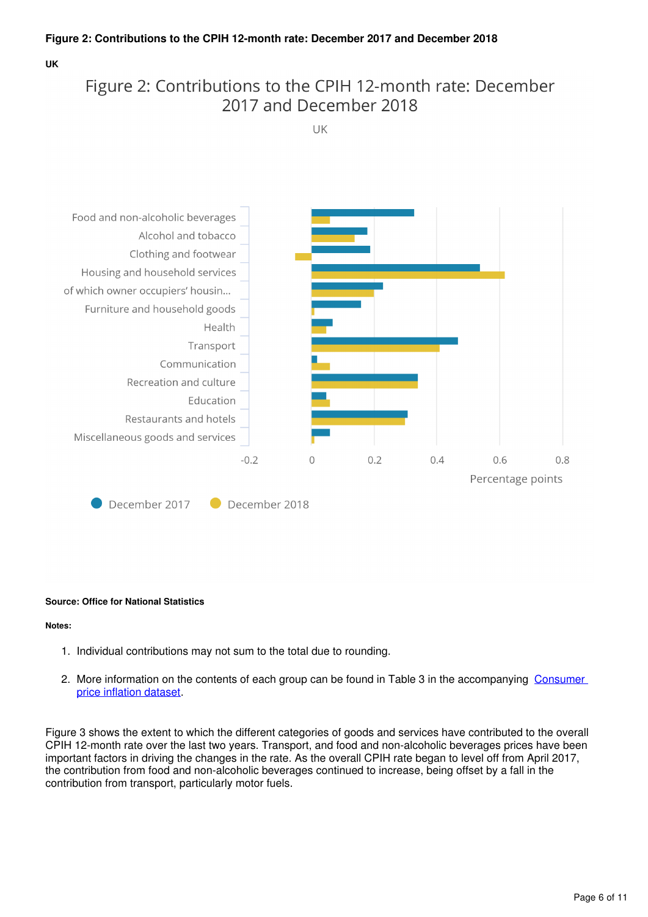**Figure 2: Contributions to the CPIH 12-month rate: December 2017 and December 2018**

**UK**

**Source: Office for National Statistics**

**Notes:**

1. Individual contributions may not sum to the total due to rounding.

2. More information on the contents of each group can be found in Table 3 in the accompanying [Consumer price inflation dataset](#).

Figure 3 shows the extent to which the different categories of goods and services have contributed to the overall CPIH 12-month rate over the last two years. Transport, and food and non-alcoholic beverages prices have been important factors in driving the changes in the rate. As the overall CPIH rate began to level off from April 2017, the contribution from food and non-alcoholic beverages continued to increase, being offset by a fall in the contribution from transport, particularly motor fuels.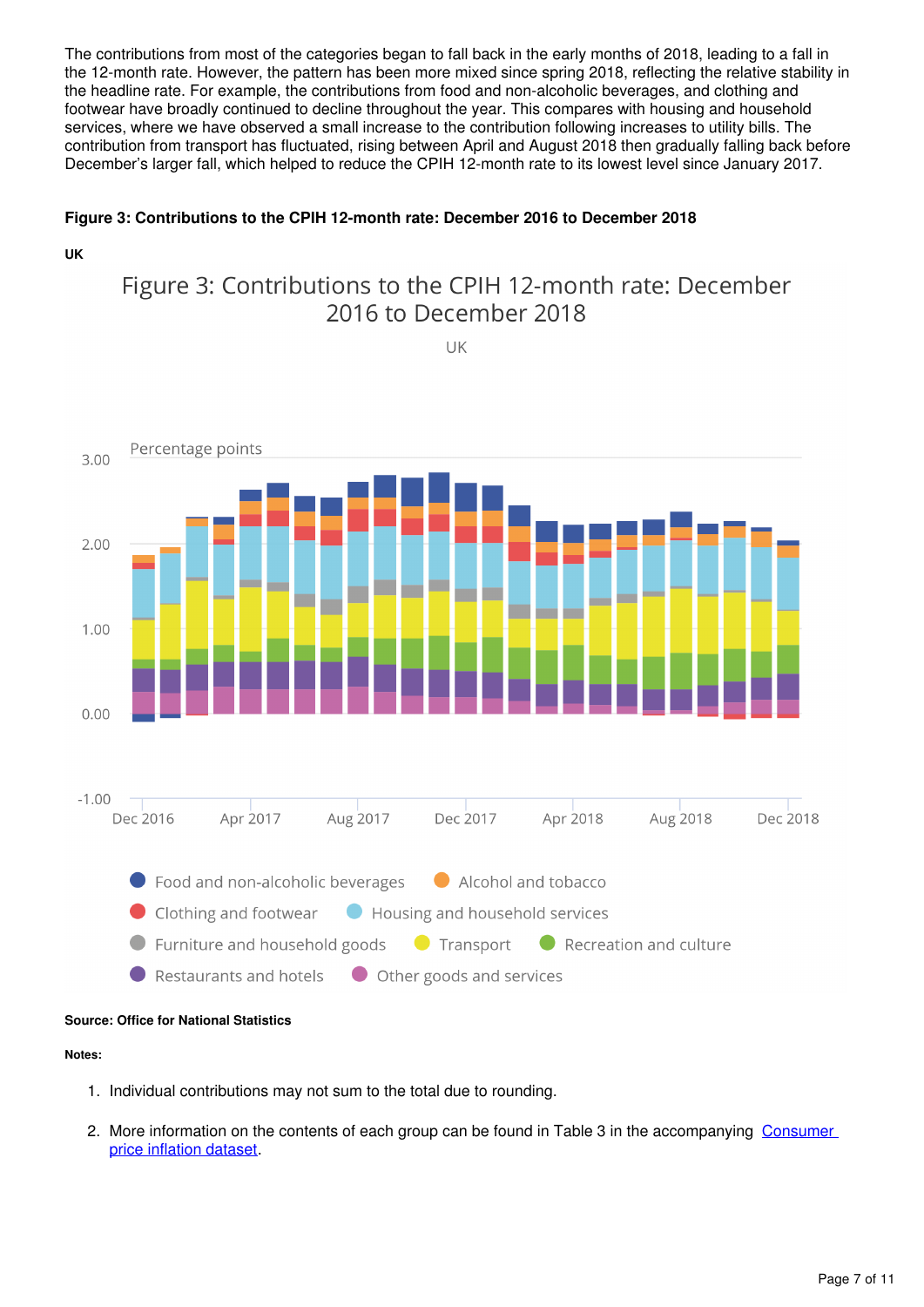The contributions from most of the categories began to fall back in the early months of 2018, leading to a fall in the 12-month rate. However, the pattern has been more mixed since spring 2018, reflecting the relative stability in the headline rate. For example, the contributions from food and non-alcoholic beverages, and clothing and footwear have broadly continued to decline throughout the year. This compares with housing and household services, where we have observed a small increase to the contribution following increases to utility bills. The contribution from transport has fluctuated, rising between April and August 2018 then gradually falling back before December's larger fall, which helped to reduce the CPIH 12-month rate to its lowest level since January 2017.

**Figure 3: Contributions to the CPIH 12-month rate: December 2016 to December 2018**

**UK**

**Source: Office for National Statistics**

**Notes:**

1. Individual contributions may not sum to the total due to rounding.
2. More information on the contents of each group can be found in Table 3 in the accompanying [Consumer price inflation dataset](#).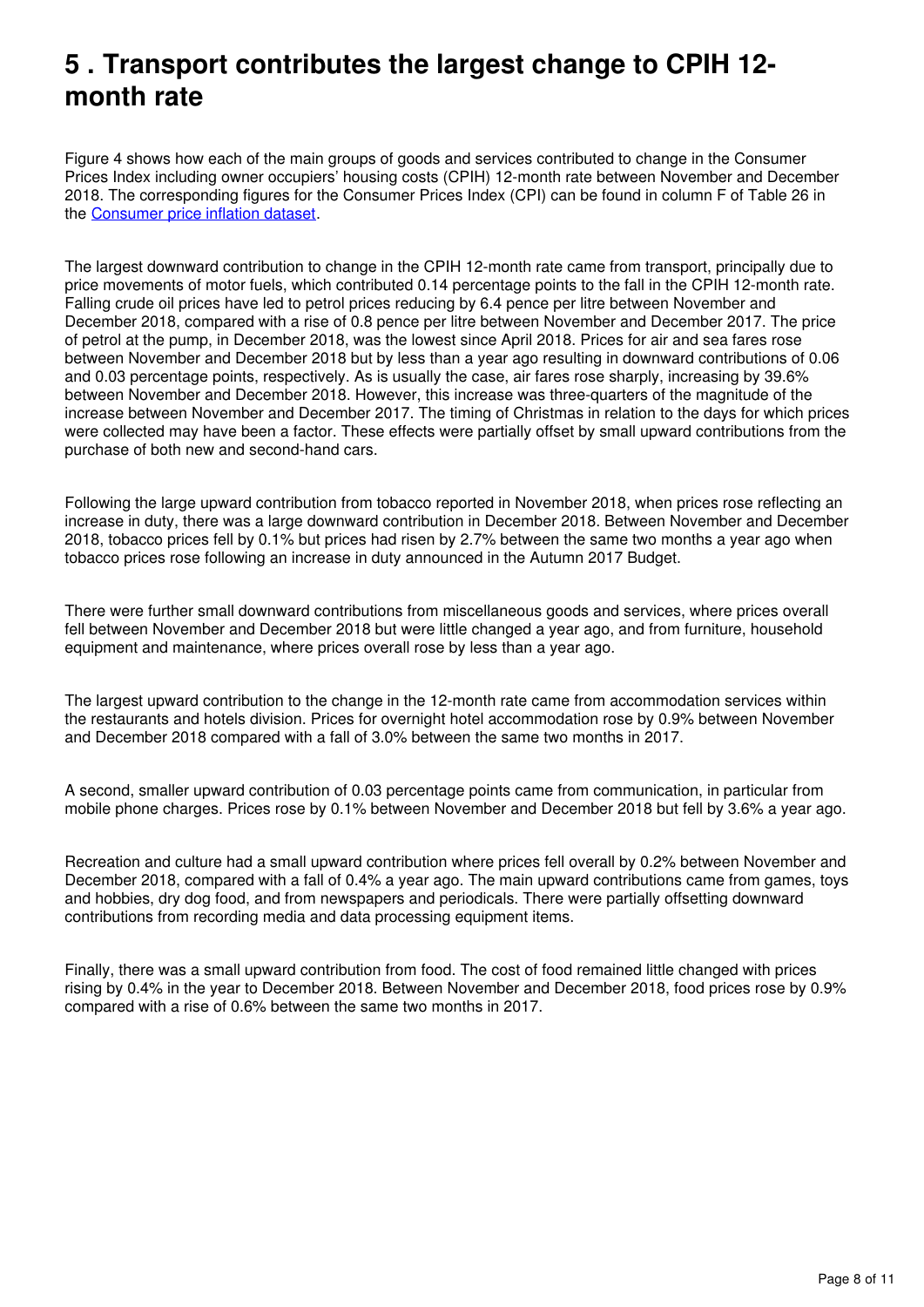## 5 . Transport contributes the largest change to CPIH 12-month rate

Figure 4 shows how each of the main groups of goods and services contributed to change in the Consumer Prices Index including owner occupiers' housing costs (CPIH) 12-month rate between November and December 2018. The corresponding figures for the Consumer Prices Index (CPI) can be found in column F of Table 26 in the [Consumer price inflation dataset](#).

The largest downward contribution to change in the CPIH 12-month rate came from transport, principally due to price movements of motor fuels, which contributed 0.14 percentage points to the fall in the CPIH 12-month rate. Falling crude oil prices have led to petrol prices reducing by 6.4 pence per litre between November and December 2018, compared with a rise of 0.8 pence per litre between November and December 2017. The price of petrol at the pump, in December 2018, was the lowest since April 2018. Prices for air and sea fares rose between November and December 2018 but by less than a year ago resulting in downward contributions of 0.06 and 0.03 percentage points, respectively. As is usually the case, air fares rose sharply, increasing by 39.6% between November and December 2018. However, this increase was three-quarters of the magnitude of the increase between November and December 2017. The timing of Christmas in relation to the days for which prices were collected may have been a factor. These effects were partially offset by small upward contributions from the purchase of both new and second-hand cars.

Following the large upward contribution from tobacco reported in November 2018, when prices rose reflecting an increase in duty, there was a large downward contribution in December 2018. Between November and December 2018, tobacco prices fell by 0.1% but prices had risen by 2.7% between the same two months a year ago when tobacco prices rose following an increase in duty announced in the Autumn 2017 Budget.

There were further small downward contributions from miscellaneous goods and services, where prices overall fell between November and December 2018 but were little changed a year ago, and from furniture, household equipment and maintenance, where prices overall rose by less than a year ago.

The largest upward contribution to the change in the 12-month rate came from accommodation services within the restaurants and hotels division. Prices for overnight hotel accommodation rose by 0.9% between November and December 2018 compared with a fall of 3.0% between the same two months in 2017.

A second, smaller upward contribution of 0.03 percentage points came from communication, in particular from mobile phone charges. Prices rose by 0.1% between November and December 2018 but fell by 3.6% a year ago.

Recreation and culture had a small upward contribution where prices fell overall by 0.2% between November and December 2018, compared with a fall of 0.4% a year ago. The main upward contributions came from games, toys and hobbies, dry dog food, and from newspapers and periodicals. There were partially offsetting downward contributions from recording media and data processing equipment items.

Finally, there was a small upward contribution from food. The cost of food remained little changed with prices rising by 0.4% in the year to December 2018. Between November and December 2018, food prices rose by 0.9% compared with a rise of 0.6% between the same two months in 2017.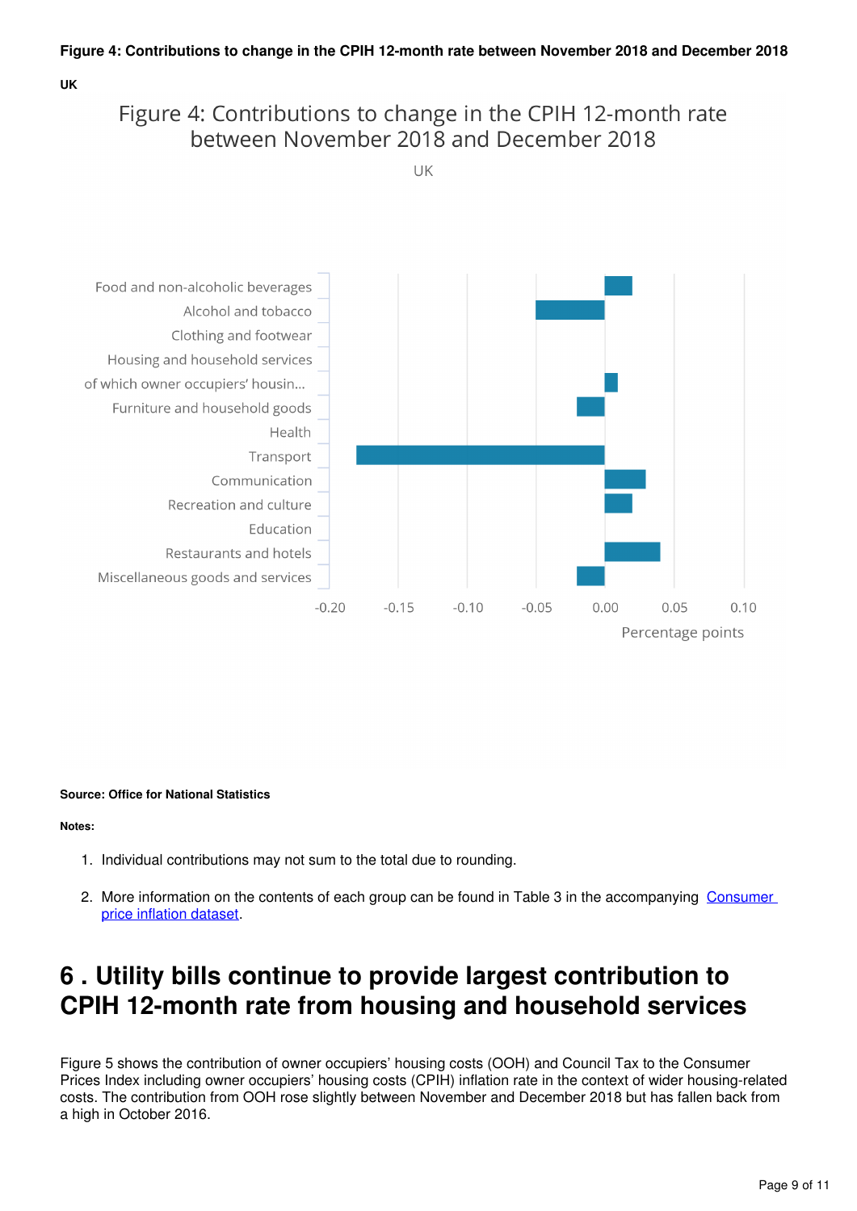**Figure 4: Contributions to change in the CPIH 12-month rate between November 2018 and December 2018**

**UK**

Figure 4: Contributions to change in the CPIH 12-month rate between November 2018 and December 2018

UK

| Category | Percentage points (approx.) |
|---|---|
| Food and non-alcoholic beverages | 0.02 |
| Alcohol and tobacco | -0.05 |
| Clothing and footwear | 0.00 |
| Housing and household services | 0.00 |
| of which owner occupiers' housin... | 0.01 |
| Furniture and household goods | -0.02 |
| Health | 0.00 |
| Transport | -0.18 |
| Communication | 0.03 |
| Recreation and culture | 0.02 |
| Education | 0.00 |
| Restaurants and hotels | 0.04 |
| Miscellaneous goods and services | -0.02 |

**Source: Office for National Statistics**

**Notes:**

1. Individual contributions may not sum to the total due to rounding.
2. More information on the contents of each group can be found in Table 3 in the accompanying [Consumer price inflation dataset](#).

# 6 . Utility bills continue to provide largest contribution to CPIH 12-month rate from housing and household services

Figure 5 shows the contribution of owner occupiers' housing costs (OOH) and Council Tax to the Consumer Prices Index including owner occupiers' housing costs (CPIH) inflation rate in the context of wider housing-related costs. The contribution from OOH rose slightly between November and December 2018 but has fallen back from a high in October 2016.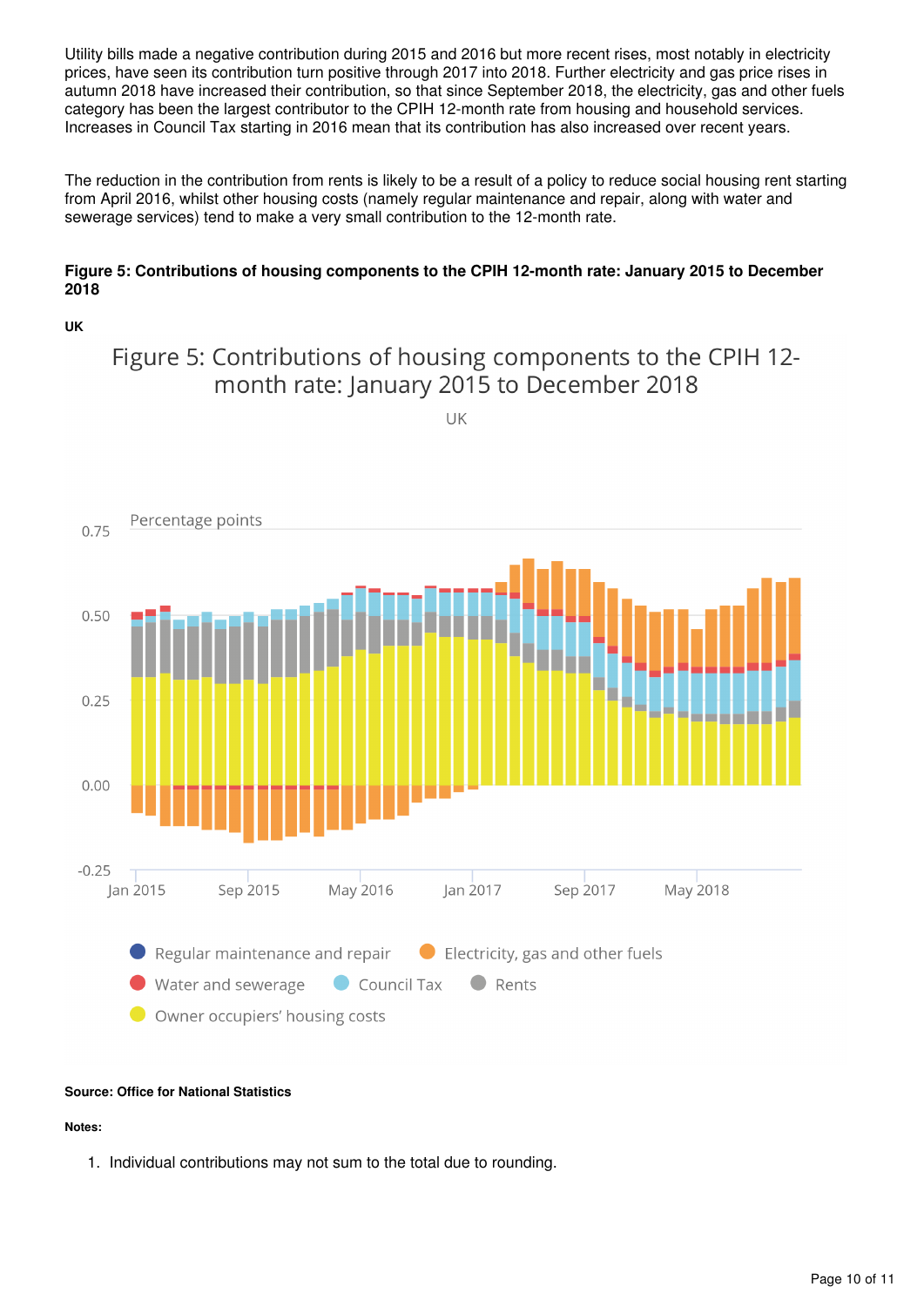Utility bills made a negative contribution during 2015 and 2016 but more recent rises, most notably in electricity prices, have seen its contribution turn positive through 2017 into 2018. Further electricity and gas price rises in autumn 2018 have increased their contribution, so that since September 2018, the electricity, gas and other fuels category has been the largest contributor to the CPIH 12-month rate from housing and household services. Increases in Council Tax starting in 2016 mean that its contribution has also increased over recent years.

The reduction in the contribution from rents is likely to be a result of a policy to reduce social housing rent starting from April 2016, whilst other housing costs (namely regular maintenance and repair, along with water and sewerage services) tend to make a very small contribution to the 12-month rate.

**Figure 5: Contributions of housing components to the CPIH 12-month rate: January 2015 to December 2018**

**UK**

**Source: Office for National Statistics**

**Notes:**

1. Individual contributions may not sum to the total due to rounding.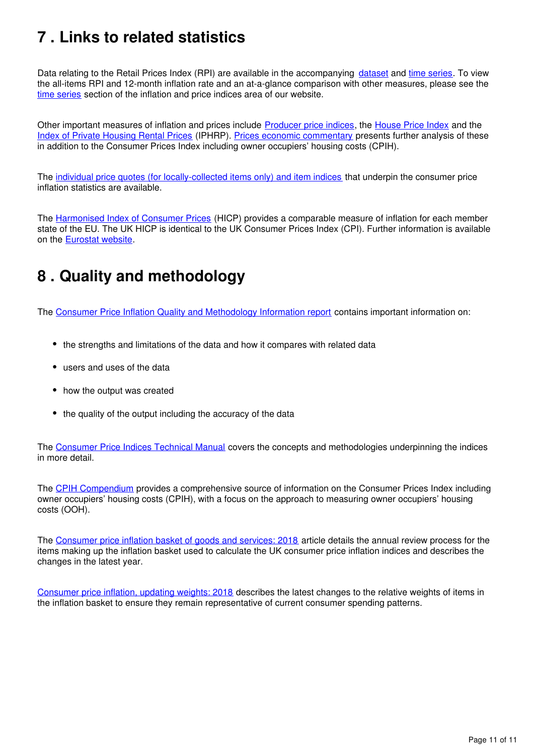## 7 . Links to related statistics

Data relating to the Retail Prices Index (RPI) are available in the accompanying dataset and time series. To view the all-items RPI and 12-month inflation rate and an at-a-glance comparison with other measures, please see the time series section of the inflation and price indices area of our website.

Other important measures of inflation and prices include Producer price indices, the House Price Index and the Index of Private Housing Rental Prices (IPHRP). Prices economic commentary presents further analysis of these in addition to the Consumer Prices Index including owner occupiers' housing costs (CPIH).

The individual price quotes (for locally-collected items only) and item indices that underpin the consumer price inflation statistics are available.

The Harmonised Index of Consumer Prices (HICP) provides a comparable measure of inflation for each member state of the EU. The UK HICP is identical to the UK Consumer Prices Index (CPI). Further information is available on the Eurostat website.

## 8 . Quality and methodology

The Consumer Price Inflation Quality and Methodology Information report contains important information on:

- the strengths and limitations of the data and how it compares with related data
- users and uses of the data
- how the output was created
- the quality of the output including the accuracy of the data

The Consumer Price Indices Technical Manual covers the concepts and methodologies underpinning the indices in more detail.

The CPIH Compendium provides a comprehensive source of information on the Consumer Prices Index including owner occupiers' housing costs (CPIH), with a focus on the approach to measuring owner occupiers' housing costs (OOH).

The Consumer price inflation basket of goods and services: 2018 article details the annual review process for the items making up the inflation basket used to calculate the UK consumer price inflation indices and describes the changes in the latest year.

Consumer price inflation, updating weights: 2018 describes the latest changes to the relative weights of items in the inflation basket to ensure they remain representative of current consumer spending patterns.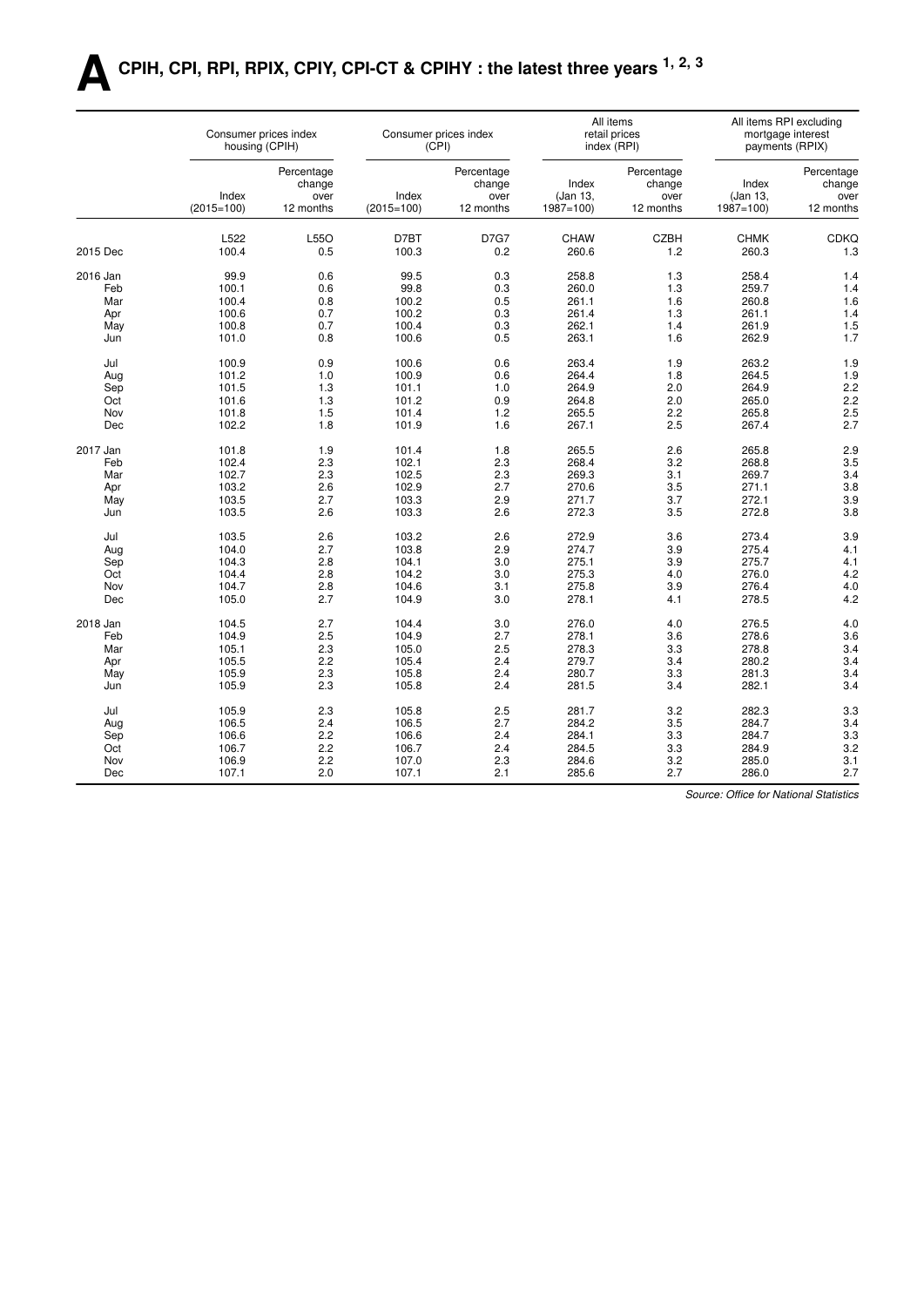# A CPIH, CPI, RPI, RPIX, CPIY, CPI-CT & CPIHY : the latest three years [1, 2, 3]

| | Consumer prices index housing (CPIH) | | Consumer prices index (CPI) | | All items retail prices index (RPI) | | All items RPI excluding mortgage interest payments (RPIX) | |
|---|---|---|---|---|---|---|---|---|
| | Index (2015=100) | Percentage change over 12 months | Index (2015=100) | Percentage change over 12 months | Index (Jan 13, 1987=100) | Percentage change over 12 months | Index (Jan 13, 1987=100) | Percentage change over 12 months |
| | L522 | L55O | D7BT | D7G7 | CHAW | CZBH | CHMK | CDKQ |
| 2015 Dec | 100.4 | 0.5 | 100.3 | 0.2 | 260.6 | 1.2 | 260.3 | 1.3 |
| 2016 Jan | 99.9 | 0.6 | 99.5 | 0.3 | 258.8 | 1.3 | 258.4 | 1.4 |
| Feb | 100.1 | 0.6 | 99.8 | 0.3 | 260.0 | 1.3 | 259.7 | 1.4 |
| Mar | 100.4 | 0.8 | 100.2 | 0.5 | 261.1 | 1.6 | 260.8 | 1.6 |
| Apr | 100.6 | 0.7 | 100.2 | 0.3 | 261.4 | 1.3 | 261.1 | 1.4 |
| May | 100.8 | 0.7 | 100.4 | 0.3 | 262.1 | 1.4 | 261.9 | 1.5 |
| Jun | 101.0 | 0.8 | 100.6 | 0.5 | 263.1 | 1.6 | 262.9 | 1.7 |
| Jul | 100.9 | 0.9 | 100.6 | 0.6 | 263.4 | 1.9 | 263.2 | 1.9 |
| Aug | 101.2 | 1.0 | 100.9 | 0.6 | 264.4 | 1.8 | 264.5 | 1.9 |
| Sep | 101.5 | 1.3 | 101.1 | 1.0 | 264.9 | 2.0 | 264.9 | 2.2 |
| Oct | 101.6 | 1.3 | 101.2 | 0.9 | 264.8 | 2.0 | 265.0 | 2.2 |
| Nov | 101.8 | 1.5 | 101.4 | 1.2 | 265.5 | 2.2 | 265.8 | 2.5 |
| Dec | 102.2 | 1.8 | 101.9 | 1.6 | 267.1 | 2.5 | 267.4 | 2.7 |
| 2017 Jan | 101.8 | 1.9 | 101.4 | 1.8 | 265.5 | 2.6 | 265.8 | 2.9 |
| Feb | 102.4 | 2.3 | 102.1 | 2.3 | 268.4 | 3.2 | 268.8 | 3.5 |
| Mar | 102.7 | 2.3 | 102.5 | 2.3 | 269.3 | 3.1 | 269.7 | 3.4 |
| Apr | 103.2 | 2.6 | 102.9 | 2.7 | 270.6 | 3.5 | 271.1 | 3.8 |
| May | 103.5 | 2.7 | 103.3 | 2.9 | 271.7 | 3.7 | 272.1 | 3.9 |
| Jun | 103.5 | 2.6 | 103.3 | 2.6 | 272.3 | 3.5 | 272.8 | 3.8 |
| Jul | 103.5 | 2.6 | 103.2 | 2.6 | 272.9 | 3.6 | 273.4 | 3.9 |
| Aug | 104.0 | 2.7 | 103.8 | 2.9 | 274.7 | 3.9 | 275.4 | 4.1 |
| Sep | 104.3 | 2.8 | 104.1 | 3.0 | 275.1 | 3.9 | 275.7 | 4.1 |
| Oct | 104.4 | 2.8 | 104.2 | 3.0 | 275.3 | 4.0 | 276.0 | 4.2 |
| Nov | 104.7 | 2.8 | 104.6 | 3.1 | 275.8 | 3.9 | 276.4 | 4.0 |
| Dec | 105.0 | 2.7 | 104.9 | 3.0 | 278.1 | 4.1 | 278.5 | 4.2 |
| 2018 Jan | 104.5 | 2.7 | 104.4 | 3.0 | 276.0 | 4.0 | 276.5 | 4.0 |
| Feb | 104.9 | 2.5 | 104.9 | 2.7 | 278.1 | 3.6 | 278.6 | 3.6 |
| Mar | 105.1 | 2.3 | 105.0 | 2.5 | 278.3 | 3.3 | 278.8 | 3.4 |
| Apr | 105.5 | 2.2 | 105.4 | 2.4 | 279.7 | 3.4 | 280.2 | 3.4 |
| May | 105.9 | 2.3 | 105.8 | 2.4 | 280.7 | 3.3 | 281.3 | 3.4 |
| Jun | 105.9 | 2.3 | 105.8 | 2.4 | 281.5 | 3.4 | 282.1 | 3.4 |
| Jul | 105.9 | 2.3 | 105.8 | 2.5 | 281.7 | 3.2 | 282.3 | 3.3 |
| Aug | 106.5 | 2.4 | 106.5 | 2.7 | 284.2 | 3.5 | 284.7 | 3.4 |
| Sep | 106.6 | 2.2 | 106.6 | 2.4 | 284.1 | 3.3 | 284.7 | 3.3 |
| Oct | 106.7 | 2.2 | 106.7 | 2.4 | 284.5 | 3.3 | 284.9 | 3.2 |
| Nov | 106.9 | 2.2 | 107.0 | 2.3 | 284.6 | 3.2 | 285.0 | 3.1 |
| Dec | 107.1 | 2.0 | 107.1 | 2.1 | 285.6 | 2.7 | 286.0 | 2.7 |

*Source: Office for National Statistics*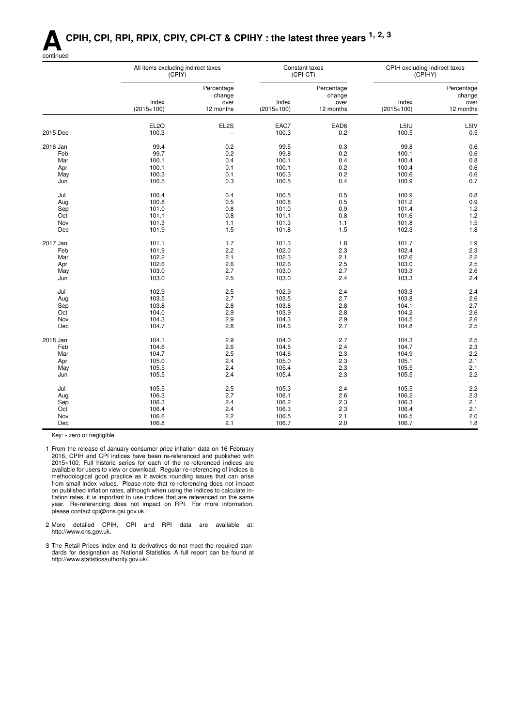# A CPIH, CPI, RPI, RPIX, CPIY, CPI-CT & CPIHY : the latest three years [1, 2, 3]

continued

| | All items excluding indirect taxes (CPIY) | | Constant taxes (CPI-CT) | | CPIH excluding indirect taxes (CPIHY) | |
|---|---|---|---|---|---|---|
| | Index (2015=100) | Percentage change over 12 months | Index (2015=100) | Percentage change over 12 months | Index (2015=100) | Percentage change over 12 months |
| | EL2Q | EL2S | EAC7 | EAD6 | L5IU | L5IV |
| 2015 Dec | 100.3 | – | 100.3 | 0.2 | 100.5 | 0.5 |
| 2016 Jan | 99.4 | 0.2 | 99.5 | 0.3 | 99.8 | 0.6 |
| Feb | 99.7 | 0.2 | 99.8 | 0.2 | 100.1 | 0.6 |
| Mar | 100.1 | 0.4 | 100.1 | 0.4 | 100.4 | 0.8 |
| Apr | 100.1 | 0.1 | 100.1 | 0.2 | 100.4 | 0.6 |
| May | 100.3 | 0.1 | 100.3 | 0.2 | 100.6 | 0.6 |
| Jun | 100.5 | 0.3 | 100.5 | 0.4 | 100.9 | 0.7 |
| Jul | 100.4 | 0.4 | 100.5 | 0.5 | 100.9 | 0.8 |
| Aug | 100.8 | 0.5 | 100.8 | 0.5 | 101.2 | 0.9 |
| Sep | 101.0 | 0.8 | 101.0 | 0.9 | 101.4 | 1.2 |
| Oct | 101.1 | 0.8 | 101.1 | 0.8 | 101.6 | 1.2 |
| Nov | 101.3 | 1.1 | 101.3 | 1.1 | 101.8 | 1.5 |
| Dec | 101.9 | 1.5 | 101.8 | 1.5 | 102.3 | 1.8 |
| 2017 Jan | 101.1 | 1.7 | 101.3 | 1.8 | 101.7 | 1.9 |
| Feb | 101.9 | 2.2 | 102.0 | 2.3 | 102.4 | 2.3 |
| Mar | 102.2 | 2.1 | 102.3 | 2.1 | 102.6 | 2.2 |
| Apr | 102.6 | 2.6 | 102.6 | 2.5 | 103.0 | 2.5 |
| May | 103.0 | 2.7 | 103.0 | 2.7 | 103.3 | 2.6 |
| Jun | 103.0 | 2.5 | 103.0 | 2.4 | 103.3 | 2.4 |
| Jul | 102.9 | 2.5 | 102.9 | 2.4 | 103.3 | 2.4 |
| Aug | 103.5 | 2.7 | 103.5 | 2.7 | 103.8 | 2.6 |
| Sep | 103.8 | 2.8 | 103.8 | 2.8 | 104.1 | 2.7 |
| Oct | 104.0 | 2.9 | 103.9 | 2.8 | 104.2 | 2.6 |
| Nov | 104.3 | 2.9 | 104.3 | 2.9 | 104.5 | 2.6 |
| Dec | 104.7 | 2.8 | 104.6 | 2.7 | 104.8 | 2.5 |
| 2018 Jan | 104.1 | 2.9 | 104.0 | 2.7 | 104.3 | 2.5 |
| Feb | 104.6 | 2.6 | 104.5 | 2.4 | 104.7 | 2.3 |
| Mar | 104.7 | 2.5 | 104.6 | 2.3 | 104.9 | 2.2 |
| Apr | 105.0 | 2.4 | 105.0 | 2.3 | 105.1 | 2.1 |
| May | 105.5 | 2.4 | 105.4 | 2.3 | 105.5 | 2.1 |
| Jun | 105.5 | 2.4 | 105.4 | 2.3 | 105.5 | 2.2 |
| Jul | 105.5 | 2.5 | 105.3 | 2.4 | 105.5 | 2.2 |
| Aug | 106.3 | 2.7 | 106.1 | 2.6 | 106.2 | 2.3 |
| Sep | 106.3 | 2.4 | 106.2 | 2.3 | 106.3 | 2.1 |
| Oct | 106.4 | 2.4 | 106.3 | 2.3 | 106.4 | 2.1 |
| Nov | 106.6 | 2.2 | 106.5 | 2.1 | 106.5 | 2.0 |
| Dec | 106.8 | 2.1 | 106.7 | 2.0 | 106.7 | 1.8 |

Key: - zero or negligible

1 From the release of January consumer price inflation data on 16 February 2016, CPIH and CPI indices have been re-referenced and published with 2015=100. Full historic series for each of the re-referenced indices are available for users to view or download. Regular re-referencing of indices is methodological good practice as it avoids rounding issues that can arise from small index values. Please note that re-referencing does not impact on published inflation rates, although when using the indices to calculate inflation rates, it is important to use indices that are referenced on the same year. Re-referencing does not impact on RPI. For more information, please contact cpi@ons.gsi.gov.uk.

2 More detailed CPIH, CPI and RPI data are available at: http://www.ons.gov.uk.

3 The Retail Prices Index and its derivatives do not meet the required standards for designation as National Statistics. A full report can be found at http://www.statisticsauthority.gov.uk/.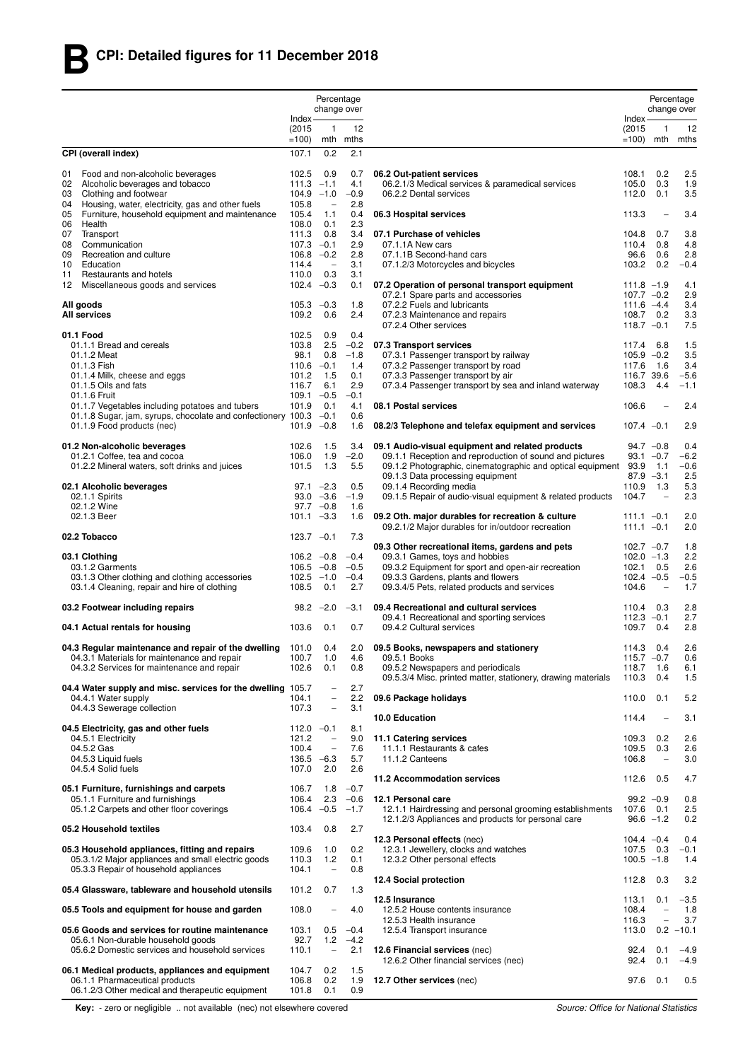# B CPI: Detailed figures for 11 December 2018

| | Index (2015 =100) | Percentage change over 1 mth | Percentage change over 12 mths |
|---|---|---|---|
| **CPI (overall index)** | 107.1 | 0.2 | 2.1 |
| 01 Food and non-alcoholic beverages | 102.5 | 0.9 | 0.7 |
| 02 Alcoholic beverages and tobacco | 111.3 | −1.1 | 4.1 |
| 03 Clothing and footwear | 104.9 | −1.0 | −0.9 |
| 04 Housing, water, electricity, gas and other fuels | 105.8 | – | 2.8 |
| 05 Furniture, household equipment and maintenance | 105.4 | 1.1 | 0.4 |
| 06 Health | 108.0 | 0.1 | 2.3 |
| 07 Transport | 111.3 | 0.8 | 3.4 |
| 08 Communication | 107.3 | −0.1 | 2.9 |
| 09 Recreation and culture | 106.8 | −0.2 | 2.8 |
| 10 Education | 114.4 | – | 3.1 |
| 11 Restaurants and hotels | 110.0 | 0.3 | 3.1 |
| 12 Miscellaneous goods and services | 102.4 | −0.3 | 0.1 |
| **All goods** | 105.3 | −0.3 | 1.8 |
| **All services** | 109.2 | 0.6 | 2.4 |
| **01.1 Food** | 102.5 | 0.9 | 0.4 |
| 01.1.1 Bread and cereals | 103.8 | 2.5 | −0.2 |
| 01.1.2 Meat | 98.1 | 0.8 | −1.8 |
| 01.1.3 Fish | 110.6 | −0.1 | 1.4 |
| 01.1.4 Milk, cheese and eggs | 101.2 | 1.5 | 0.1 |
| 01.1.5 Oils and fats | 116.7 | 6.1 | 2.9 |
| 01.1.6 Fruit | 109.1 | −0.5 | −0.1 |
| 01.1.7 Vegetables including potatoes and tubers | 101.9 | 0.1 | 4.1 |
| 01.1.8 Sugar, jam, syrups, chocolate and confectionery | 100.3 | −0.1 | 0.6 |
| 01.1.9 Food products (nec) | 101.9 | −0.8 | 1.6 |
| **01.2 Non-alcoholic beverages** | 102.6 | 1.5 | 3.4 |
| 01.2.1 Coffee, tea and cocoa | 106.0 | 1.9 | −2.0 |
| 01.2.2 Mineral waters, soft drinks and juices | 101.5 | 1.3 | 5.5 |
| **02.1 Alcoholic beverages** | 97.1 | −2.3 | 0.5 |
| 02.1.1 Spirits | 93.0 | −3.6 | −1.9 |
| 02.1.2 Wine | 97.7 | −0.8 | 1.6 |
| 02.1.3 Beer | 101.1 | −3.3 | 1.6 |
| **02.2 Tobacco** | 123.7 | −0.1 | 7.3 |
| **03.1 Clothing** | 106.2 | −0.8 | −0.4 |
| 03.1.2 Garments | 106.5 | −0.8 | −0.5 |
| 03.1.3 Other clothing and clothing accessories | 102.5 | −1.0 | −0.4 |
| 03.1.4 Cleaning, repair and hire of clothing | 108.5 | 0.1 | 2.7 |
| **03.2 Footwear including repairs** | 98.2 | −2.0 | −3.1 |
| **04.1 Actual rentals for housing** | 103.6 | 0.1 | 0.7 |
| **04.3 Regular maintenance and repair of the dwelling** | 101.0 | 0.4 | 2.0 |
| 04.3.1 Materials for maintenance and repair | 100.7 | 1.0 | 4.6 |
| 04.3.2 Services for maintenance and repair | 102.6 | 0.1 | 0.8 |
| **04.4 Water supply and misc. services for the dwelling** | 105.7 | – | 2.7 |
| 04.4.1 Water supply | 104.1 | – | 2.2 |
| 04.4.3 Sewerage collection | 107.3 | – | 3.1 |
| **04.5 Electricity, gas and other fuels** | 112.0 | −0.1 | 8.1 |
| 04.5.1 Electricity | 121.2 | – | 9.0 |
| 04.5.2 Gas | 100.4 | – | 7.6 |
| 04.5.3 Liquid fuels | 136.5 | −6.3 | 5.7 |
| 04.5.4 Solid fuels | 107.0 | 2.0 | 2.6 |
| **05.1 Furniture, furnishings and carpets** | 106.7 | 1.8 | −0.7 |
| 05.1.1 Furniture and furnishings | 106.4 | 2.3 | −0.6 |
| 05.1.2 Carpets and other floor coverings | 106.4 | −0.5 | −1.7 |
| **05.2 Household textiles** | 103.4 | 0.8 | 2.7 |
| **05.3 Household appliances, fitting and repairs** | 109.6 | 1.0 | 0.2 |
| 05.3.1/2 Major appliances and small electric goods | 110.3 | 1.2 | 0.1 |
| 05.3.3 Repair of household appliances | 104.1 | – | 0.8 |
| **05.4 Glassware, tableware and household utensils** | 101.2 | 0.7 | 1.3 |
| **05.5 Tools and equipment for house and garden** | 108.0 | – | 4.0 |
| **05.6 Goods and services for routine maintenance** | 103.1 | 0.5 | −0.4 |
| 05.6.1 Non-durable household goods | 92.7 | 1.2 | −4.2 |
| 05.6.2 Domestic services and household services | 110.1 | – | 2.1 |
| **06.1 Medical products, appliances and equipment** | 104.7 | 0.2 | 1.5 |
| 06.1.1 Pharmaceutical products | 106.8 | 0.2 | 1.9 |
| 06.1.2/3 Other medical and therapeutic equipment | 101.8 | 0.1 | 0.9 |
| **06.2 Out-patient services** | 108.1 | 0.2 | 2.5 |
| 06.2.1/3 Medical services & paramedical services | 105.0 | 0.3 | 1.9 |
| 06.2.2 Dental services | 112.0 | 0.1 | 3.5 |
| **06.3 Hospital services** | 113.3 | – | 3.4 |
| **07.1 Purchase of vehicles** | 104.8 | 0.7 | 3.8 |
| 07.1.1A New cars | 110.4 | 0.8 | 4.8 |
| 07.1.1B Second-hand cars | 96.6 | 0.6 | 2.8 |
| 07.1.2/3 Motorcycles and bicycles | 103.2 | 0.2 | −0.4 |
| **07.2 Operation of personal transport equipment** | 111.8 | −1.9 | 4.1 |
| 07.2.1 Spare parts and accessories | 107.7 | −0.2 | 2.9 |
| 07.2.2 Fuels and lubricants | 111.6 | −4.4 | 3.4 |
| 07.2.3 Maintenance and repairs | 108.7 | 0.2 | 3.3 |
| 07.2.4 Other services | 118.7 | −0.1 | 7.5 |
| **07.3 Transport services** | 117.4 | 6.8 | 1.5 |
| 07.3.1 Passenger transport by railway | 105.9 | −0.2 | 3.5 |
| 07.3.2 Passenger transport by road | 117.6 | 1.6 | 3.4 |
| 07.3.3 Passenger transport by air | 116.7 | 39.6 | −5.6 |
| 07.3.4 Passenger transport by sea and inland waterway | 108.3 | 4.4 | −1.1 |
| **08.1 Postal services** | 106.6 | – | 2.4 |
| **08.2/3 Telephone and telefax equipment and services** | 107.4 | −0.1 | 2.9 |
| **09.1 Audio-visual equipment and related products** | 94.7 | −0.8 | 0.4 |
| 09.1.1 Reception and reproduction of sound and pictures | 93.1 | −0.7 | −6.2 |
| 09.1.2 Photographic, cinematographic and optical equipment | 93.9 | 1.1 | −0.6 |
| 09.1.3 Data processing equipment | 87.9 | −3.1 | 2.5 |
| 09.1.4 Recording media | 110.9 | 1.3 | 5.3 |
| 09.1.5 Repair of audio-visual equipment & related products | 104.7 | – | 2.3 |
| **09.2 Oth. major durables for recreation & culture** | 111.1 | −0.1 | 2.0 |
| 09.2.1/2 Major durables for in/outdoor recreation | 111.1 | −0.1 | 2.0 |
| **09.3 Other recreational items, gardens and pets** | 102.7 | −0.7 | 1.8 |
| 09.3.1 Games, toys and hobbies | 102.0 | −1.3 | 2.2 |
| 09.3.2 Equipment for sport and open-air recreation | 102.1 | 0.5 | 2.6 |
| 09.3.3 Gardens, plants and flowers | 102.4 | −0.5 | −0.5 |
| 09.3.4/5 Pets, related products and services | 104.6 | – | 1.7 |
| **09.4 Recreational and cultural services** | 110.4 | 0.3 | 2.8 |
| 09.4.1 Recreational and sporting services | 112.3 | −0.1 | 2.7 |
| 09.4.2 Cultural services | 109.7 | 0.4 | 2.8 |
| **09.5 Books, newspapers and stationery** | 114.3 | 0.4 | 2.6 |
| 09.5.1 Books | 115.7 | −0.7 | 0.6 |
| 09.5.2 Newspapers and periodicals | 118.7 | 1.6 | 6.1 |
| 09.5.3/4 Misc. printed matter, stationery, drawing materials | 110.3 | 0.4 | 1.5 |
| **09.6 Package holidays** | 110.0 | 0.1 | 5.2 |
| **10.0 Education** | 114.4 | – | 3.1 |
| **11.1 Catering services** | 109.3 | 0.2 | 2.6 |
| 11.1.1 Restaurants & cafes | 109.5 | 0.3 | 2.6 |
| 11.1.2 Canteens | 106.8 | – | 3.0 |
| **11.2 Accommodation services** | 112.6 | 0.5 | 4.7 |
| **12.1 Personal care** | 99.2 | −0.9 | 0.8 |
| 12.1.1 Hairdressing and personal grooming establishments | 107.6 | 0.1 | 2.5 |
| 12.1.2/3 Appliances and products for personal care | 96.6 | −1.2 | 0.2 |
| **12.3 Personal effects** (nec) | 104.4 | −0.4 | 0.4 |
| 12.3.1 Jewellery, clocks and watches | 107.5 | 0.3 | −0.1 |
| 12.3.2 Other personal effects | 100.5 | −1.8 | 1.4 |
| **12.4 Social protection** | 112.8 | 0.3 | 3.2 |
| **12.5 Insurance** | 113.1 | 0.1 | −3.5 |
| 12.5.2 House contents insurance | 108.4 | – | 1.8 |
| 12.5.3 Health insurance | 116.3 | – | 3.7 |
| 12.5.4 Transport insurance | 113.0 | 0.2 | −10.1 |
| **12.6 Financial services** (nec) | 92.4 | 0.1 | −4.9 |
| 12.6.2 Other financial services (nec) | 92.4 | 0.1 | −4.9 |
| **12.7 Other services** (nec) | 97.6 | 0.1 | 0.5 |

**Key:** - zero or negligible .. not available (nec) not elsewhere covered

*Source: Office for National Statistics*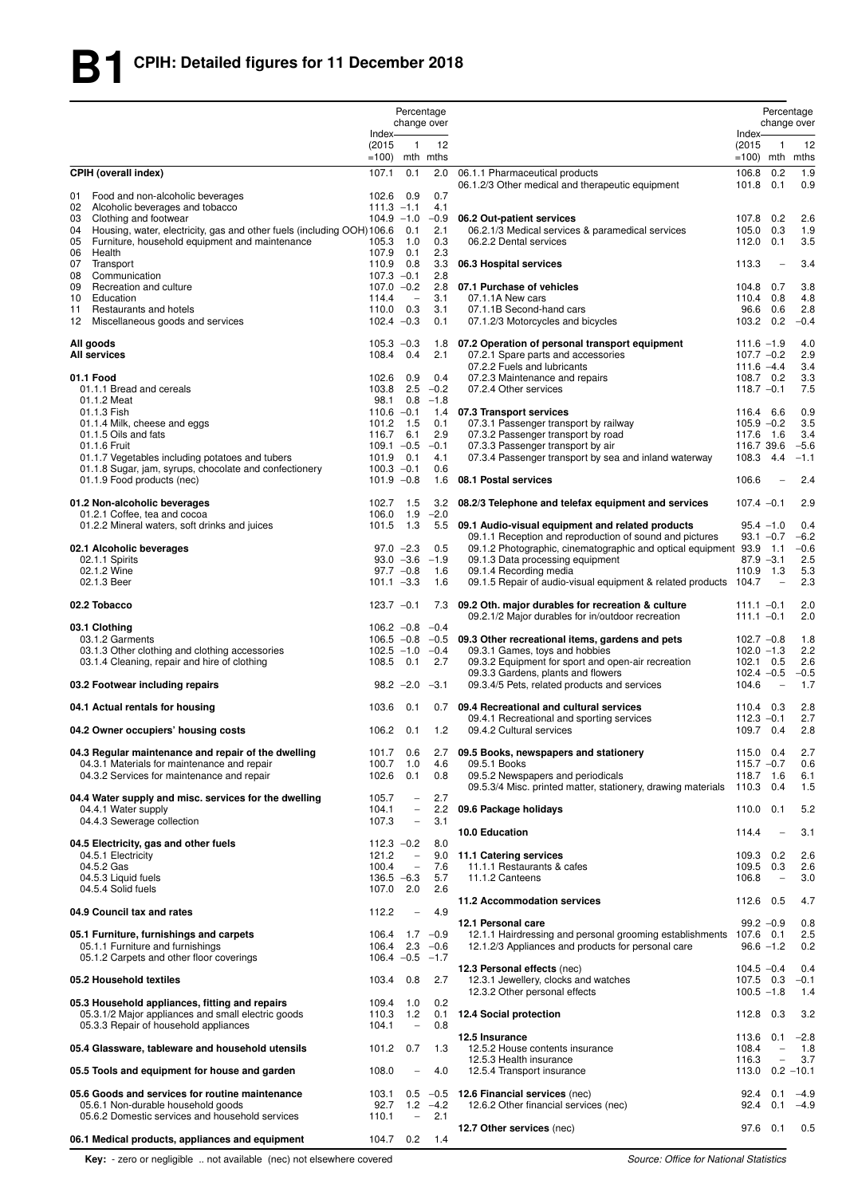# B1 CPIH: Detailed figures for 11 December 2018

| | Index (2015 =100) | Percentage change over 1 mth | Percentage change over 12 mths |
|---|---|---|---|
| **CPIH (overall index)** | 107.1 | 0.1 | 2.0 |
| 01 Food and non-alcoholic beverages | 102.6 | 0.9 | 0.7 |
| 02 Alcoholic beverages and tobacco | 111.3 | −1.1 | 4.1 |
| 03 Clothing and footwear | 104.9 | −1.0 | −0.9 |
| 04 Housing, water, electricity, gas and other fuels (including OOH) | 106.6 | 0.1 | 2.1 |
| 05 Furniture, household equipment and maintenance | 105.3 | 1.0 | 0.3 |
| 06 Health | 107.9 | 0.1 | 2.3 |
| 07 Transport | 110.9 | 0.8 | 3.3 |
| 08 Communication | 107.3 | −0.1 | 2.8 |
| 09 Recreation and culture | 107.0 | −0.2 | 2.8 |
| 10 Education | 114.4 | – | 3.1 |
| 11 Restaurants and hotels | 110.0 | 0.3 | 3.1 |
| 12 Miscellaneous goods and services | 102.4 | −0.3 | 0.1 |
| **All goods** | 105.3 | −0.3 | 1.8 |
| **All services** | 108.4 | 0.4 | 2.1 |
| **01.1 Food** | 102.6 | 0.9 | 0.4 |
| 01.1.1 Bread and cereals | 103.8 | 2.5 | −0.2 |
| 01.1.2 Meat | 98.1 | 0.8 | −1.8 |
| 01.1.3 Fish | 110.6 | −0.1 | 1.4 |
| 01.1.4 Milk, cheese and eggs | 101.2 | 1.5 | 0.1 |
| 01.1.5 Oils and fats | 116.7 | 6.1 | 2.9 |
| 01.1.6 Fruit | 109.1 | −0.5 | −0.1 |
| 01.1.7 Vegetables including potatoes and tubers | 101.9 | 0.1 | 4.1 |
| 01.1.8 Sugar, jam, syrups, chocolate and confectionery | 100.3 | −0.1 | 0.6 |
| 01.1.9 Food products (nec) | 101.9 | −0.8 | 1.6 |
| **01.2 Non-alcoholic beverages** | 102.7 | 1.5 | 3.2 |
| 01.2.1 Coffee, tea and cocoa | 106.0 | 1.9 | −2.0 |
| 01.2.2 Mineral waters, soft drinks and juices | 101.5 | 1.3 | 5.5 |
| **02.1 Alcoholic beverages** | 97.0 | −2.3 | 0.5 |
| 02.1.1 Spirits | 93.0 | −3.6 | −1.9 |
| 02.1.2 Wine | 97.7 | −0.8 | 1.6 |
| 02.1.3 Beer | 101.1 | −3.3 | 1.6 |
| **02.2 Tobacco** | 123.7 | −0.1 | 7.3 |
| **03.1 Clothing** | 106.2 | −0.8 | −0.4 |
| 03.1.2 Garments | 106.5 | −0.8 | −0.5 |
| 03.1.3 Other clothing and clothing accessories | 102.5 | −1.0 | −0.4 |
| 03.1.4 Cleaning, repair and hire of clothing | 108.5 | 0.1 | 2.7 |
| **03.2 Footwear including repairs** | 98.2 | −2.0 | −3.1 |
| **04.1 Actual rentals for housing** | 103.6 | 0.1 | 0.7 |
| **04.2 Owner occupiers' housing costs** | 106.2 | 0.1 | 1.2 |
| **04.3 Regular maintenance and repair of the dwelling** | 101.7 | 0.6 | 2.7 |
| 04.3.1 Materials for maintenance and repair | 100.7 | 1.0 | 4.6 |
| 04.3.2 Services for maintenance and repair | 102.6 | 0.1 | 0.8 |
| **04.4 Water supply and misc. services for the dwelling** | 105.7 | – | 2.7 |
| 04.4.1 Water supply | 104.1 | – | 2.2 |
| 04.4.3 Sewerage collection | 107.3 | – | 3.1 |
| **04.5 Electricity, gas and other fuels** | 112.3 | −0.2 | 8.0 |
| 04.5.1 Electricity | 121.2 | – | 9.0 |
| 04.5.2 Gas | 100.4 | – | 7.6 |
| 04.5.3 Liquid fuels | 136.5 | −6.3 | 5.7 |
| 04.5.4 Solid fuels | 107.0 | 2.0 | 2.6 |
| **04.9 Council tax and rates** | 112.2 | – | 4.9 |
| **05.1 Furniture, furnishings and carpets** | 106.4 | 1.7 | −0.9 |
| 05.1.1 Furniture and furnishings | 106.4 | 2.3 | −0.6 |
| 05.1.2 Carpets and other floor coverings | 106.4 | −0.5 | −1.7 |
| **05.2 Household textiles** | 103.4 | 0.8 | 2.7 |
| **05.3 Household appliances, fitting and repairs** | 109.4 | 1.0 | 0.2 |
| 05.3.1/2 Major appliances and small electric goods | 110.3 | 1.2 | 0.1 |
| 05.3.3 Repair of household appliances | 104.1 | – | 0.8 |
| **05.4 Glassware, tableware and household utensils** | 101.2 | 0.7 | 1.3 |
| **05.5 Tools and equipment for house and garden** | 108.0 | – | 4.0 |
| **05.6 Goods and services for routine maintenance** | 103.1 | 0.5 | −0.5 |
| 05.6.1 Non-durable household goods | 92.7 | 1.2 | −4.2 |
| 05.6.2 Domestic services and household services | 110.1 | – | 2.1 |
| **06.1 Medical products, appliances and equipment** | 104.7 | 0.2 | 1.4 |
| 06.1.1 Pharmaceutical products | 106.8 | 0.2 | 1.9 |
| 06.1.2/3 Other medical and therapeutic equipment | 101.8 | 0.1 | 0.9 |
| **06.2 Out-patient services** | 107.8 | 0.2 | 2.6 |
| 06.2.1/3 Medical services & paramedical services | 105.0 | 0.3 | 1.9 |
| 06.2.2 Dental services | 112.0 | 0.1 | 3.5 |
| **06.3 Hospital services** | 113.3 | – | 3.4 |
| **07.1 Purchase of vehicles** | 104.8 | 0.7 | 3.8 |
| 07.1.1A New cars | 110.4 | 0.8 | 4.8 |
| 07.1.1B Second-hand cars | 96.6 | 0.6 | 2.8 |
| 07.1.2/3 Motorcycles and bicycles | 103.2 | 0.2 | −0.4 |
| **07.2 Operation of personal transport equipment** | 111.6 | −1.9 | 4.0 |
| 07.2.1 Spare parts and accessories | 107.7 | −0.2 | 2.9 |
| 07.2.2 Fuels and lubricants | 111.6 | −4.4 | 3.4 |
| 07.2.3 Maintenance and repairs | 108.7 | 0.2 | 3.3 |
| 07.2.4 Other services | 118.7 | −0.1 | 7.5 |
| **07.3 Transport services** | 116.4 | 6.6 | 0.9 |
| 07.3.1 Passenger transport by railway | 105.9 | −0.2 | 3.5 |
| 07.3.2 Passenger transport by road | 117.6 | 1.6 | 3.4 |
| 07.3.3 Passenger transport by air | 116.7 | 39.6 | −5.6 |
| 07.3.4 Passenger transport by sea and inland waterway | 108.3 | 4.4 | −1.1 |
| **08.1 Postal services** | 106.6 | – | 2.4 |
| **08.2/3 Telephone and telefax equipment and services** | 107.4 | −0.1 | 2.9 |
| **09.1 Audio-visual equipment and related products** | 95.4 | −1.0 | 0.4 |
| 09.1.1 Reception and reproduction of sound and pictures | 93.1 | −0.7 | −6.2 |
| 09.1.2 Photographic, cinematographic and optical equipment | 93.9 | 1.1 | −0.6 |
| 09.1.3 Data processing equipment | 87.9 | −3.1 | 2.5 |
| 09.1.4 Recording media | 110.9 | 1.3 | 5.3 |
| 09.1.5 Repair of audio-visual equipment & related products | 104.7 | – | 2.3 |
| **09.2 Oth. major durables for recreation & culture** | 111.1 | −0.1 | 2.0 |
| 09.2.1/2 Major durables for in/outdoor recreation | 111.1 | −0.1 | 2.0 |
| **09.3 Other recreational items, gardens and pets** | 102.7 | −0.8 | 1.8 |
| 09.3.1 Games, toys and hobbies | 102.0 | −1.3 | 2.2 |
| 09.3.2 Equipment for sport and open-air recreation | 102.1 | 0.5 | 2.6 |
| 09.3.3 Gardens, plants and flowers | 102.4 | −0.5 | −0.5 |
| 09.3.4/5 Pets, related products and services | 104.6 | – | 1.7 |
| **09.4 Recreational and cultural services** | 110.4 | 0.3 | 2.8 |
| 09.4.1 Recreational and sporting services | 112.3 | −0.1 | 2.7 |
| 09.4.2 Cultural services | 109.7 | 0.4 | 2.8 |
| **09.5 Books, newspapers and stationery** | 115.0 | 0.4 | 2.7 |
| 09.5.1 Books | 115.7 | −0.7 | 0.6 |
| 09.5.2 Newspapers and periodicals | 118.7 | 1.6 | 6.1 |
| 09.5.3/4 Misc. printed matter, stationery, drawing materials | 110.3 | 0.4 | 1.5 |
| **09.6 Package holidays** | 110.0 | 0.1 | 5.2 |
| **10.0 Education** | 114.4 | – | 3.1 |
| **11.1 Catering services** | 109.3 | 0.2 | 2.6 |
| 11.1.1 Restaurants & cafes | 109.5 | 0.3 | 2.6 |
| 11.1.2 Canteens | 106.8 | – | 3.0 |
| **11.2 Accommodation services** | 112.6 | 0.5 | 4.7 |
| **12.1 Personal care** | 99.2 | −0.9 | 0.8 |
| 12.1.1 Hairdressing and personal grooming establishments | 107.6 | 0.1 | 2.5 |
| 12.1.2/3 Appliances and products for personal care | 96.6 | −1.2 | 0.2 |
| **12.3 Personal effects** (nec) | 104.5 | −0.4 | 0.4 |
| 12.3.1 Jewellery, clocks and watches | 107.5 | 0.3 | −0.1 |
| 12.3.2 Other personal effects | 100.5 | −1.8 | 1.4 |
| **12.4 Social protection** | 112.8 | 0.3 | 3.2 |
| **12.5 Insurance** | 113.6 | 0.1 | −2.8 |
| 12.5.2 House contents insurance | 108.4 | – | 1.8 |
| 12.5.3 Health insurance | 116.3 | – | 3.7 |
| 12.5.4 Transport insurance | 113.0 | 0.2 | −10.1 |
| **12.6 Financial services** (nec) | 92.4 | 0.1 | −4.9 |
| 12.6.2 Other financial services (nec) | 92.4 | 0.1 | −4.9 |
| **12.7 Other services** (nec) | 97.6 | 0.1 | 0.5 |

**Key:** - zero or negligible .. not available (nec) not elsewhere covered

*Source: Office for National Statistics*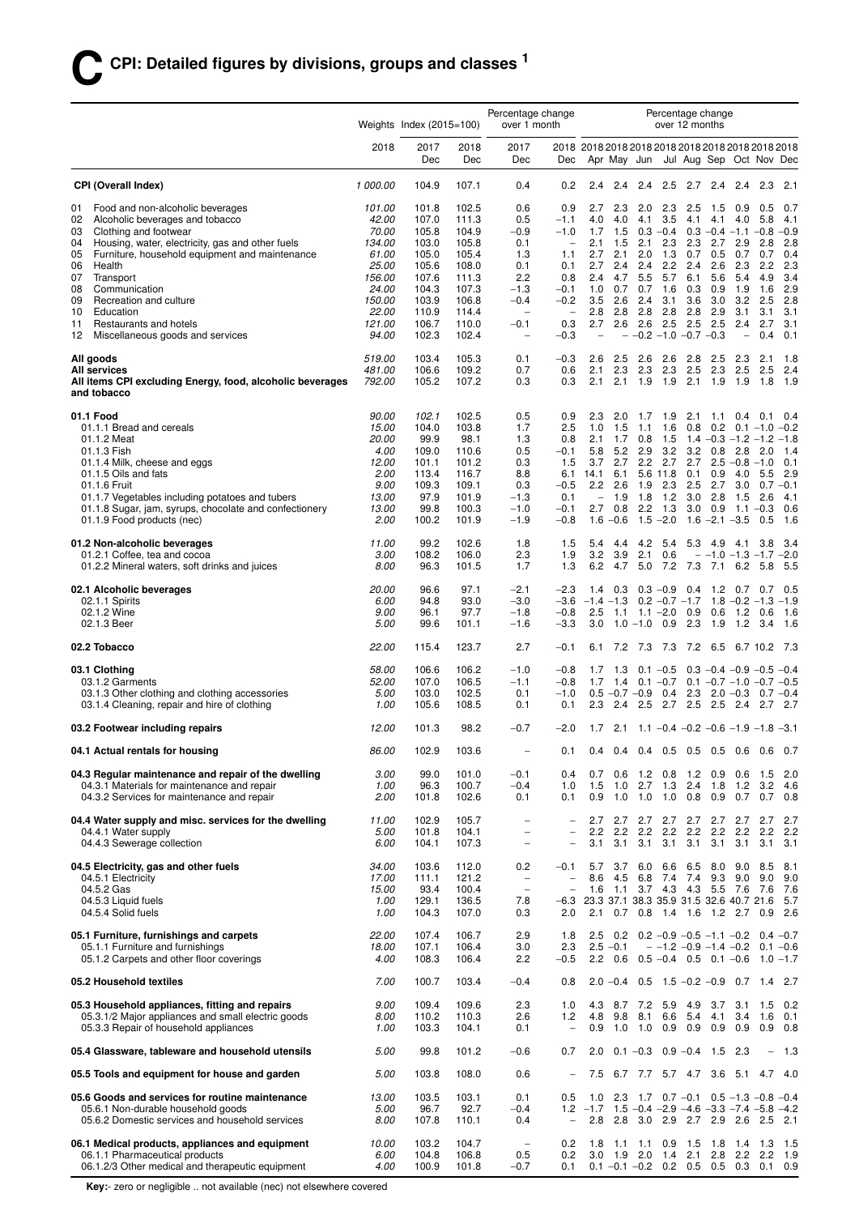# C CPI: Detailed figures by divisions, groups and classes [1]

| | Weights | Index (2015=100) | | Percentage change over 1 month | | Percentage change over 12 months | | | | | | | | |
|---|---|---|---|---|---|---|---|---|---|---|---|---|---|---|
| | 2018 | 2017 Dec | 2018 Dec | 2017 Dec | 2018 Dec | 2018 Apr | 2018 May | 2018 Jun | 2018 Jul | 2018 Aug | 2018 Sep | 2018 Oct | 2018 Nov | 2018 Dec |
| **CPI (Overall Index)** | *1 000.00* | 104.9 | 107.1 | 0.4 | 0.2 | 2.4 | 2.4 | 2.4 | 2.5 | 2.7 | 2.4 | 2.4 | 2.3 | 2.1 |
| 01 Food and non-alcoholic beverages | *101.00* | 101.8 | 102.5 | 0.6 | 0.9 | 2.7 | 2.3 | 2.0 | 2.3 | 2.5 | 1.5 | 0.9 | 0.5 | 0.7 |
| 02 Alcoholic beverages and tobacco | *42.00* | 107.0 | 111.3 | 0.5 | −1.1 | 4.0 | 4.0 | 4.1 | 3.5 | 4.1 | 4.1 | 4.0 | 5.8 | 4.1 |
| 03 Clothing and footwear | *70.00* | 105.8 | 104.9 | −0.9 | −1.0 | 1.7 | 1.5 | 0.3 | −0.4 | 0.3 | −0.4 | −1.1 | −0.8 | −0.9 |
| 04 Housing, water, electricity, gas and other fuels | *134.00* | 103.0 | 105.8 | 0.1 | – | 2.1 | 1.5 | 2.1 | 2.3 | 2.3 | 2.7 | 2.9 | 2.8 | 2.8 |
| 05 Furniture, household equipment and maintenance | *61.00* | 105.0 | 105.4 | 1.3 | 1.1 | 2.7 | 2.1 | 2.0 | 1.3 | 0.7 | 0.5 | 0.7 | 0.7 | 0.4 |
| 06 Health | *25.00* | 105.6 | 108.0 | 0.1 | 0.1 | 2.7 | 2.4 | 2.4 | 2.2 | 2.4 | 2.6 | 2.3 | 2.2 | 2.3 |
| 07 Transport | *156.00* | 107.6 | 111.3 | 2.2 | 0.8 | 2.4 | 4.7 | 5.5 | 5.7 | 6.1 | 5.6 | 5.4 | 4.9 | 3.4 |
| 08 Communication | *24.00* | 104.3 | 107.3 | −1.3 | −0.1 | 1.0 | 0.7 | 0.7 | 1.6 | 0.3 | 0.9 | 1.9 | 1.6 | 2.9 |
| 09 Recreation and culture | *150.00* | 103.9 | 106.8 | −0.4 | −0.2 | 3.5 | 2.6 | 2.4 | 3.1 | 3.6 | 3.0 | 3.2 | 2.5 | 2.8 |
| 10 Education | *22.00* | 110.9 | 114.4 | – | – | 2.8 | 2.8 | 2.8 | 2.8 | 2.8 | 2.9 | 3.1 | 3.1 | 3.1 |
| 11 Restaurants and hotels | *121.00* | 106.7 | 110.0 | −0.1 | 0.3 | 2.7 | 2.6 | 2.6 | 2.5 | 2.5 | 2.5 | 2.4 | 2.7 | 3.1 |
| 12 Miscellaneous goods and services | *94.00* | 102.3 | 102.4 | – | −0.3 | – | – | −0.2 | −1.0 | −0.7 | −0.3 | – | 0.4 | 0.1 |
| **All goods** | *519.00* | 103.4 | 105.3 | 0.1 | −0.3 | 2.6 | 2.5 | 2.6 | 2.6 | 2.8 | 2.5 | 2.3 | 2.1 | 1.8 |
| **All services** | *481.00* | 106.6 | 109.2 | 0.7 | 0.6 | 2.1 | 2.3 | 2.3 | 2.3 | 2.5 | 2.3 | 2.5 | 2.5 | 2.4 |
| **All items CPI excluding Energy, food, alcoholic beverages and tobacco** | *792.00* | 105.2 | 107.2 | 0.3 | 0.3 | 2.1 | 2.1 | 1.9 | 1.9 | 2.1 | 1.9 | 1.9 | 1.8 | 1.9 |
| **01.1 Food** | *90.00* | *102.1* | 102.5 | 0.5 | 0.9 | 2.3 | 2.0 | 1.7 | 1.9 | 2.1 | 1.1 | 0.4 | 0.1 | 0.4 |
| 01.1.1 Bread and cereals | *15.00* | 104.0 | 103.8 | 1.7 | 2.5 | 1.0 | 1.5 | 1.1 | 1.6 | 0.8 | 0.2 | 0.1 | −1.0 | −0.2 |
| 01.1.2 Meat | *20.00* | 99.9 | 98.1 | 1.3 | 0.8 | 2.1 | 1.7 | 0.8 | 1.5 | 1.4 | −0.3 | −1.2 | −1.2 | −1.8 |
| 01.1.3 Fish | *4.00* | 109.0 | 110.6 | 0.5 | −0.1 | 5.8 | 5.2 | 2.9 | 3.2 | 3.2 | 0.8 | 2.8 | 2.0 | 1.4 |
| 01.1.4 Milk, cheese and eggs | *12.00* | 101.1 | 101.2 | 0.3 | 1.5 | 3.7 | 2.7 | 2.2 | 2.7 | 2.7 | 2.5 | −0.8 | −1.0 | 0.1 |
| 01.1.5 Oils and fats | *2.00* | 113.4 | 116.7 | 8.8 | 6.1 | 14.1 | 6.1 | 5.6 | 11.8 | 0.1 | 0.9 | 4.0 | 5.5 | 2.9 |
| 01.1.6 Fruit | *9.00* | 109.3 | 109.1 | 0.3 | −0.5 | 2.2 | 2.6 | 1.9 | 2.3 | 2.5 | 2.7 | 3.0 | 0.7 | −0.1 |
| 01.1.7 Vegetables including potatoes and tubers | *13.00* | 97.9 | 101.9 | −1.3 | 0.1 | – | 1.9 | 1.8 | 1.2 | 3.0 | 2.8 | 1.5 | 2.6 | 4.1 |
| 01.1.8 Sugar, jam, syrups, chocolate and confectionery | *13.00* | 99.8 | 100.3 | −1.0 | −0.1 | 2.7 | 0.8 | 2.2 | 1.3 | 3.0 | 0.9 | 1.1 | −0.3 | 0.6 |
| 01.1.9 Food products (nec) | *2.00* | 100.2 | 101.9 | −1.9 | −0.8 | 1.6 | −0.6 | 1.5 | −2.0 | 1.6 | −2.1 | −3.5 | 0.5 | 1.6 |
| **01.2 Non-alcoholic beverages** | *11.00* | 99.2 | 102.6 | 1.8 | 1.5 | 5.4 | 4.4 | 4.2 | 5.4 | 5.3 | 4.9 | 4.1 | 3.8 | 3.4 |
| 01.2.1 Coffee, tea and cocoa | *3.00* | 108.2 | 106.0 | 2.3 | 1.9 | 3.2 | 3.9 | 2.1 | 0.6 | – | −1.0 | −1.3 | −1.7 | −2.0 |
| 01.2.2 Mineral waters, soft drinks and juices | *8.00* | 96.3 | 101.5 | 1.7 | 1.3 | 6.2 | 4.7 | 5.0 | 7.2 | 7.3 | 7.1 | 6.2 | 5.8 | 5.5 |
| **02.1 Alcoholic beverages** | *20.00* | 96.6 | 97.1 | −2.1 | −2.3 | 1.4 | 0.3 | 0.3 | −0.9 | 0.4 | 1.2 | 0.7 | 0.7 | 0.5 |
| 02.1.1 Spirits | *6.00* | 94.8 | 93.0 | −3.0 | −3.6 | −1.4 | −1.3 | 0.2 | −0.7 | −1.7 | 1.8 | −0.2 | −1.3 | −1.9 |
| 02.1.2 Wine | *9.00* | 96.1 | 97.7 | −1.8 | −0.8 | 2.5 | 1.1 | 1.1 | −2.0 | 0.9 | 0.6 | 1.2 | 0.6 | 1.6 |
| 02.1.3 Beer | *5.00* | 99.6 | 101.1 | −1.6 | −3.3 | 3.0 | 1.0 | −1.0 | 0.9 | 2.3 | 1.9 | 1.2 | 3.4 | 1.6 |
| **02.2 Tobacco** | *22.00* | 115.4 | 123.7 | 2.7 | −0.1 | 6.1 | 7.2 | 7.3 | 7.3 | 7.2 | 6.5 | 6.7 | 10.2 | 7.3 |
| **03.1 Clothing** | *58.00* | 106.6 | 106.2 | −1.0 | −0.8 | 1.7 | 1.3 | 0.1 | −0.5 | 0.3 | −0.4 | −0.9 | −0.5 | −0.4 |
| 03.1.2 Garments | *52.00* | 107.0 | 106.5 | −1.1 | −0.8 | 1.7 | 1.4 | 0.1 | −0.7 | 0.1 | −0.7 | −1.0 | −0.7 | −0.5 |
| 03.1.3 Other clothing and clothing accessories | *5.00* | 103.0 | 102.5 | 0.1 | −1.0 | 0.5 | −0.7 | −0.9 | 0.4 | 2.3 | 2.0 | −0.3 | 0.7 | −0.4 |
| 03.1.4 Cleaning, repair and hire of clothing | *1.00* | 105.6 | 108.5 | 0.1 | 0.1 | 2.3 | 2.4 | 2.5 | 2.7 | 2.5 | 2.5 | 2.4 | 2.7 | 2.7 |
| **03.2 Footwear including repairs** | *12.00* | 101.3 | 98.2 | −0.7 | −2.0 | 1.7 | 2.1 | 1.1 | −0.4 | −0.2 | −0.6 | −1.9 | −1.8 | −3.1 |
| **04.1 Actual rentals for housing** | *86.00* | 102.9 | 103.6 | – | 0.1 | 0.4 | 0.4 | 0.4 | 0.5 | 0.5 | 0.5 | 0.6 | 0.6 | 0.7 |
| **04.3 Regular maintenance and repair of the dwelling** | *3.00* | 99.0 | 101.0 | −0.1 | 0.4 | 0.7 | 0.6 | 1.2 | 0.8 | 1.2 | 0.9 | 0.6 | 1.5 | 2.0 |
| 04.3.1 Materials for maintenance and repair | *1.00* | 96.3 | 100.7 | −0.4 | 1.0 | 1.5 | 1.0 | 2.7 | 1.3 | 2.4 | 1.8 | 1.2 | 3.2 | 4.6 |
| 04.3.2 Services for maintenance and repair | *2.00* | 101.8 | 102.6 | 0.1 | 0.1 | 0.9 | 1.0 | 1.0 | 1.0 | 0.8 | 0.9 | 0.7 | 0.7 | 0.8 |
| **04.4 Water supply and misc. services for the dwelling** | *11.00* | 102.9 | 105.7 | – | – | 2.7 | 2.7 | 2.7 | 2.7 | 2.7 | 2.7 | 2.7 | 2.7 | 2.7 |
| 04.4.1 Water supply | *5.00* | 101.8 | 104.1 | – | – | 2.2 | 2.2 | 2.2 | 2.2 | 2.2 | 2.2 | 2.2 | 2.2 | 2.2 |
| 04.4.3 Sewerage collection | *6.00* | 104.1 | 107.3 | – | – | 3.1 | 3.1 | 3.1 | 3.1 | 3.1 | 3.1 | 3.1 | 3.1 | 3.1 |
| **04.5 Electricity, gas and other fuels** | *34.00* | 103.6 | 112.0 | 0.2 | −0.1 | 5.7 | 3.7 | 6.0 | 6.6 | 6.5 | 8.0 | 9.0 | 8.5 | 8.1 |
| 04.5.1 Electricity | *17.00* | 111.1 | 121.2 | – | – | 8.6 | 4.5 | 6.8 | 7.4 | 7.4 | 9.3 | 9.0 | 9.0 | 9.0 |
| 04.5.2 Gas | *15.00* | 93.4 | 100.4 | – | – | 1.6 | 1.1 | 3.7 | 4.3 | 4.3 | 5.5 | 7.6 | 7.6 | 7.6 |
| 04.5.3 Liquid fuels | *1.00* | 129.1 | 136.5 | 7.8 | −6.3 | 23.3 | 37.1 | 38.3 | 35.9 | 31.5 | 32.6 | 40.7 | 21.6 | 5.7 |
| 04.5.4 Solid fuels | *1.00* | 104.3 | 107.0 | 0.3 | 2.0 | 2.1 | 0.7 | 0.8 | 1.4 | 1.6 | 1.2 | 2.7 | 0.9 | 2.6 |
| **05.1 Furniture, furnishings and carpets** | *22.00* | 107.4 | 106.7 | 2.9 | 1.8 | 2.5 | 0.2 | 0.2 | −0.9 | −0.5 | −1.1 | −0.2 | 0.4 | −0.7 |
| 05.1.1 Furniture and furnishings | *18.00* | 107.1 | 106.4 | 3.0 | 2.3 | 2.5 | −0.1 | – | −1.2 | −0.9 | −1.4 | −0.2 | 0.1 | −0.6 |
| 05.1.2 Carpets and other floor coverings | *4.00* | 108.3 | 106.4 | 2.2 | −0.5 | 2.2 | 0.6 | 0.5 | −0.4 | 0.5 | 0.1 | −0.6 | 1.0 | −1.7 |
| **05.2 Household textiles** | *7.00* | 100.7 | 103.4 | −0.4 | 0.8 | 2.0 | −0.4 | 0.5 | 1.5 | −0.2 | −0.9 | 0.7 | 1.4 | 2.7 |
| **05.3 Household appliances, fitting and repairs** | *9.00* | 109.4 | 109.6 | 2.3 | 1.0 | 4.3 | 8.7 | 7.2 | 5.9 | 4.9 | 3.7 | 3.1 | 1.5 | 0.2 |
| 05.3.1/2 Major appliances and small electric goods | *8.00* | 110.2 | 110.3 | 2.6 | 1.2 | 4.8 | 9.8 | 8.1 | 6.6 | 5.4 | 4.1 | 3.4 | 1.6 | 0.1 |
| 05.3.3 Repair of household appliances | *1.00* | 103.3 | 104.1 | 0.1 | – | 0.9 | 1.0 | 1.0 | 0.9 | 0.9 | 0.9 | 0.9 | 0.9 | 0.8 |
| **05.4 Glassware, tableware and household utensils** | *5.00* | 99.8 | 101.2 | −0.6 | 0.7 | 2.0 | 0.1 | −0.3 | 0.9 | −0.4 | 1.5 | 2.3 | – | 1.3 |
| **05.5 Tools and equipment for house and garden** | *5.00* | 103.8 | 108.0 | 0.6 | – | 7.5 | 6.7 | 7.7 | 5.7 | 4.7 | 3.6 | 5.1 | 4.7 | 4.0 |
| **05.6 Goods and services for routine maintenance** | *13.00* | 103.5 | 103.1 | 0.1 | 0.5 | 1.0 | 2.3 | 1.7 | 0.7 | −0.1 | 0.5 | −1.3 | −0.8 | −0.4 |
| 05.6.1 Non-durable household goods | *5.00* | 96.7 | 92.7 | −0.4 | 1.2 | −1.7 | 1.5 | −0.4 | −2.9 | −4.6 | −3.3 | −7.4 | −5.8 | −4.2 |
| 05.6.2 Domestic services and household services | *8.00* | 107.8 | 110.1 | 0.4 | – | 2.8 | 2.8 | 3.0 | 2.9 | 2.7 | 2.9 | 2.6 | 2.5 | 2.1 |
| **06.1 Medical products, appliances and equipment** | *10.00* | 103.2 | 104.7 | – | 0.2 | 1.8 | 1.1 | 1.1 | 0.9 | 1.5 | 1.8 | 1.4 | 1.3 | 1.5 |
| 06.1.1 Pharmaceutical products | *6.00* | 104.8 | 106.8 | 0.5 | 0.2 | 3.0 | 1.9 | 2.0 | 1.4 | 2.1 | 2.8 | 2.2 | 2.2 | 1.9 |
| 06.1.2/3 Other medical and therapeutic equipment | *4.00* | 100.9 | 101.8 | −0.7 | 0.1 | 0.1 | −0.1 | −0.2 | 0.2 | 0.5 | 0.5 | 0.3 | 0.1 | 0.9 |

**Key:**- zero or negligible .. not available (nec) not elsewhere covered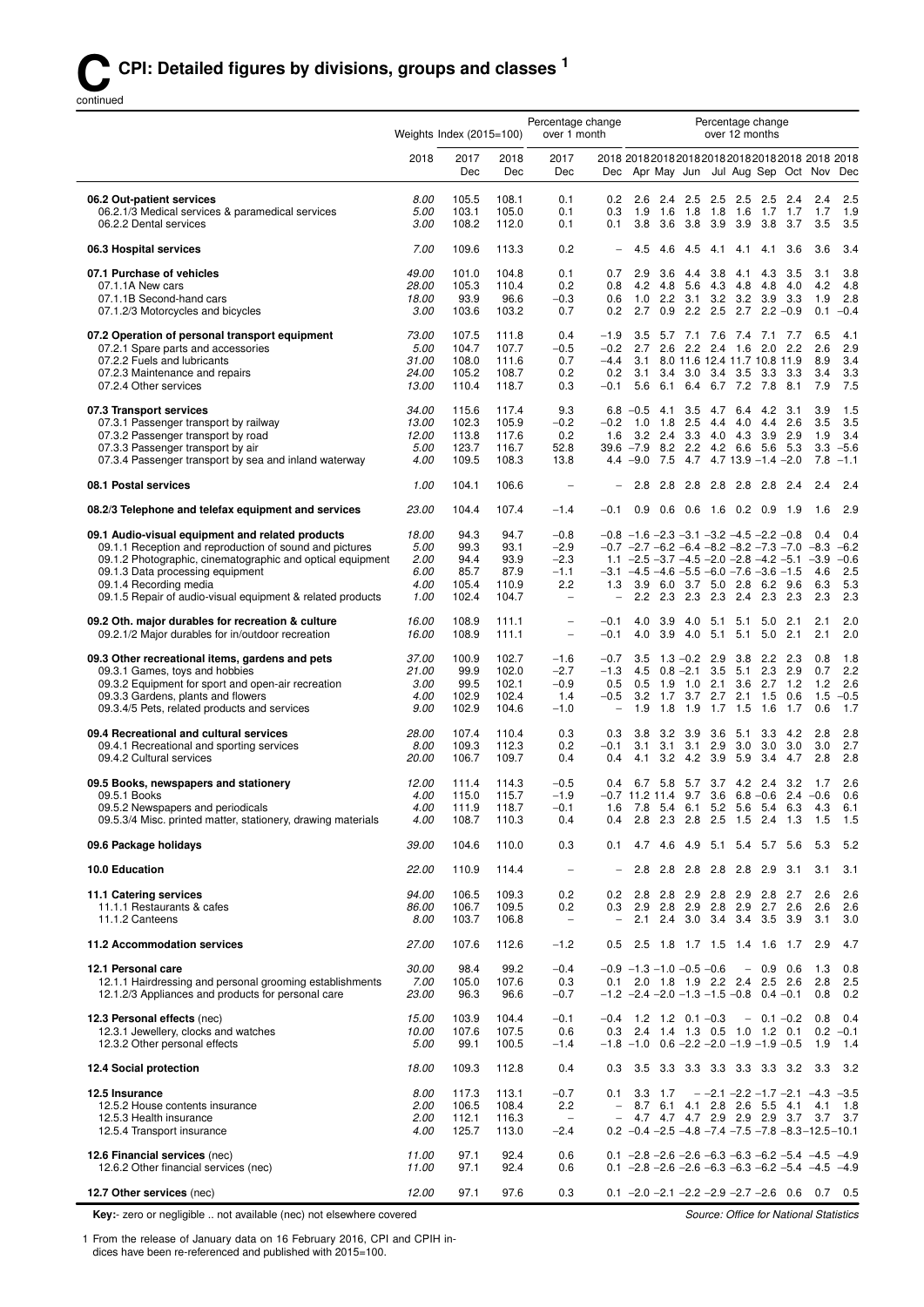# C CPI: Detailed figures by divisions, groups and classes [1]

continued

| | Weights | Index (2015=100) | | Percentage change over 1 month | Percentage change over 12 months | | | | | | | | | | |
|---|---|---|---|---|---|---|---|---|---|---|---|---|---|---|---|
| | 2018 | 2017 Dec | 2018 Dec | 2017 Dec | 2018 Dec | 2018 Apr | 2018 May | 2018 Jun | 2018 Jul | 2018 Aug | 2018 Sep | 2018 Oct | 2018 Nov | 2018 Dec | |
| **06.2 Out-patient services** | 8.00 | 105.5 | 108.1 | 0.1 | 0.2 | 2.6 | 2.4 | 2.5 | 2.5 | 2.5 | 2.5 | 2.4 | 2.4 | 2.5 | |
| 06.2.1/3 Medical services & paramedical services | 5.00 | 103.1 | 105.0 | 0.1 | 0.3 | 1.9 | 1.6 | 1.8 | 1.8 | 1.6 | 1.7 | 1.7 | 1.7 | 1.9 | |
| 06.2.2 Dental services | 3.00 | 108.2 | 112.0 | 0.1 | 0.1 | 3.8 | 3.6 | 3.8 | 3.9 | 3.9 | 3.8 | 3.7 | 3.5 | 3.5 | |
| **06.3 Hospital services** | 7.00 | 109.6 | 113.3 | 0.2 | – | 4.5 | 4.6 | 4.5 | 4.1 | 4.1 | 4.1 | 3.6 | 3.6 | 3.4 | |
| **07.1 Purchase of vehicles** | 49.00 | 101.0 | 104.8 | 0.1 | 0.7 | 2.9 | 3.6 | 4.4 | 3.8 | 4.1 | 4.3 | 3.5 | 3.1 | 3.8 | |
| 07.1.1A New cars | 28.00 | 105.3 | 110.4 | 0.2 | 0.8 | 4.2 | 4.8 | 5.6 | 4.3 | 4.8 | 4.8 | 4.0 | 4.2 | 4.8 | |
| 07.1.1B Second-hand cars | 18.00 | 93.9 | 96.6 | –0.3 | 0.6 | 1.0 | 2.2 | 3.1 | 3.2 | 3.2 | 3.9 | 3.3 | 1.9 | 2.8 | |
| 07.1.2/3 Motorcycles and bicycles | 3.00 | 103.6 | 103.2 | 0.7 | 0.2 | 2.7 | 0.9 | 2.2 | 2.5 | 2.7 | 2.2 | –0.9 | 0.1 | –0.4 | |
| **07.2 Operation of personal transport equipment** | 73.00 | 107.5 | 111.8 | 0.4 | –1.9 | 3.5 | 5.7 | 7.1 | 7.6 | 7.4 | 7.1 | 7.7 | 6.5 | 4.1 | |
| 07.2.1 Spare parts and accessories | 5.00 | 104.7 | 107.7 | –0.5 | –0.2 | 2.7 | 2.6 | 2.2 | 2.4 | 1.6 | 2.0 | 2.2 | 2.6 | 2.9 | |
| 07.2.2 Fuels and lubricants | 31.00 | 108.0 | 111.6 | 0.7 | –4.4 | 3.1 | 8.0 | 11.6 | 12.4 | 11.7 | 10.8 | 11.9 | 8.9 | 3.4 | |
| 07.2.3 Maintenance and repairs | 24.00 | 105.2 | 108.7 | 0.2 | 0.2 | 3.1 | 3.4 | 3.0 | 3.4 | 3.5 | 3.3 | 3.3 | 3.4 | 3.3 | |
| 07.2.4 Other services | 13.00 | 110.4 | 118.7 | 0.3 | –0.1 | 5.6 | 6.1 | 6.4 | 6.7 | 7.2 | 7.8 | 8.1 | 7.9 | 7.5 | |
| **07.3 Transport services** | 34.00 | 115.6 | 117.4 | 9.3 | 6.8 | –0.5 | 4.1 | 3.5 | 4.7 | 6.4 | 4.2 | 3.1 | 3.9 | 1.5 | |
| 07.3.1 Passenger transport by railway | 13.00 | 102.3 | 105.9 | –0.2 | –0.2 | 1.0 | 1.8 | 2.5 | 4.4 | 4.0 | 4.4 | 2.6 | 3.5 | 3.5 | |
| 07.3.2 Passenger transport by road | 12.00 | 113.8 | 117.6 | 0.2 | 1.6 | 3.2 | 2.4 | 3.3 | 4.0 | 4.3 | 3.9 | 2.9 | 1.9 | 3.4 | |
| 07.3.3 Passenger transport by air | 5.00 | 123.7 | 116.7 | 52.8 | 39.6 | –7.9 | 8.2 | 2.2 | 4.2 | 6.6 | 5.6 | 5.3 | 3.3 | –5.6 | |
| 07.3.4 Passenger transport by sea and inland waterway | 4.00 | 109.5 | 108.3 | 13.8 | 4.4 | –9.0 | 7.5 | 4.7 | 4.7 | 13.9 | –1.4 | –2.0 | 7.8 | –1.1 | |
| **08.1 Postal services** | 1.00 | 104.1 | 106.6 | – | – | 2.8 | 2.8 | 2.8 | 2.8 | 2.8 | 2.8 | 2.4 | 2.4 | 2.4 | |
| **08.2/3 Telephone and telefax equipment and services** | 23.00 | 104.4 | 107.4 | –1.4 | –0.1 | 0.9 | 0.6 | 0.6 | 1.6 | 0.2 | 0.9 | 1.9 | 1.6 | 2.9 | |
| **09.1 Audio-visual equipment and related products** | 18.00 | 94.3 | 94.7 | –0.8 | –0.8 | –1.6 | –2.3 | –3.1 | –3.2 | –4.5 | –2.2 | –0.8 | 0.4 | 0.4 | |
| 09.1.1 Reception and reproduction of sound and pictures | 5.00 | 99.3 | 93.1 | –2.9 | –0.7 | –2.7 | –6.2 | –6.4 | –8.2 | –8.2 | –7.3 | –7.0 | –8.3 | –6.2 | |
| 09.1.2 Photographic, cinematographic and optical equipment | 2.00 | 94.4 | 93.9 | –2.3 | 1.1 | –2.5 | –3.7 | –4.5 | –2.0 | –2.8 | –4.2 | –5.1 | –3.9 | –0.6 | |
| 09.1.3 Data processing equipment | 6.00 | 85.7 | 87.9 | –1.1 | –3.1 | –4.5 | –4.6 | –5.5 | –6.0 | –7.6 | –3.6 | –1.5 | 4.6 | 2.5 | |
| 09.1.4 Recording media | 4.00 | 105.4 | 110.9 | 2.2 | 1.3 | 3.9 | 6.0 | 3.7 | 5.0 | 2.8 | 6.2 | 9.6 | 6.3 | 5.3 | |
| 09.1.5 Repair of audio-visual equipment & related products | 1.00 | 102.4 | 104.7 | – | – | 2.2 | 2.3 | 2.3 | 2.3 | 2.4 | 2.3 | 2.3 | 2.3 | 2.3 | |
| **09.2 Oth. major durables for recreation & culture** | 16.00 | 108.9 | 111.1 | – | –0.1 | 4.0 | 3.9 | 4.0 | 5.1 | 5.1 | 5.0 | 2.1 | 2.1 | 2.0 | |
| 09.2.1/2 Major durables for in/outdoor recreation | 16.00 | 108.9 | 111.1 | – | –0.1 | 4.0 | 3.9 | 4.0 | 5.1 | 5.1 | 5.0 | 2.1 | 2.1 | 2.0 | |
| **09.3 Other recreational items, gardens and pets** | 37.00 | 100.9 | 102.7 | –1.6 | –0.7 | 3.5 | 1.3 | –0.2 | 2.9 | 3.8 | 2.2 | 2.3 | 0.8 | 1.8 | |
| 09.3.1 Games, toys and hobbies | 21.00 | 99.9 | 102.0 | –2.7 | –1.3 | 4.5 | 0.8 | –2.1 | 3.5 | 5.1 | 2.3 | 2.9 | 0.7 | 2.2 | |
| 09.3.2 Equipment for sport and open-air recreation | 3.00 | 99.5 | 102.1 | –0.9 | 0.5 | 0.5 | 1.9 | 1.0 | 2.1 | 3.6 | 2.7 | 1.2 | 1.2 | 2.6 | |
| 09.3.3 Gardens, plants and flowers | 4.00 | 102.9 | 102.4 | 1.4 | –0.5 | 3.2 | 1.7 | 3.7 | 2.7 | 2.1 | 1.5 | 0.6 | 1.5 | –0.5 | |
| 09.3.4/5 Pets, related products and services | 9.00 | 102.9 | 104.6 | –1.0 | – | 1.9 | 1.8 | 1.9 | 1.7 | 1.5 | 1.6 | 1.7 | 0.6 | 1.7 | |
| **09.4 Recreational and cultural services** | 28.00 | 107.4 | 110.4 | 0.3 | 0.3 | 3.8 | 3.2 | 3.9 | 3.6 | 5.1 | 3.3 | 4.2 | 2.8 | 2.8 | |
| 09.4.1 Recreational and sporting services | 8.00 | 109.3 | 112.3 | 0.2 | –0.1 | 3.1 | 3.1 | 3.1 | 2.9 | 3.0 | 3.0 | 3.0 | 3.0 | 2.7 | |
| 09.4.2 Cultural services | 20.00 | 106.7 | 109.7 | 0.4 | 0.4 | 4.1 | 3.2 | 4.2 | 3.9 | 5.9 | 3.4 | 4.7 | 2.8 | 2.8 | |
| **09.5 Books, newspapers and stationery** | 12.00 | 111.4 | 114.3 | –0.5 | 0.4 | 6.7 | 5.8 | 5.7 | 3.7 | 4.2 | 2.4 | 3.2 | 1.7 | 2.6 | |
| 09.5.1 Books | 4.00 | 115.0 | 115.7 | –1.9 | –0.7 | 11.2 | 11.4 | 9.7 | 3.6 | 6.8 | –0.6 | 2.4 | –0.6 | 0.6 | |
| 09.5.2 Newspapers and periodicals | 4.00 | 111.9 | 118.7 | –0.1 | 1.6 | 7.8 | 5.4 | 6.1 | 5.2 | 5.6 | 5.4 | 6.3 | 4.3 | 6.1 | |
| 09.5.3/4 Misc. printed matter, stationery, drawing materials | 4.00 | 108.7 | 110.3 | 0.4 | 0.4 | 2.8 | 2.3 | 2.8 | 2.5 | 1.5 | 2.4 | 1.3 | 1.5 | 1.5 | |
| **09.6 Package holidays** | 39.00 | 104.6 | 110.0 | 0.3 | 0.1 | 4.7 | 4.6 | 4.9 | 5.1 | 5.4 | 5.7 | 5.6 | 5.3 | 5.2 | |
| **10.0 Education** | 22.00 | 110.9 | 114.4 | – | – | 2.8 | 2.8 | 2.8 | 2.8 | 2.8 | 2.9 | 3.1 | 3.1 | 3.1 | |
| **11.1 Catering services** | 94.00 | 106.5 | 109.3 | 0.2 | 0.2 | 2.8 | 2.8 | 2.9 | 2.8 | 2.9 | 2.8 | 2.7 | 2.6 | 2.6 | |
| 11.1.1 Restaurants & cafes | 86.00 | 106.7 | 109.5 | 0.2 | 0.3 | 2.9 | 2.8 | 2.9 | 2.8 | 2.9 | 2.7 | 2.6 | 2.6 | 2.6 | |
| 11.1.2 Canteens | 8.00 | 103.7 | 106.8 | – | – | 2.1 | 2.4 | 3.0 | 3.4 | 3.4 | 3.5 | 3.9 | 3.1 | 3.0 | |
| **11.2 Accommodation services** | 27.00 | 107.6 | 112.6 | –1.2 | 0.5 | 2.5 | 1.8 | 1.7 | 1.5 | 1.4 | 1.6 | 1.7 | 2.9 | 4.7 | |
| **12.1 Personal care** | 30.00 | 98.4 | 99.2 | –0.4 | –0.9 | –1.3 | –1.0 | –0.5 | –0.6 | – | 0.9 | 0.6 | 1.3 | 0.8 | |
| 12.1.1 Hairdressing and personal grooming establishments | 7.00 | 105.0 | 107.6 | 0.3 | 0.1 | 2.0 | 1.8 | 1.9 | 2.2 | 2.4 | 2.5 | 2.6 | 2.8 | 2.5 | |
| 12.1.2/3 Appliances and products for personal care | 23.00 | 96.3 | 96.6 | –0.7 | –1.2 | –2.4 | –2.0 | –1.3 | –1.5 | –0.8 | 0.4 | –0.1 | 0.8 | 0.2 | |
| **12.3 Personal effects** (nec) | 15.00 | 103.9 | 104.4 | –0.1 | –0.4 | 1.2 | 1.2 | 0.1 | –0.3 | – | 0.1 | –0.2 | 0.8 | 0.4 | |
| 12.3.1 Jewellery, clocks and watches | 10.00 | 107.6 | 107.5 | 0.6 | 0.3 | 2.4 | 1.4 | 1.3 | 0.5 | 1.0 | 1.2 | 0.1 | 0.2 | –0.1 | |
| 12.3.2 Other personal effects | 5.00 | 99.1 | 100.5 | –1.4 | –1.8 | –1.0 | 0.6 | –2.2 | –2.0 | –1.9 | –1.9 | –0.5 | 1.9 | 1.4 | |
| **12.4 Social protection** | 18.00 | 109.3 | 112.8 | 0.4 | 0.3 | 3.5 | 3.3 | 3.3 | 3.3 | 3.3 | 3.3 | 3.2 | 3.3 | 3.2 | |
| **12.5 Insurance** | 8.00 | 117.3 | 113.1 | –0.7 | 0.1 | 3.3 | 1.7 | – | –2.1 | –2.2 | –1.7 | –2.1 | –4.3 | –3.5 | |
| 12.5.2 House contents insurance | 2.00 | 106.5 | 108.4 | 2.2 | – | 8.7 | 6.1 | 4.1 | 2.8 | 2.6 | 5.5 | 4.1 | 4.1 | 1.8 | |
| 12.5.3 Health insurance | 2.00 | 112.1 | 116.3 | – | – | 4.7 | 4.7 | 4.7 | 2.9 | 2.9 | 2.9 | 3.7 | 3.7 | 3.7 | |
| 12.5.4 Transport insurance | 4.00 | 125.7 | 113.0 | –2.4 | 0.2 | –0.4 | –2.5 | –4.8 | –7.4 | –7.5 | –7.8 | –8.3 | –12.5 | –10.1 | |
| **12.6 Financial services** (nec) | 11.00 | 97.1 | 92.4 | 0.6 | 0.1 | –2.8 | –2.6 | –2.6 | –6.3 | –6.3 | –6.2 | –5.4 | –4.5 | –4.9 | |
| 12.6.2 Other financial services (nec) | 11.00 | 97.1 | 92.4 | 0.6 | 0.1 | –2.8 | –2.6 | –2.6 | –6.3 | –6.3 | –6.2 | –5.4 | –4.5 | –4.9 | |
| **12.7 Other services** (nec) | 12.00 | 97.1 | 97.6 | 0.3 | 0.1 | –2.0 | –2.1 | –2.2 | –2.9 | –2.7 | –2.6 | 0.6 | 0.7 | 0.5 | |

**Key:**- zero or negligible .. not available (nec) not elsewhere covered

*Source: Office for National Statistics*

1 From the release of January data on 16 February 2016, CPI and CPIH indices have been re-referenced and published with 2015=100.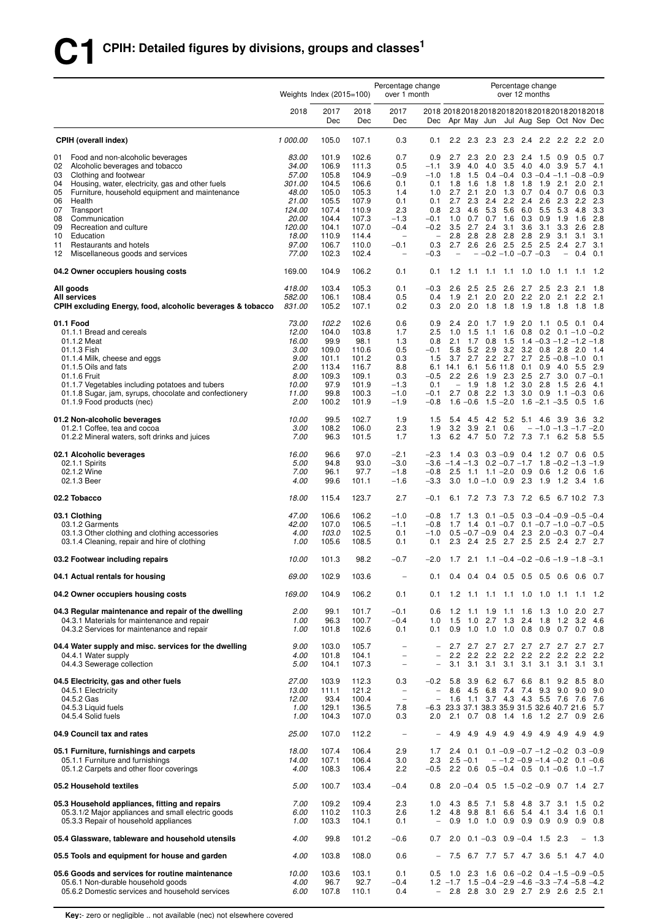# C1 CPIH: Detailed figures by divisions, groups and classes[1]

| | Weights | Index (2015=100) | | Percentage change over 1 month | | Percentage change over 12 months | | | | | | | | |
|---|---|---|---|---|---|---|---|---|---|---|---|---|---|---|
| | 2018 | 2017 Dec | 2018 Dec | 2017 Dec | 2018 Dec | 2018 Apr | 2018 May | 2018 Jun | 2018 Jul | 2018 Aug | 2018 Sep | 2018 Oct | 2018 Nov | 2018 Dec |
| **CPIH (overall index)** | 1 000.00 | 105.0 | 107.1 | 0.3 | 0.1 | 2.2 | 2.3 | 2.3 | 2.3 | 2.4 | 2.2 | 2.2 | 2.2 | 2.0 |
| 01 Food and non-alcoholic beverages | 83.00 | 101.9 | 102.6 | 0.7 | 0.9 | 2.7 | 2.3 | 2.0 | 2.3 | 2.4 | 1.5 | 0.9 | 0.5 | 0.7 |
| 02 Alcoholic beverages and tobacco | 34.00 | 106.9 | 111.3 | 0.5 | −1.1 | 3.9 | 4.0 | 4.0 | 3.5 | 4.0 | 4.0 | 3.9 | 5.7 | 4.1 |
| 03 Clothing and footwear | 57.00 | 105.8 | 104.9 | −0.9 | −1.0 | 1.8 | 1.5 | 0.4 | −0.4 | 0.3 | −0.4 | −1.1 | −0.8 | −0.9 |
| 04 Housing, water, electricity, gas and other fuels | 301.00 | 104.5 | 106.6 | 0.1 | 0.1 | 1.8 | 1.6 | 1.8 | 1.8 | 1.8 | 1.9 | 2.1 | 2.0 | 2.1 |
| 05 Furniture, household equipment and maintenance | 48.00 | 105.0 | 105.3 | 1.4 | 1.0 | 2.7 | 2.1 | 2.0 | 1.3 | 0.7 | 0.4 | 0.7 | 0.6 | 0.3 |
| 06 Health | 21.00 | 105.5 | 107.9 | 0.1 | 0.1 | 2.7 | 2.3 | 2.4 | 2.2 | 2.4 | 2.6 | 2.3 | 2.2 | 2.3 |
| 07 Transport | 124.00 | 107.4 | 110.9 | 2.3 | 0.8 | 2.3 | 4.6 | 5.3 | 5.6 | 6.0 | 5.5 | 5.3 | 4.8 | 3.3 |
| 08 Communication | 20.00 | 104.4 | 107.3 | −1.3 | −0.1 | 1.0 | 0.7 | 0.7 | 1.6 | 0.3 | 0.9 | 1.9 | 1.6 | 2.8 |
| 09 Recreation and culture | 120.00 | 104.1 | 107.0 | −0.4 | −0.2 | 3.5 | 2.7 | 2.4 | 3.1 | 3.6 | 3.1 | 3.3 | 2.6 | 2.8 |
| 10 Education | 18.00 | 110.9 | 114.4 | – | – | 2.8 | 2.8 | 2.8 | 2.8 | 2.8 | 2.9 | 3.1 | 3.1 | 3.1 |
| 11 Restaurants and hotels | 97.00 | 106.7 | 110.0 | −0.1 | 0.3 | 2.7 | 2.6 | 2.6 | 2.5 | 2.5 | 2.5 | 2.4 | 2.7 | 3.1 |
| 12 Miscellaneous goods and services | 77.00 | 102.3 | 102.4 | – | −0.3 | – | – | −0.2 | −1.0 | −0.7 | −0.3 | – | 0.4 | 0.1 |
| **04.2 Owner occupiers housing costs** | 169.00 | 104.9 | 106.2 | 0.1 | 0.1 | 1.2 | 1.1 | 1.1 | 1.1 | 1.0 | 1.0 | 1.1 | 1.1 | 1.2 |
| **All goods** | 418.00 | 103.4 | 105.3 | 0.1 | −0.3 | 2.6 | 2.5 | 2.5 | 2.6 | 2.7 | 2.5 | 2.3 | 2.1 | 1.8 |
| **All services** | 582.00 | 106.1 | 108.4 | 0.5 | 0.4 | 1.9 | 2.1 | 2.0 | 2.0 | 2.2 | 2.0 | 2.1 | 2.2 | 2.1 |
| **CPIH excluding Energy, food, alcoholic beverages & tobacco** | 831.00 | 105.2 | 107.1 | 0.2 | 0.3 | 2.0 | 2.0 | 1.8 | 1.8 | 1.9 | 1.8 | 1.8 | 1.8 | 1.8 |
| **01.1 Food** | 73.00 | 102.2 | 102.6 | 0.6 | 0.9 | 2.4 | 2.0 | 1.7 | 1.9 | 2.0 | 1.1 | 0.5 | 0.1 | 0.4 |
| 01.1.1 Bread and cereals | 12.00 | 104.0 | 103.8 | 1.7 | 2.5 | 1.0 | 1.5 | 1.1 | 1.6 | 0.8 | 0.2 | 0.1 | −1.0 | −0.2 |
| 01.1.2 Meat | 16.00 | 99.9 | 98.1 | 1.3 | 0.8 | 2.1 | 1.7 | 0.8 | 1.5 | 1.4 | −0.3 | −1.2 | −1.2 | −1.8 |
| 01.1.3 Fish | 3.00 | 109.0 | 110.6 | 0.5 | −0.1 | 5.8 | 5.2 | 2.9 | 3.2 | 3.2 | 0.8 | 2.8 | 2.0 | 1.4 |
| 01.1.4 Milk, cheese and eggs | 9.00 | 101.1 | 101.2 | 0.3 | 1.5 | 3.7 | 2.7 | 2.2 | 2.7 | 2.7 | 2.5 | −0.8 | −1.0 | 0.1 |
| 01.1.5 Oils and fats | 2.00 | 113.4 | 116.7 | 8.8 | 6.1 | 14.1 | 6.1 | 5.6 | 11.8 | 0.1 | 0.9 | 4.0 | 5.5 | 2.9 |
| 01.1.6 Fruit | 8.00 | 109.3 | 109.1 | 0.3 | −0.5 | 2.2 | 2.6 | 1.9 | 2.3 | 2.5 | 2.7 | 3.0 | 0.7 | −0.1 |
| 01.1.7 Vegetables including potatoes and tubers | 10.00 | 97.9 | 101.9 | −1.3 | 0.1 | – | 1.9 | 1.8 | 1.2 | 3.0 | 2.8 | 1.5 | 2.6 | 4.1 |
| 01.1.8 Sugar, jam, syrups, chocolate and confectionery | 11.00 | 99.8 | 100.3 | −1.0 | −0.1 | 2.7 | 0.8 | 2.2 | 1.3 | 3.0 | 0.9 | 1.1 | −0.3 | 0.6 |
| 01.1.9 Food products (nec) | 2.00 | 100.2 | 101.9 | −1.9 | −0.8 | 1.6 | −0.6 | 1.5 | −2.0 | 1.6 | −2.1 | −3.5 | 0.5 | 1.6 |
| **01.2 Non-alcoholic beverages** | 10.00 | 99.5 | 102.7 | 1.9 | 1.5 | 5.4 | 4.5 | 4.2 | 5.2 | 5.1 | 4.6 | 3.9 | 3.6 | 3.2 |
| 01.2.1 Coffee, tea and cocoa | 3.00 | 108.2 | 106.0 | 2.3 | 1.9 | 3.2 | 3.9 | 2.1 | 0.6 | – | −1.0 | −1.3 | −1.7 | −2.0 |
| 01.2.2 Mineral waters, soft drinks and juices | 7.00 | 96.3 | 101.5 | 1.7 | 1.3 | 6.2 | 4.7 | 5.0 | 7.2 | 7.3 | 7.1 | 6.2 | 5.8 | 5.5 |
| **02.1 Alcoholic beverages** | 16.00 | 96.6 | 97.0 | −2.1 | −2.3 | 1.4 | 0.3 | 0.3 | −0.9 | 0.4 | 1.2 | 0.7 | 0.6 | 0.5 |
| 02.1.1 Spirits | 5.00 | 94.8 | 93.0 | −3.0 | −3.6 | −1.4 | −1.3 | 0.2 | −0.7 | −1.7 | 1.8 | −0.2 | −1.3 | −1.9 |
| 02.1.2 Wine | 7.00 | 96.1 | 97.7 | −1.8 | −0.8 | 2.5 | 1.1 | 1.1 | −2.0 | 0.9 | 0.6 | 1.2 | 0.6 | 1.6 |
| 02.1.3 Beer | 4.00 | 99.6 | 101.1 | −1.6 | −3.3 | 3.0 | 1.0 | −1.0 | 0.9 | 2.3 | 1.9 | 1.2 | 3.4 | 1.6 |
| **02.2 Tobacco** | 18.00 | 115.4 | 123.7 | 2.7 | −0.1 | 6.1 | 7.2 | 7.3 | 7.3 | 7.2 | 6.5 | 6.7 | 10.2 | 7.3 |
| **03.1 Clothing** | 47.00 | 106.6 | 106.2 | −1.0 | −0.8 | 1.7 | 1.3 | 0.1 | −0.5 | 0.3 | −0.4 | −0.9 | −0.5 | −0.4 |
| 03.1.2 Garments | 42.00 | 107.0 | 106.5 | −1.1 | −0.8 | 1.7 | 1.4 | 0.1 | −0.7 | 0.1 | −0.7 | −1.0 | −0.7 | −0.5 |
| 03.1.3 Other clothing and clothing accessories | 4.00 | 103.0 | 102.5 | 0.1 | −1.0 | 0.5 | −0.7 | −0.9 | 0.4 | 2.3 | 2.0 | −0.3 | 0.7 | −0.4 |
| 03.1.4 Cleaning, repair and hire of clothing | 1.00 | 105.6 | 108.5 | 0.1 | 0.1 | 2.3 | 2.4 | 2.5 | 2.7 | 2.5 | 2.5 | 2.4 | 2.7 | 2.7 |
| **03.2 Footwear including repairs** | 10.00 | 101.3 | 98.2 | −0.7 | −2.0 | 1.7 | 2.1 | 1.1 | −0.4 | −0.2 | −0.6 | −1.9 | −1.8 | −3.1 |
| **04.1 Actual rentals for housing** | 69.00 | 102.9 | 103.6 | – | 0.1 | 0.4 | 0.4 | 0.4 | 0.5 | 0.5 | 0.5 | 0.6 | 0.6 | 0.7 |
| **04.2 Owner occupiers housing costs** | 169.00 | 104.9 | 106.2 | 0.1 | 0.1 | 1.2 | 1.1 | 1.1 | 1.1 | 1.0 | 1.0 | 1.1 | 1.1 | 1.2 |
| **04.3 Regular maintenance and repair of the dwelling** | 2.00 | 99.1 | 101.7 | −0.1 | 0.6 | 1.2 | 1.1 | 1.9 | 1.1 | 1.6 | 1.3 | 1.0 | 2.0 | 2.7 |
| 04.3.1 Materials for maintenance and repair | 1.00 | 96.3 | 100.7 | −0.4 | 1.0 | 1.5 | 1.0 | 2.7 | 1.3 | 2.4 | 1.8 | 1.2 | 3.2 | 4.6 |
| 04.3.2 Services for maintenance and repair | 1.00 | 101.8 | 102.6 | 0.1 | 0.1 | 0.9 | 1.0 | 1.0 | 1.0 | 0.8 | 0.9 | 0.7 | 0.7 | 0.8 |
| **04.4 Water supply and misc. services for the dwelling** | 9.00 | 103.0 | 105.7 | – | – | 2.7 | 2.7 | 2.7 | 2.7 | 2.7 | 2.7 | 2.7 | 2.7 | 2.7 |
| 04.4.1 Water supply | 4.00 | 101.8 | 104.1 | – | – | 2.2 | 2.2 | 2.2 | 2.2 | 2.2 | 2.2 | 2.2 | 2.2 | 2.2 |
| 04.4.3 Sewerage collection | 5.00 | 104.1 | 107.3 | – | – | 3.1 | 3.1 | 3.1 | 3.1 | 3.1 | 3.1 | 3.1 | 3.1 | 3.1 |
| **04.5 Electricity, gas and other fuels** | 27.00 | 103.9 | 112.3 | 0.3 | −0.2 | 5.8 | 3.9 | 6.2 | 6.7 | 6.6 | 8.1 | 9.2 | 8.5 | 8.0 |
| 04.5.1 Electricity | 13.00 | 111.1 | 121.2 | – | – | 8.6 | 4.5 | 6.8 | 7.4 | 7.4 | 9.3 | 9.0 | 9.0 | 9.0 |
| 04.5.2 Gas | 12.00 | 93.4 | 100.4 | – | – | 1.6 | 1.1 | 3.7 | 4.3 | 4.3 | 5.5 | 7.6 | 7.6 | 7.6 |
| 04.5.3 Liquid fuels | 1.00 | 129.1 | 136.5 | 7.8 | −6.3 | 23.3 | 37.1 | 38.3 | 35.9 | 31.5 | 32.6 | 40.7 | 21.6 | 5.7 |
| 04.5.4 Solid fuels | 1.00 | 104.3 | 107.0 | 0.3 | 2.0 | 2.1 | 0.7 | 0.8 | 1.4 | 1.6 | 1.2 | 2.7 | 0.9 | 2.6 |
| **04.9 Council tax and rates** | 25.00 | 107.0 | 112.2 | – | – | 4.9 | 4.9 | 4.9 | 4.9 | 4.9 | 4.9 | 4.9 | 4.9 | 4.9 |
| **05.1 Furniture, furnishings and carpets** | 18.00 | 107.4 | 106.4 | 2.9 | 1.7 | 2.4 | 0.1 | 0.1 | −0.9 | −0.7 | −1.2 | −0.2 | 0.3 | −0.9 |
| 05.1.1 Furniture and furnishings | 14.00 | 107.1 | 106.4 | 3.0 | 2.3 | 2.5 | −0.1 | – | −1.2 | −0.9 | −1.4 | −0.2 | 0.1 | −0.6 |
| 05.1.2 Carpets and other floor coverings | 4.00 | 108.3 | 106.4 | 2.2 | −0.5 | 2.2 | 0.6 | 0.5 | −0.4 | 0.5 | 0.1 | −0.6 | 1.0 | −1.7 |
| **05.2 Household textiles** | 5.00 | 100.7 | 103.4 | −0.4 | 0.8 | 2.0 | −0.4 | 0.5 | 1.5 | −0.2 | −0.9 | 0.7 | 1.4 | 2.7 |
| **05.3 Household appliances, fitting and repairs** | 7.00 | 109.2 | 109.4 | 2.3 | 1.0 | 4.3 | 8.5 | 7.1 | 5.8 | 4.8 | 3.7 | 3.1 | 1.5 | 0.2 |
| 05.3.1/2 Major appliances and small electric goods | 6.00 | 110.2 | 110.3 | 2.6 | 1.2 | 4.8 | 9.8 | 8.1 | 6.6 | 5.4 | 4.1 | 3.4 | 1.6 | 0.1 |
| 05.3.3 Repair of household appliances | 1.00 | 103.3 | 104.1 | 0.1 | – | 0.9 | 1.0 | 1.0 | 0.9 | 0.9 | 0.9 | 0.9 | 0.9 | 0.8 |
| **05.4 Glassware, tableware and household utensils** | 4.00 | 99.8 | 101.2 | −0.6 | 0.7 | 2.0 | 0.1 | −0.3 | 0.9 | −0.4 | 1.5 | 2.3 | – | 1.3 |
| **05.5 Tools and equipment for house and garden** | 4.00 | 103.8 | 108.0 | 0.6 | – | 7.5 | 6.7 | 7.7 | 5.7 | 4.7 | 3.6 | 5.1 | 4.7 | 4.0 |
| **05.6 Goods and services for routine maintenance** | 10.00 | 103.6 | 103.1 | 0.1 | 0.5 | 1.0 | 2.3 | 1.6 | 0.6 | −0.2 | 0.4 | −1.5 | −0.9 | −0.5 |
| 05.6.1 Non-durable household goods | 4.00 | 96.7 | 92.7 | −0.4 | 1.2 | −1.7 | 1.5 | −0.4 | −2.9 | −4.6 | −3.3 | −7.4 | −5.8 | −4.2 |
| 05.6.2 Domestic services and household services | 6.00 | 107.8 | 110.1 | 0.4 | – | 2.8 | 2.8 | 3.0 | 2.9 | 2.7 | 2.9 | 2.6 | 2.5 | 2.1 |

**Key:**- zero or negligible .. not available (nec) not elsewhere covered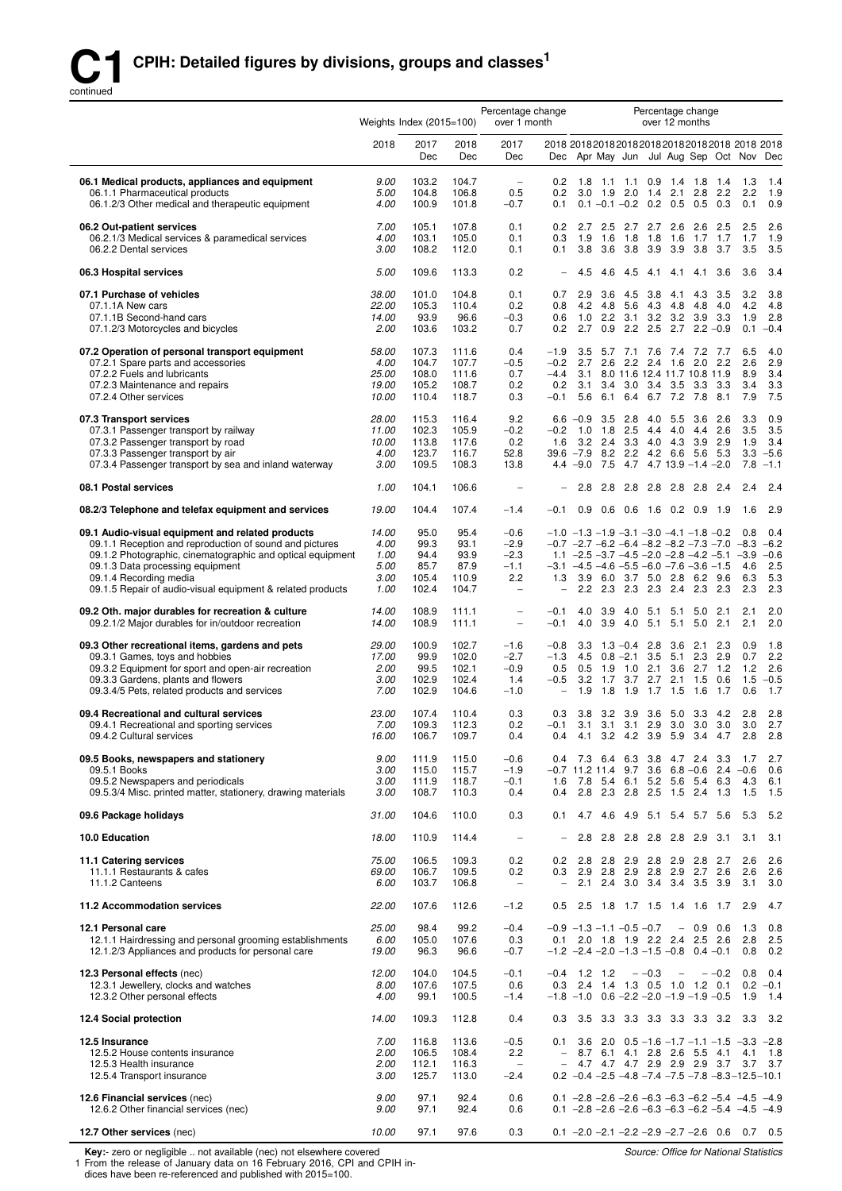# C1 CPIH: Detailed figures by divisions, groups and classes[1]

continued

| | Weights | Index (2015=100) | | Percentage change over 1 month | | Percentage change over 12 months | | | | | | | | |
|---|---|---|---|---|---|---|---|---|---|---|---|---|---|---|
| | 2018 | 2017 Dec | 2018 Dec | 2017 Dec | 2018 Dec | 2018 Apr | 2018 May | 2018 Jun | 2018 Jul | 2018 Aug | 2018 Sep | 2018 Oct | 2018 Nov | 2018 Dec |
| **06.1 Medical products, appliances and equipment** | *9.00* | 103.2 | 104.7 | – | 0.2 | 1.8 | 1.1 | 1.1 | 0.9 | 1.4 | 1.8 | 1.4 | 1.3 | 1.4 |
| 06.1.1 Pharmaceutical products | *5.00* | 104.8 | 106.8 | 0.5 | 0.2 | 3.0 | 1.9 | 2.0 | 1.4 | 2.1 | 2.8 | 2.2 | 2.2 | 1.9 |
| 06.1.2/3 Other medical and therapeutic equipment | *4.00* | 100.9 | 101.8 | −0.7 | 0.1 | 0.1 | −0.1 | −0.2 | 0.2 | 0.5 | 0.5 | 0.3 | 0.1 | 0.9 |
| **06.2 Out-patient services** | *7.00* | 105.1 | 107.8 | 0.1 | 0.2 | 2.7 | 2.5 | 2.7 | 2.7 | 2.6 | 2.6 | 2.5 | 2.5 | 2.6 |
| 06.2.1/3 Medical services & paramedical services | *4.00* | 103.1 | 105.0 | 0.1 | 0.3 | 1.9 | 1.6 | 1.8 | 1.8 | 1.6 | 1.7 | 1.7 | 1.7 | 1.9 |
| 06.2.2 Dental services | *3.00* | 108.2 | 112.0 | 0.1 | 0.1 | 3.8 | 3.6 | 3.8 | 3.9 | 3.9 | 3.8 | 3.7 | 3.5 | 3.5 |
| **06.3 Hospital services** | *5.00* | 109.6 | 113.3 | 0.2 | – | 4.5 | 4.6 | 4.5 | 4.1 | 4.1 | 4.1 | 3.6 | 3.6 | 3.4 |
| **07.1 Purchase of vehicles** | *38.00* | 101.0 | 104.8 | 0.1 | 0.7 | 2.9 | 3.6 | 4.5 | 3.8 | 4.1 | 4.3 | 3.5 | 3.2 | 3.8 |
| 07.1.1A New cars | *22.00* | 105.3 | 110.4 | 0.2 | 0.8 | 4.2 | 4.8 | 5.6 | 4.3 | 4.8 | 4.8 | 4.0 | 4.2 | 4.8 |
| 07.1.1B Second-hand cars | *14.00* | 93.9 | 96.6 | −0.3 | 0.6 | 1.0 | 2.2 | 3.1 | 3.2 | 3.2 | 3.9 | 3.3 | 1.9 | 2.8 |
| 07.1.2/3 Motorcycles and bicycles | *2.00* | 103.6 | 103.2 | 0.7 | 0.2 | 2.7 | 0.9 | 2.2 | 2.5 | 2.7 | 2.2 | −0.9 | 0.1 | −0.4 |
| **07.2 Operation of personal transport equipment** | *58.00* | 107.3 | 111.6 | 0.4 | −1.9 | 3.5 | 5.7 | 7.1 | 7.6 | 7.4 | 7.2 | 7.7 | 6.5 | 4.0 |
| 07.2.1 Spare parts and accessories | *4.00* | 104.7 | 107.7 | −0.5 | −0.2 | 2.7 | 2.6 | 2.2 | 2.4 | 1.6 | 2.0 | 2.2 | 2.6 | 2.9 |
| 07.2.2 Fuels and lubricants | *25.00* | 108.0 | 111.6 | 0.7 | −4.4 | 3.1 | 8.0 | 11.6 | 12.4 | 11.7 | 10.8 | 11.9 | 8.9 | 3.4 |
| 07.2.3 Maintenance and repairs | *19.00* | 105.2 | 108.7 | 0.2 | 0.2 | 3.1 | 3.4 | 3.0 | 3.4 | 3.5 | 3.3 | 3.3 | 3.4 | 3.3 |
| 07.2.4 Other services | *10.00* | 110.4 | 118.7 | 0.3 | −0.1 | 5.6 | 6.1 | 6.4 | 6.7 | 7.2 | 7.8 | 8.1 | 7.9 | 7.5 |
| **07.3 Transport services** | *28.00* | 115.3 | 116.4 | 9.2 | 6.6 | −0.9 | 3.5 | 2.8 | 4.0 | 5.5 | 3.6 | 2.6 | 3.3 | 0.9 |
| 07.3.1 Passenger transport by railway | *11.00* | 102.3 | 105.9 | −0.2 | −0.2 | 1.0 | 1.8 | 2.5 | 4.4 | 4.0 | 4.4 | 2.6 | 3.5 | 3.5 |
| 07.3.2 Passenger transport by road | *10.00* | 113.8 | 117.6 | 0.2 | 1.6 | 3.2 | 2.4 | 3.3 | 4.0 | 4.3 | 3.9 | 2.9 | 1.9 | 3.4 |
| 07.3.3 Passenger transport by air | *4.00* | 123.7 | 116.7 | 52.8 | 39.6 | −7.9 | 8.2 | 2.2 | 4.2 | 6.6 | 5.6 | 5.3 | 3.3 | −5.6 |
| 07.3.4 Passenger transport by sea and inland waterway | *3.00* | 109.5 | 108.3 | 13.8 | 4.4 | −9.0 | 7.5 | 4.7 | 4.7 | 13.9 | −1.4 | −2.0 | 7.8 | −1.1 |
| **08.1 Postal services** | *1.00* | 104.1 | 106.6 | – | – | 2.8 | 2.8 | 2.8 | 2.8 | 2.8 | 2.8 | 2.4 | 2.4 | 2.4 |
| **08.2/3 Telephone and telefax equipment and services** | *19.00* | 104.4 | 107.4 | −1.4 | −0.1 | 0.9 | 0.6 | 0.6 | 1.6 | 0.2 | 0.9 | 1.9 | 1.6 | 2.9 |
| **09.1 Audio-visual equipment and related products** | *14.00* | 95.0 | 95.4 | −0.6 | −1.0 | −1.3 | −1.9 | −3.1 | −3.0 | −4.1 | −1.8 | −0.2 | 0.8 | 0.4 |
| 09.1.1 Reception and reproduction of sound and pictures | *4.00* | 99.3 | 93.1 | −2.9 | −0.7 | −2.7 | −6.2 | −6.4 | −8.2 | −8.2 | −7.3 | −7.0 | −8.3 | −6.2 |
| 09.1.2 Photographic, cinematographic and optical equipment | *1.00* | 94.4 | 93.9 | −2.3 | 1.1 | −2.5 | −3.7 | −4.5 | −2.0 | −2.8 | −4.2 | −5.1 | −3.9 | −0.6 |
| 09.1.3 Data processing equipment | *5.00* | 85.7 | 87.9 | −1.1 | −3.1 | −4.5 | −4.6 | −5.5 | −6.0 | −7.6 | −3.6 | −1.5 | 4.6 | 2.5 |
| 09.1.4 Recording media | *3.00* | 105.4 | 110.9 | 2.2 | 1.3 | 3.9 | 6.0 | 3.7 | 5.0 | 2.8 | 6.2 | 9.6 | 6.3 | 5.3 |
| 09.1.5 Repair of audio-visual equipment & related products | *1.00* | 102.4 | 104.7 | – | – | 2.2 | 2.3 | 2.3 | 2.3 | 2.4 | 2.3 | 2.3 | 2.3 | 2.3 |
| **09.2 Oth. major durables for recreation & culture** | *14.00* | 108.9 | 111.1 | – | −0.1 | 4.0 | 3.9 | 4.0 | 5.1 | 5.1 | 5.0 | 2.1 | 2.1 | 2.0 |
| 09.2.1/2 Major durables for in/outdoor recreation | *14.00* | 108.9 | 111.1 | – | −0.1 | 4.0 | 3.9 | 4.0 | 5.1 | 5.1 | 5.0 | 2.1 | 2.1 | 2.0 |
| **09.3 Other recreational items, gardens and pets** | *29.00* | 100.9 | 102.7 | −1.6 | −0.8 | 3.3 | 1.3 | −0.4 | 2.8 | 3.6 | 2.1 | 2.3 | 0.9 | 1.8 |
| 09.3.1 Games, toys and hobbies | *17.00* | 99.9 | 102.0 | −2.7 | −1.3 | 4.5 | 0.8 | −2.1 | 3.5 | 5.1 | 2.3 | 2.9 | 0.7 | 2.2 |
| 09.3.2 Equipment for sport and open-air recreation | *2.00* | 99.5 | 102.1 | −0.9 | 0.5 | 0.5 | 1.9 | 1.0 | 2.1 | 3.6 | 2.7 | 1.2 | 1.2 | 2.6 |
| 09.3.3 Gardens, plants and flowers | *3.00* | 102.9 | 102.4 | 1.4 | −0.5 | 3.2 | 1.7 | 3.7 | 2.7 | 2.1 | 1.5 | 0.6 | 1.5 | −0.5 |
| 09.3.4/5 Pets, related products and services | *7.00* | 102.9 | 104.6 | −1.0 | – | 1.9 | 1.8 | 1.9 | 1.7 | 1.5 | 1.6 | 1.7 | 0.6 | 1.7 |
| **09.4 Recreational and cultural services** | *23.00* | 107.4 | 110.4 | 0.3 | 0.3 | 3.8 | 3.2 | 3.9 | 3.6 | 5.0 | 3.3 | 4.2 | 2.8 | 2.8 |
| 09.4.1 Recreational and sporting services | *7.00* | 109.3 | 112.3 | 0.2 | −0.1 | 3.1 | 3.1 | 3.1 | 2.9 | 3.0 | 3.0 | 3.0 | 3.0 | 2.7 |
| 09.4.2 Cultural services | *16.00* | 106.7 | 109.7 | 0.4 | 0.4 | 4.1 | 3.2 | 4.2 | 3.9 | 5.9 | 3.4 | 4.7 | 2.8 | 2.8 |
| **09.5 Books, newspapers and stationery** | *9.00* | 111.9 | 115.0 | −0.6 | 0.4 | 7.3 | 6.4 | 6.3 | 3.8 | 4.7 | 2.4 | 3.3 | 1.7 | 2.7 |
| 09.5.1 Books | *3.00* | 115.0 | 115.7 | −1.9 | −0.7 | 11.2 | 11.4 | 9.7 | 3.6 | 6.8 | −0.6 | 2.4 | −0.6 | 0.6 |
| 09.5.2 Newspapers and periodicals | *3.00* | 111.9 | 118.7 | −0.1 | 1.6 | 7.8 | 5.4 | 6.1 | 5.2 | 5.6 | 5.4 | 6.3 | 4.3 | 6.1 |
| 09.5.3/4 Misc. printed matter, stationery, drawing materials | *3.00* | 108.7 | 110.3 | 0.4 | 0.4 | 2.8 | 2.3 | 2.8 | 2.5 | 1.5 | 2.4 | 1.3 | 1.5 | 1.5 |
| **09.6 Package holidays** | *31.00* | 104.6 | 110.0 | 0.3 | 0.1 | 4.7 | 4.6 | 4.9 | 5.1 | 5.4 | 5.7 | 5.6 | 5.3 | 5.2 |
| **10.0 Education** | *18.00* | 110.9 | 114.4 | – | – | 2.8 | 2.8 | 2.8 | 2.8 | 2.8 | 2.9 | 3.1 | 3.1 | 3.1 |
| **11.1 Catering services** | *75.00* | 106.5 | 109.3 | 0.2 | 0.2 | 2.8 | 2.8 | 2.9 | 2.8 | 2.9 | 2.8 | 2.7 | 2.6 | 2.6 |
| 11.1.1 Restaurants & cafes | *69.00* | 106.7 | 109.5 | 0.2 | 0.3 | 2.9 | 2.8 | 2.9 | 2.8 | 2.9 | 2.7 | 2.6 | 2.6 | 2.6 |
| 11.1.2 Canteens | *6.00* | 103.7 | 106.8 | – | – | 2.1 | 2.4 | 3.0 | 3.4 | 3.4 | 3.5 | 3.9 | 3.1 | 3.0 |
| **11.2 Accommodation services** | *22.00* | 107.6 | 112.6 | −1.2 | 0.5 | 2.5 | 1.8 | 1.7 | 1.5 | 1.4 | 1.6 | 1.7 | 2.9 | 4.7 |
| **12.1 Personal care** | *25.00* | 98.4 | 99.2 | −0.4 | −0.9 | −1.3 | −1.1 | −0.5 | −0.7 | – | 0.9 | 0.6 | 1.3 | 0.8 |
| 12.1.1 Hairdressing and personal grooming establishments | *6.00* | 105.0 | 107.6 | 0.3 | 0.1 | 2.0 | 1.8 | 1.9 | 2.2 | 2.4 | 2.5 | 2.6 | 2.8 | 2.5 |
| 12.1.2/3 Appliances and products for personal care | *19.00* | 96.3 | 96.6 | −0.7 | −1.2 | −2.4 | −2.0 | −1.3 | −1.5 | −0.8 | 0.4 | −0.1 | 0.8 | 0.2 |
| **12.3 Personal effects** (nec) | *12.00* | 104.0 | 104.5 | −0.1 | −0.4 | 1.2 | 1.2 | – | −0.3 | – | – | −0.2 | 0.8 | 0.4 |
| 12.3.1 Jewellery, clocks and watches | *8.00* | 107.6 | 107.5 | 0.6 | 0.3 | 2.4 | 1.4 | 1.3 | 0.5 | 1.0 | 1.2 | 0.1 | 0.2 | −0.1 |
| 12.3.2 Other personal effects | *4.00* | 99.1 | 100.5 | −1.4 | −1.8 | −1.0 | 0.6 | −2.2 | −2.0 | −1.9 | −1.9 | −0.5 | 1.9 | 1.4 |
| **12.4 Social protection** | *14.00* | 109.3 | 112.8 | 0.4 | 0.3 | 3.5 | 3.3 | 3.3 | 3.3 | 3.3 | 3.3 | 3.2 | 3.3 | 3.2 |
| **12.5 Insurance** | *7.00* | 116.8 | 113.6 | −0.5 | 0.1 | 3.6 | 2.0 | 0.5 | −1.6 | −1.7 | −1.1 | −1.5 | −3.3 | −2.8 |
| 12.5.2 House contents insurance | *2.00* | 106.5 | 108.4 | 2.2 | – | 8.7 | 6.1 | 4.1 | 2.8 | 2.6 | 5.5 | 4.1 | 4.1 | 1.8 |
| 12.5.3 Health insurance | *2.00* | 112.1 | 116.3 | – | – | 4.7 | 4.7 | 4.7 | 2.9 | 2.9 | 2.9 | 3.7 | 3.7 | 3.7 |
| 12.5.4 Transport insurance | *3.00* | 125.7 | 113.0 | −2.4 | 0.2 | −0.4 | −2.5 | −4.8 | −7.4 | −7.5 | −7.8 | −8.3 | −12.5 | −10.1 |
| **12.6 Financial services** (nec) | *9.00* | 97.1 | 92.4 | 0.6 | 0.1 | −2.8 | −2.6 | −2.6 | −6.3 | −6.3 | −6.2 | −5.4 | −4.5 | −4.9 |
| 12.6.2 Other financial services (nec) | *9.00* | 97.1 | 92.4 | 0.6 | 0.1 | −2.8 | −2.6 | −2.6 | −6.3 | −6.3 | −6.2 | −5.4 | −4.5 | −4.9 |
| **12.7 Other services** (nec) | *10.00* | 97.1 | 97.6 | 0.3 | 0.1 | −2.0 | −2.1 | −2.2 | −2.9 | −2.7 | −2.6 | 0.6 | 0.7 | 0.5 |

**Key:**- zero or negligible .. not available (nec) not elsewhere covered

1 From the release of January data on 16 February 2016, CPI and CPIH indices have been re-referenced and published with 2015=100.

*Source: Office for National Statistics*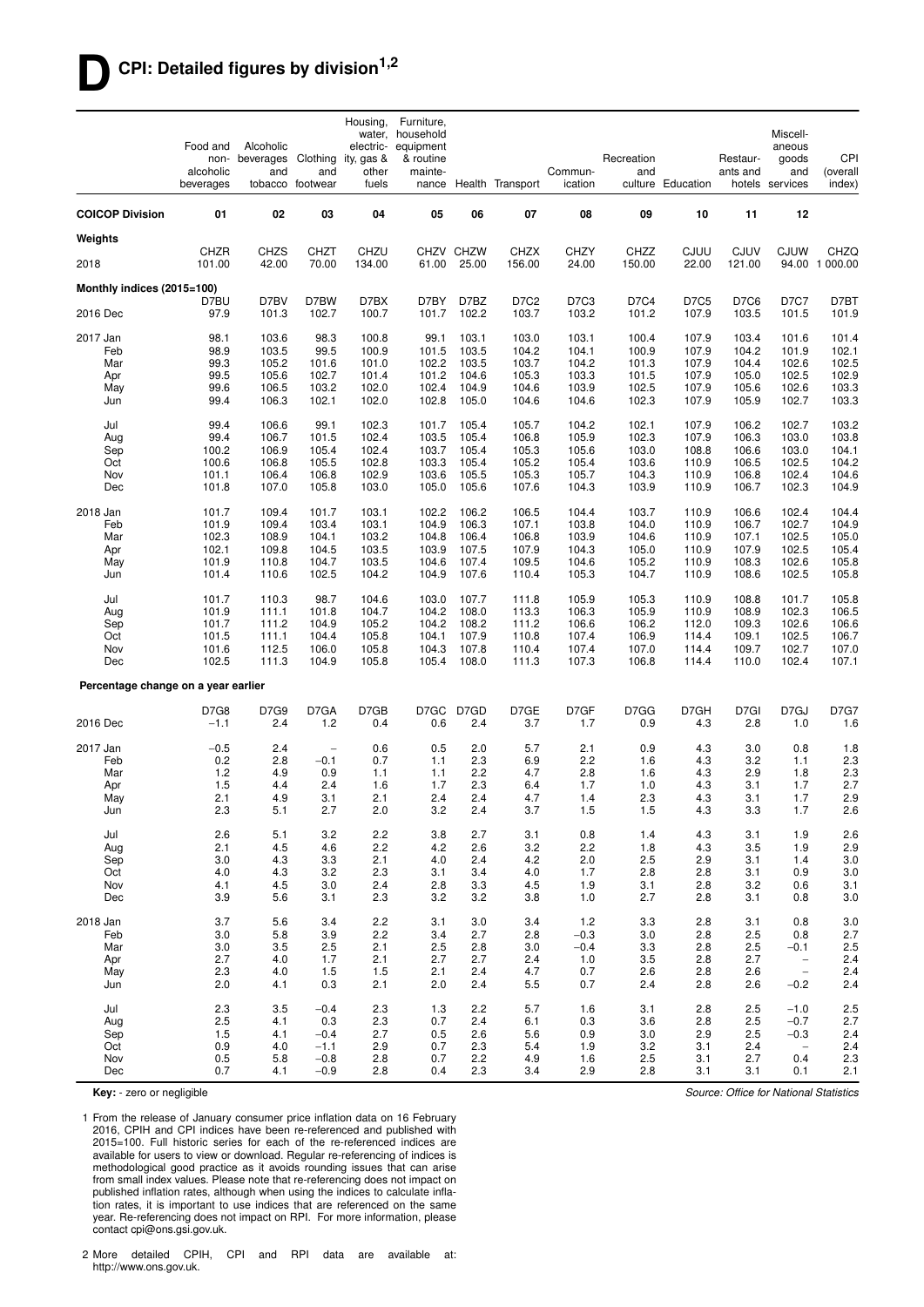# D CPI: Detailed figures by division[1,2]

| | Food and non-alcoholic beverages | Alcoholic beverages and tobacco | Clothing and footwear | Housing, water, electricity, gas & other fuels | Furniture, household equipment & routine maintenance | Health | Transport | Communication | Recreation and culture | Education | Restaurants and hotels | Miscellaneous goods and services | CPI (overall index) |
|---|---|---|---|---|---|---|---|---|---|---|---|---|---|
| **COICOP Division** | **01** | **02** | **03** | **04** | **05** | **06** | **07** | **08** | **09** | **10** | **11** | **12** | |
| **Weights** | | | | | | | | | | | | | |
| | CHZR | CHZS | CHZT | CHZU | CHZV | CHZW | CHZX | CHZY | CHZZ | CJUU | CJUV | CJUW | CHZQ |
| 2018 | 101.00 | 42.00 | 70.00 | 134.00 | 61.00 | 25.00 | 156.00 | 24.00 | 150.00 | 22.00 | 121.00 | 94.00 | 1 000.00 |
| **Monthly indices (2015=100)** | | | | | | | | | | | | | |
| | D7BU | D7BV | D7BW | D7BX | D7BY | D7BZ | D7C2 | D7C3 | D7C4 | D7C5 | D7C6 | D7C7 | D7BT |
| 2016 Dec | 97.9 | 101.3 | 102.7 | 100.7 | 101.7 | 102.2 | 103.7 | 103.2 | 101.2 | 107.9 | 103.5 | 101.5 | 101.9 |
| 2017 Jan | 98.1 | 103.6 | 98.3 | 100.8 | 99.1 | 103.1 | 103.0 | 103.1 | 100.4 | 107.9 | 103.4 | 101.6 | 101.4 |
| Feb | 98.9 | 103.5 | 99.5 | 100.9 | 101.5 | 103.5 | 104.2 | 104.1 | 100.9 | 107.9 | 104.2 | 101.9 | 102.1 |
| Mar | 99.3 | 105.2 | 101.6 | 101.0 | 102.2 | 103.5 | 103.7 | 104.2 | 101.3 | 107.9 | 104.4 | 102.6 | 102.5 |
| Apr | 99.5 | 105.6 | 102.7 | 101.4 | 101.2 | 104.6 | 105.3 | 103.3 | 101.5 | 107.9 | 105.0 | 102.5 | 102.9 |
| May | 99.6 | 106.5 | 103.2 | 102.0 | 102.4 | 104.9 | 104.6 | 103.9 | 102.5 | 107.9 | 105.6 | 102.6 | 103.3 |
| Jun | 99.4 | 106.3 | 102.1 | 102.0 | 102.8 | 105.0 | 104.6 | 104.6 | 102.3 | 107.9 | 105.9 | 102.7 | 103.3 |
| Jul | 99.4 | 106.6 | 99.1 | 102.3 | 101.7 | 105.4 | 105.7 | 104.2 | 102.1 | 107.9 | 106.2 | 102.7 | 103.2 |
| Aug | 99.4 | 106.7 | 101.5 | 102.4 | 103.5 | 105.4 | 106.8 | 105.9 | 102.3 | 107.9 | 106.3 | 103.0 | 103.8 |
| Sep | 100.2 | 106.9 | 105.4 | 102.4 | 103.7 | 105.4 | 105.3 | 105.6 | 103.0 | 108.8 | 106.6 | 103.0 | 104.1 |
| Oct | 100.6 | 106.8 | 105.5 | 102.8 | 103.3 | 105.4 | 105.2 | 105.4 | 103.6 | 110.9 | 106.5 | 102.5 | 104.2 |
| Nov | 101.1 | 106.4 | 106.8 | 102.9 | 103.6 | 105.5 | 105.3 | 105.7 | 104.3 | 110.9 | 106.8 | 102.4 | 104.6 |
| Dec | 101.8 | 107.0 | 105.8 | 103.0 | 105.0 | 105.6 | 107.6 | 104.3 | 103.9 | 110.9 | 106.7 | 102.3 | 104.9 |
| 2018 Jan | 101.7 | 109.4 | 101.7 | 103.1 | 102.2 | 106.2 | 106.5 | 104.4 | 103.7 | 110.9 | 106.6 | 102.4 | 104.4 |
| Feb | 101.9 | 109.4 | 103.4 | 103.1 | 104.9 | 106.3 | 107.1 | 103.8 | 104.0 | 110.9 | 106.7 | 102.7 | 104.9 |
| Mar | 102.3 | 108.9 | 104.1 | 103.2 | 104.8 | 106.4 | 106.8 | 103.9 | 104.6 | 110.9 | 107.1 | 102.5 | 105.0 |
| Apr | 102.1 | 109.8 | 104.5 | 103.5 | 103.9 | 107.5 | 107.9 | 104.3 | 105.0 | 110.9 | 107.9 | 102.5 | 105.4 |
| May | 101.9 | 110.8 | 104.7 | 103.5 | 104.6 | 107.4 | 109.5 | 104.6 | 105.2 | 110.9 | 108.3 | 102.6 | 105.8 |
| Jun | 101.4 | 110.6 | 102.5 | 104.2 | 104.9 | 107.6 | 110.4 | 105.3 | 104.7 | 110.9 | 108.6 | 102.5 | 105.8 |
| Jul | 101.7 | 110.3 | 98.7 | 104.6 | 103.0 | 107.7 | 111.8 | 105.9 | 105.3 | 110.9 | 108.8 | 101.7 | 105.8 |
| Aug | 101.9 | 111.1 | 101.8 | 104.7 | 104.2 | 108.0 | 113.3 | 106.3 | 105.9 | 110.9 | 108.9 | 102.3 | 106.5 |
| Sep | 101.7 | 111.2 | 104.9 | 105.2 | 104.2 | 108.2 | 111.2 | 106.6 | 106.2 | 112.0 | 109.3 | 102.6 | 106.6 |
| Oct | 101.5 | 111.1 | 104.4 | 105.8 | 104.1 | 107.9 | 110.8 | 107.4 | 106.9 | 114.4 | 109.1 | 102.5 | 106.7 |
| Nov | 101.6 | 112.5 | 106.0 | 105.8 | 104.3 | 107.8 | 110.4 | 107.4 | 107.0 | 114.4 | 109.7 | 102.7 | 107.0 |
| Dec | 102.5 | 111.3 | 104.9 | 105.8 | 105.4 | 108.0 | 111.3 | 107.3 | 106.8 | 114.4 | 110.0 | 102.4 | 107.1 |
| **Percentage change on a year earlier** | | | | | | | | | | | | | |
| | D7G8 | D7G9 | D7GA | D7GB | D7GC | D7GD | D7GE | D7GF | D7GG | D7GH | D7GI | D7GJ | D7G7 |
| 2016 Dec | −1.1 | 2.4 | 1.2 | 0.4 | 0.6 | 2.4 | 3.7 | 1.7 | 0.9 | 4.3 | 2.8 | 1.0 | 1.6 |
| 2017 Jan | −0.5 | 2.4 | – | 0.6 | 0.5 | 2.0 | 5.7 | 2.1 | 0.9 | 4.3 | 3.0 | 0.8 | 1.8 |
| Feb | 0.2 | 2.8 | −0.1 | 0.7 | 1.1 | 2.3 | 6.9 | 2.2 | 1.6 | 4.3 | 3.2 | 1.1 | 2.3 |
| Mar | 1.2 | 4.9 | 0.9 | 1.1 | 1.1 | 2.2 | 4.7 | 2.8 | 1.6 | 4.3 | 2.9 | 1.8 | 2.3 |
| Apr | 1.5 | 4.4 | 2.4 | 1.6 | 1.7 | 2.3 | 6.4 | 1.7 | 1.0 | 4.3 | 3.1 | 1.7 | 2.7 |
| May | 2.1 | 4.9 | 3.1 | 2.1 | 2.4 | 2.4 | 4.7 | 1.4 | 2.3 | 4.3 | 3.1 | 1.7 | 2.9 |
| Jun | 2.3 | 5.1 | 2.7 | 2.0 | 3.2 | 2.4 | 3.7 | 1.5 | 1.5 | 4.3 | 3.3 | 1.7 | 2.6 |
| Jul | 2.6 | 5.1 | 3.2 | 2.2 | 3.8 | 2.7 | 3.1 | 0.8 | 1.4 | 4.3 | 3.1 | 1.9 | 2.6 |
| Aug | 2.1 | 4.5 | 4.6 | 2.2 | 4.2 | 2.6 | 3.2 | 2.2 | 1.8 | 4.3 | 3.5 | 1.9 | 2.9 |
| Sep | 3.0 | 4.3 | 3.3 | 2.1 | 4.0 | 2.4 | 4.2 | 2.0 | 2.5 | 2.9 | 3.1 | 1.4 | 3.0 |
| Oct | 4.0 | 4.3 | 3.2 | 2.3 | 3.1 | 3.4 | 4.0 | 1.7 | 2.8 | 2.8 | 3.1 | 0.9 | 3.0 |
| Nov | 4.1 | 4.5 | 3.0 | 2.4 | 2.8 | 3.3 | 4.5 | 1.9 | 3.1 | 2.8 | 3.2 | 0.6 | 3.1 |
| Dec | 3.9 | 5.6 | 3.1 | 2.3 | 3.2 | 3.2 | 3.8 | 1.0 | 2.7 | 2.8 | 3.1 | 0.8 | 3.0 |
| 2018 Jan | 3.7 | 5.6 | 3.4 | 2.2 | 3.1 | 3.0 | 3.4 | 1.2 | 3.3 | 2.8 | 3.1 | 0.8 | 3.0 |
| Feb | 3.0 | 5.8 | 3.9 | 2.2 | 3.4 | 2.7 | 2.8 | −0.3 | 3.0 | 2.8 | 2.5 | 0.8 | 2.7 |
| Mar | 3.0 | 3.5 | 2.5 | 2.1 | 2.5 | 2.8 | 3.0 | −0.4 | 3.3 | 2.8 | 2.5 | −0.1 | 2.5 |
| Apr | 2.7 | 4.0 | 1.7 | 2.1 | 2.7 | 2.7 | 2.4 | 1.0 | 3.5 | 2.8 | 2.7 | – | 2.4 |
| May | 2.3 | 4.0 | 1.5 | 1.5 | 2.1 | 2.4 | 4.7 | 0.7 | 2.6 | 2.8 | 2.6 | – | 2.4 |
| Jun | 2.0 | 4.1 | 0.3 | 2.1 | 2.0 | 2.4 | 5.5 | 0.7 | 2.4 | 2.8 | 2.6 | −0.2 | 2.4 |
| Jul | 2.3 | 3.5 | −0.4 | 2.3 | 1.3 | 2.2 | 5.7 | 1.6 | 3.1 | 2.8 | 2.5 | −1.0 | 2.5 |
| Aug | 2.5 | 4.1 | 0.3 | 2.3 | 0.7 | 2.4 | 6.1 | 0.3 | 3.6 | 2.8 | 2.5 | −0.7 | 2.7 |
| Sep | 1.5 | 4.1 | −0.4 | 2.7 | 0.5 | 2.6 | 5.6 | 0.9 | 3.0 | 2.9 | 2.5 | −0.3 | 2.4 |
| Oct | 0.9 | 4.0 | −1.1 | 2.9 | 0.7 | 2.3 | 5.4 | 1.9 | 3.2 | 3.1 | 2.4 | – | 2.4 |
| Nov | 0.5 | 5.8 | −0.8 | 2.8 | 0.7 | 2.2 | 4.9 | 1.6 | 2.5 | 3.1 | 2.7 | 0.4 | 2.3 |
| Dec | 0.7 | 4.1 | −0.9 | 2.8 | 0.4 | 2.3 | 3.4 | 2.9 | 2.8 | 3.1 | 3.1 | 0.1 | 2.1 |

**Key:** - zero or negligible

*Source: Office for National Statistics*

1 From the release of January consumer price inflation data on 16 February 2016, CPIH and CPI indices have been re-referenced and published with 2015=100. Full historic series for each of the re-referenced indices are available for users to view or download. Regular re-referencing of indices is methodological good practice as it avoids rounding issues that can arise from small index values. Please note that re-referencing does not impact on published inflation rates, although when using the indices to calculate inflation rates, it is important to use indices that are referenced on the same year. Re-referencing does not impact on RPI. For more information, please contact cpi@ons.gsi.gov.uk.

2 More detailed CPIH, CPI and RPI data are available at: http://www.ons.gov.uk.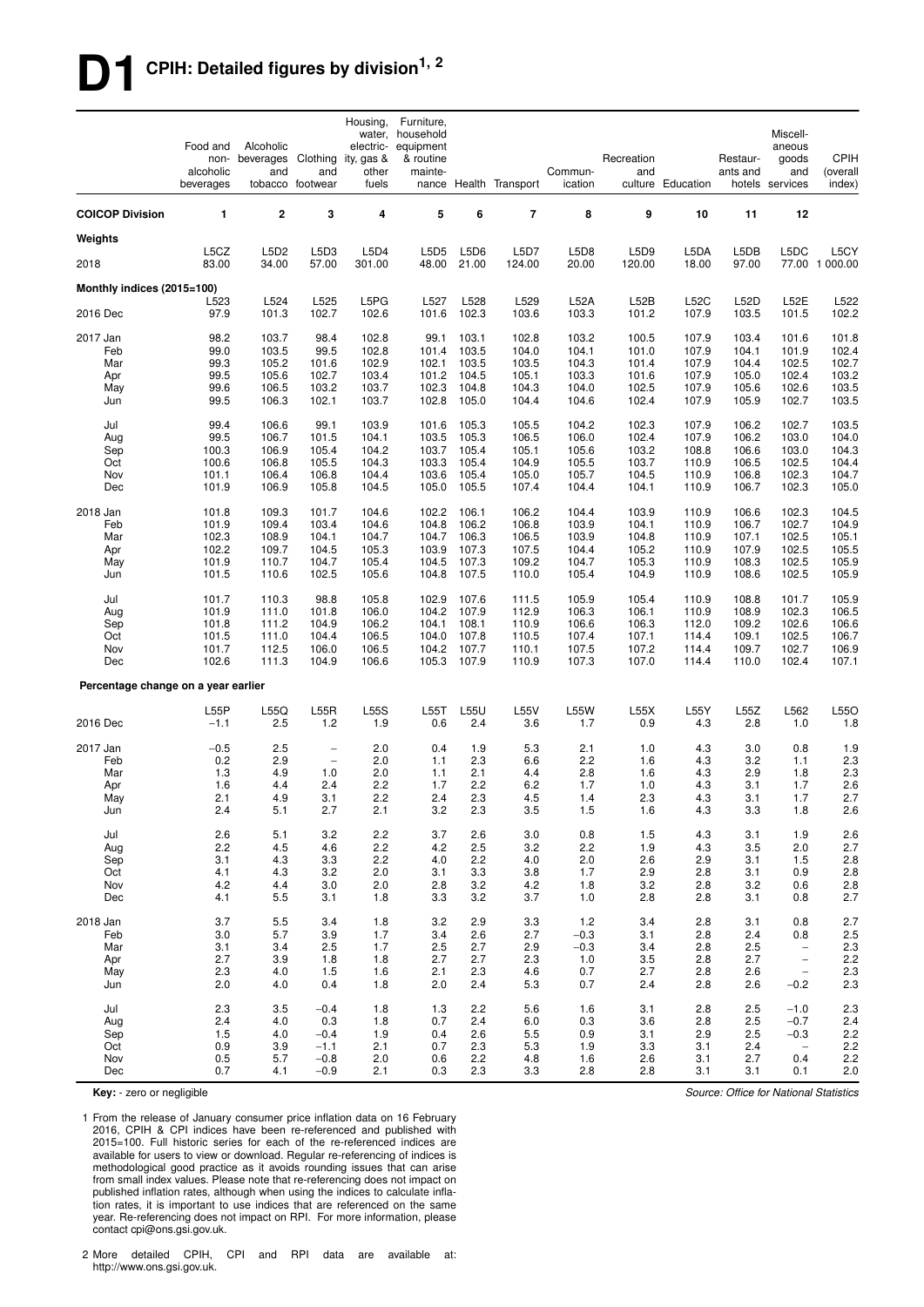# D1 CPIH: Detailed figures by division[1, 2]

| | Food and non-alcoholic beverages | Alcoholic beverages and tobacco | Clothing and footwear | Housing, water, electricity, gas & other fuels | Furniture, household equipment & routine maintenance | Health | Transport | Communication | Recreation and culture | Education | Restaurants and hotels | Miscellaneous goods and services | CPIH (overall index) |
|---|---|---|---|---|---|---|---|---|---|---|---|---|---|
| **COICOP Division** | **1** | **2** | **3** | **4** | **5** | **6** | **7** | **8** | **9** | **10** | **11** | **12** | |
| **Weights** | | | | | | | | | | | | | |
| | L5CZ | L5D2 | L5D3 | L5D4 | L5D5 | L5D6 | L5D7 | L5D8 | L5D9 | L5DA | L5DB | L5DC | L5CY |
| 2018 | 83.00 | 34.00 | 57.00 | 301.00 | 48.00 | 21.00 | 124.00 | 20.00 | 120.00 | 18.00 | 97.00 | 77.00 | 1 000.00 |
| **Monthly indices (2015=100)** | | | | | | | | | | | | | |
| | L523 | L524 | L525 | L5PG | L527 | L528 | L529 | L52A | L52B | L52C | L52D | L52E | L522 |
| 2016 Dec | 97.9 | 101.3 | 102.7 | 102.6 | 101.6 | 102.3 | 103.6 | 103.3 | 101.2 | 107.9 | 103.5 | 101.5 | 102.2 |
| 2017 Jan | 98.2 | 103.7 | 98.4 | 102.8 | 99.1 | 103.1 | 102.8 | 103.2 | 100.5 | 107.9 | 103.4 | 101.6 | 101.8 |
| Feb | 99.0 | 103.5 | 99.5 | 102.8 | 101.4 | 103.5 | 104.0 | 104.1 | 101.0 | 107.9 | 104.1 | 101.9 | 102.4 |
| Mar | 99.3 | 105.2 | 101.6 | 102.9 | 102.1 | 103.5 | 103.5 | 104.3 | 101.4 | 107.9 | 104.4 | 102.5 | 102.7 |
| Apr | 99.5 | 105.6 | 102.7 | 103.4 | 101.2 | 104.5 | 105.1 | 103.3 | 101.6 | 107.9 | 105.0 | 102.4 | 103.2 |
| May | 99.6 | 106.5 | 103.2 | 103.7 | 102.3 | 104.8 | 104.3 | 104.0 | 102.5 | 107.9 | 105.6 | 102.6 | 103.5 |
| Jun | 99.5 | 106.3 | 102.1 | 103.7 | 102.8 | 105.0 | 104.4 | 104.6 | 102.4 | 107.9 | 105.9 | 102.7 | 103.5 |
| Jul | 99.4 | 106.6 | 99.1 | 103.9 | 101.6 | 105.3 | 105.5 | 104.2 | 102.3 | 107.9 | 106.2 | 102.7 | 103.5 |
| Aug | 99.5 | 106.7 | 101.5 | 104.1 | 103.5 | 105.3 | 106.5 | 106.0 | 102.4 | 107.9 | 106.2 | 103.0 | 104.0 |
| Sep | 100.3 | 106.9 | 105.4 | 104.2 | 103.7 | 105.4 | 105.1 | 105.6 | 103.2 | 108.8 | 106.6 | 103.0 | 104.3 |
| Oct | 100.6 | 106.8 | 105.5 | 104.3 | 103.3 | 105.4 | 104.9 | 105.5 | 103.7 | 110.9 | 106.5 | 102.5 | 104.4 |
| Nov | 101.1 | 106.4 | 106.8 | 104.4 | 103.6 | 105.4 | 105.0 | 105.7 | 104.5 | 110.9 | 106.8 | 102.3 | 104.7 |
| Dec | 101.9 | 106.9 | 105.8 | 104.5 | 105.0 | 105.5 | 107.4 | 104.4 | 104.1 | 110.9 | 106.7 | 102.3 | 105.0 |
| 2018 Jan | 101.8 | 109.3 | 101.7 | 104.6 | 102.2 | 106.1 | 106.2 | 104.4 | 103.9 | 110.9 | 106.6 | 102.3 | 104.5 |
| Feb | 101.9 | 109.4 | 103.4 | 104.6 | 104.8 | 106.2 | 106.8 | 103.9 | 104.1 | 110.9 | 106.7 | 102.7 | 104.9 |
| Mar | 102.3 | 108.9 | 104.1 | 104.7 | 104.7 | 106.3 | 106.5 | 103.9 | 104.8 | 110.9 | 107.1 | 102.5 | 105.1 |
| Apr | 102.2 | 109.7 | 104.5 | 105.3 | 103.9 | 107.3 | 107.5 | 104.4 | 105.2 | 110.9 | 107.9 | 102.5 | 105.5 |
| May | 101.9 | 110.7 | 104.7 | 105.4 | 104.5 | 107.3 | 109.2 | 104.7 | 105.3 | 110.9 | 108.3 | 102.5 | 105.9 |
| Jun | 101.5 | 110.6 | 102.5 | 105.6 | 104.8 | 107.5 | 110.0 | 105.4 | 104.9 | 110.9 | 108.6 | 102.5 | 105.9 |
| Jul | 101.7 | 110.3 | 98.8 | 105.8 | 102.9 | 107.6 | 111.5 | 105.9 | 105.4 | 110.9 | 108.8 | 101.7 | 105.9 |
| Aug | 101.9 | 111.0 | 101.8 | 106.0 | 104.2 | 107.9 | 112.9 | 106.3 | 106.1 | 110.9 | 108.9 | 102.3 | 106.5 |
| Sep | 101.8 | 111.2 | 104.9 | 106.2 | 104.1 | 108.1 | 110.9 | 106.6 | 106.3 | 112.0 | 109.2 | 102.6 | 106.6 |
| Oct | 101.5 | 111.0 | 104.4 | 106.5 | 104.0 | 107.8 | 110.5 | 107.4 | 107.1 | 114.4 | 109.1 | 102.5 | 106.7 |
| Nov | 101.7 | 112.5 | 106.0 | 106.5 | 104.2 | 107.7 | 110.1 | 107.5 | 107.2 | 114.4 | 109.7 | 102.7 | 106.9 |
| Dec | 102.6 | 111.3 | 104.9 | 106.6 | 105.3 | 107.9 | 110.9 | 107.3 | 107.0 | 114.4 | 110.0 | 102.4 | 107.1 |
| **Percentage change on a year earlier** | | | | | | | | | | | | | |
| | L55P | L55Q | L55R | L55S | L55T | L55U | L55V | L55W | L55X | L55Y | L55Z | L562 | L55O |
| 2016 Dec | −1.1 | 2.5 | 1.2 | 1.9 | 0.6 | 2.4 | 3.6 | 1.7 | 0.9 | 4.3 | 2.8 | 1.0 | 1.8 |
| 2017 Jan | −0.5 | 2.5 | – | 2.0 | 0.4 | 1.9 | 5.3 | 2.1 | 1.0 | 4.3 | 3.0 | 0.8 | 1.9 |
| Feb | 0.2 | 2.9 | – | 2.0 | 1.1 | 2.3 | 6.6 | 2.2 | 1.6 | 4.3 | 3.2 | 1.1 | 2.3 |
| Mar | 1.3 | 4.9 | 1.0 | 2.0 | 1.1 | 2.1 | 4.4 | 2.8 | 1.6 | 4.3 | 2.9 | 1.8 | 2.3 |
| Apr | 1.6 | 4.4 | 2.4 | 2.2 | 1.7 | 2.2 | 6.2 | 1.7 | 1.0 | 4.3 | 3.1 | 1.7 | 2.6 |
| May | 2.1 | 4.9 | 3.1 | 2.2 | 2.4 | 2.3 | 4.5 | 1.4 | 2.3 | 4.3 | 3.1 | 1.7 | 2.7 |
| Jun | 2.4 | 5.1 | 2.7 | 2.1 | 3.2 | 2.3 | 3.5 | 1.5 | 1.6 | 4.3 | 3.3 | 1.8 | 2.6 |
| Jul | 2.6 | 5.1 | 3.2 | 2.2 | 3.7 | 2.6 | 3.0 | 0.8 | 1.5 | 4.3 | 3.1 | 1.9 | 2.6 |
| Aug | 2.2 | 4.5 | 4.6 | 2.2 | 4.2 | 2.5 | 3.2 | 2.2 | 1.9 | 4.3 | 3.5 | 2.0 | 2.7 |
| Sep | 3.1 | 4.3 | 3.3 | 2.2 | 4.0 | 2.2 | 4.0 | 2.0 | 2.6 | 2.9 | 3.1 | 1.5 | 2.8 |
| Oct | 4.1 | 4.3 | 3.2 | 2.0 | 3.1 | 3.3 | 3.8 | 1.7 | 2.9 | 2.8 | 3.1 | 0.9 | 2.8 |
| Nov | 4.2 | 4.4 | 3.0 | 2.0 | 2.8 | 3.2 | 4.2 | 1.8 | 3.2 | 2.8 | 3.2 | 0.6 | 2.8 |
| Dec | 4.1 | 5.5 | 3.1 | 1.8 | 3.3 | 3.2 | 3.7 | 1.0 | 2.8 | 2.8 | 3.1 | 0.8 | 2.7 |
| 2018 Jan | 3.7 | 5.5 | 3.4 | 1.8 | 3.2 | 2.9 | 3.3 | 1.2 | 3.4 | 2.8 | 3.1 | 0.8 | 2.7 |
| Feb | 3.0 | 5.7 | 3.9 | 1.7 | 3.4 | 2.6 | 2.7 | −0.3 | 3.1 | 2.8 | 2.4 | 0.8 | 2.5 |
| Mar | 3.1 | 3.4 | 2.5 | 1.7 | 2.5 | 2.7 | 2.9 | −0.3 | 3.4 | 2.8 | 2.5 | – | 2.3 |
| Apr | 2.7 | 3.9 | 1.8 | 1.8 | 2.7 | 2.7 | 2.3 | 1.0 | 3.5 | 2.8 | 2.7 | – | 2.2 |
| May | 2.3 | 4.0 | 1.5 | 1.6 | 2.1 | 2.3 | 4.6 | 0.7 | 2.7 | 2.8 | 2.6 | – | 2.3 |
| Jun | 2.0 | 4.0 | 0.4 | 1.8 | 2.0 | 2.4 | 5.3 | 0.7 | 2.4 | 2.8 | 2.6 | −0.2 | 2.3 |
| Jul | 2.3 | 3.5 | −0.4 | 1.8 | 1.3 | 2.2 | 5.6 | 1.6 | 3.1 | 2.8 | 2.5 | −1.0 | 2.3 |
| Aug | 2.4 | 4.0 | 0.3 | 1.8 | 0.7 | 2.4 | 6.0 | 0.3 | 3.6 | 2.8 | 2.5 | −0.7 | 2.4 |
| Sep | 1.5 | 4.0 | −0.4 | 1.9 | 0.4 | 2.6 | 5.5 | 0.9 | 3.1 | 2.9 | 2.5 | −0.3 | 2.2 |
| Oct | 0.9 | 3.9 | −1.1 | 2.1 | 0.7 | 2.3 | 5.3 | 1.9 | 3.3 | 3.1 | 2.4 | – | 2.2 |
| Nov | 0.5 | 5.7 | −0.8 | 2.0 | 0.6 | 2.2 | 4.8 | 1.6 | 2.6 | 3.1 | 2.7 | 0.4 | 2.2 |
| Dec | 0.7 | 4.1 | −0.9 | 2.1 | 0.3 | 2.3 | 3.3 | 2.8 | 2.8 | 3.1 | 3.1 | 0.1 | 2.0 |

**Key:** - zero or negligible

*Source: Office for National Statistics*

1 From the release of January consumer price inflation data on 16 February 2016, CPIH & CPI indices have been re-referenced and published with 2015=100. Full historic series for each of the re-referenced indices are available for users to view or download. Regular re-referencing of indices is methodological good practice as it avoids rounding issues that can arise from small index values. Please note that re-referencing does not impact on published inflation rates, although when using the indices to calculate inflation rates, it is important to use indices that are referenced on the same year. Re-referencing does not impact on RPI. For more information, please contact cpi@ons.gsi.gov.uk.

2 More detailed CPIH, CPI and RPI data are available at: http://www.ons.gsi.gov.uk.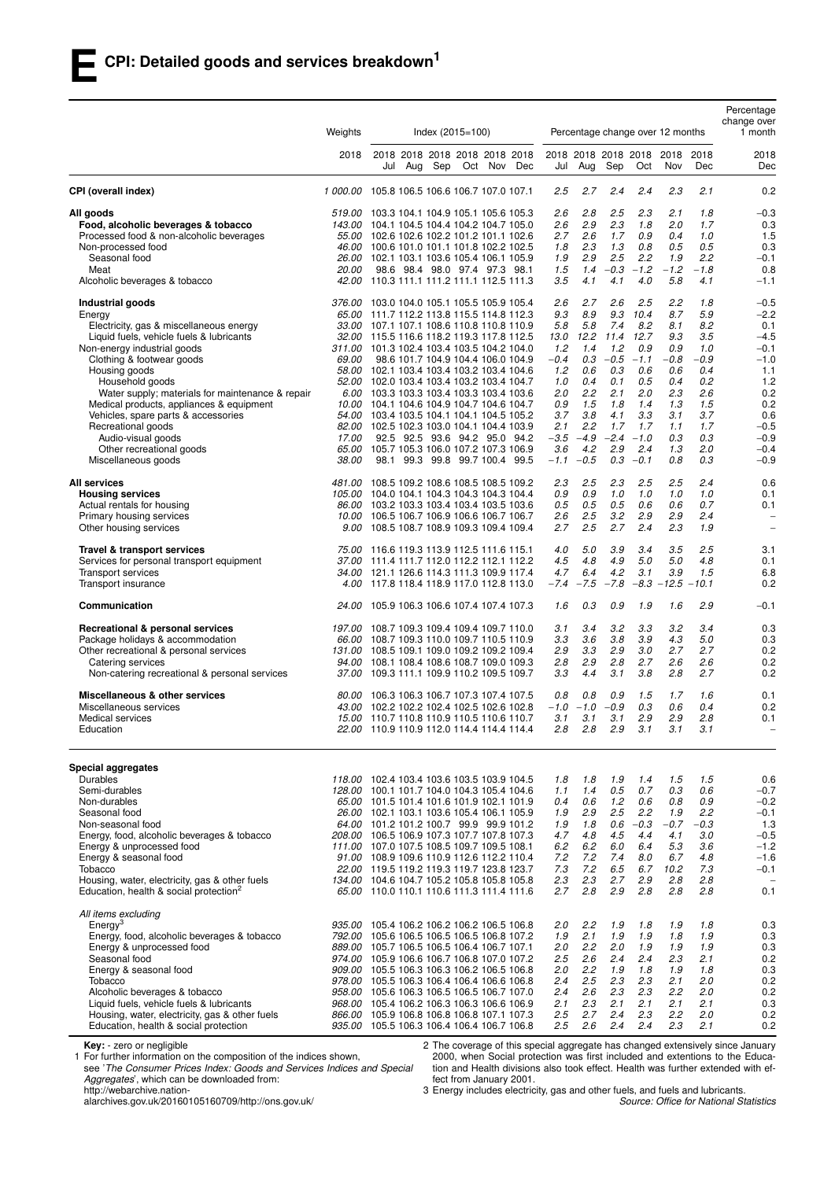# E CPI: Detailed goods and services breakdown[1]

| | Weights | Index (2015=100) | | | | | | Percentage change over 12 months | | | | | | Percentage change over 1 month |
|---|---|---|---|---|---|---|---|---|---|---|---|---|---|---|
| | 2018 | 2018 Jul | 2018 Aug | 2018 Sep | 2018 Oct | 2018 Nov | 2018 Dec | 2018 Jul | 2018 Aug | 2018 Sep | 2018 Oct | 2018 Nov | 2018 Dec | 2018 Dec |
| **CPI (overall index)** | *1 000.00* | 105.8 | 106.5 | 106.6 | 106.7 | 107.0 | 107.1 | *2.5* | *2.7* | *2.4* | *2.4* | *2.3* | *2.1* | 0.2 |
| **All goods** | *519.00* | 103.3 | 104.1 | 104.9 | 105.1 | 105.6 | 105.3 | *2.6* | *2.8* | *2.5* | *2.3* | *2.1* | *1.8* | −0.3 |
| **Food, alcoholic beverages & tobacco** | *143.00* | 104.1 | 104.5 | 104.4 | 104.2 | 104.7 | 105.0 | *2.6* | *2.9* | *2.3* | *1.8* | *2.0* | *1.7* | 0.3 |
| Processed food & non-alcoholic beverages | *55.00* | 102.6 | 102.6 | 102.2 | 101.2 | 101.1 | 102.6 | *2.7* | *2.6* | *1.7* | *0.9* | *0.4* | *1.0* | 1.5 |
| Non-processed food | *46.00* | 100.6 | 101.0 | 101.1 | 101.8 | 102.2 | 102.5 | *1.8* | *2.3* | *1.3* | *0.8* | *0.5* | *0.5* | 0.3 |
| Seasonal food | *26.00* | 102.1 | 103.1 | 103.6 | 105.4 | 106.1 | 105.9 | *1.9* | *2.9* | *2.5* | *2.2* | *1.9* | *2.2* | −0.1 |
| Meat | *20.00* | 98.6 | 98.4 | 98.0 | 97.4 | 97.3 | 98.1 | *1.5* | *1.4* | *−0.3* | *−1.2* | *−1.2* | *−1.8* | 0.8 |
| Alcoholic beverages & tobacco | *42.00* | 110.3 | 111.1 | 111.2 | 111.1 | 112.5 | 111.3 | *3.5* | *4.1* | *4.1* | *4.0* | *5.8* | *4.1* | −1.1 |
| **Industrial goods** | *376.00* | 103.0 | 104.0 | 105.1 | 105.5 | 105.9 | 105.4 | *2.6* | *2.7* | *2.6* | *2.5* | *2.2* | *1.8* | −0.5 |
| Energy | *65.00* | 111.7 | 112.2 | 113.8 | 115.5 | 114.8 | 112.3 | *9.3* | *8.9* | *9.3* | *10.4* | *8.7* | *5.9* | −2.2 |
| Electricity, gas & miscellaneous energy | *33.00* | 107.1 | 107.1 | 108.6 | 110.8 | 110.8 | 110.9 | *5.8* | *5.8* | *7.4* | *8.2* | *8.1* | *8.2* | 0.1 |
| Liquid fuels, vehicle fuels & lubricants | *32.00* | 115.5 | 116.6 | 118.2 | 119.3 | 117.8 | 112.5 | *13.0* | *12.2* | *11.4* | *12.7* | *9.3* | *3.5* | −4.5 |
| Non-energy industrial goods | *311.00* | 101.3 | 102.4 | 103.4 | 103.5 | 104.2 | 104.0 | *1.2* | *1.4* | *1.2* | *0.9* | *0.9* | *1.0* | −0.1 |
| Clothing & footwear goods | *69.00* | 98.6 | 101.7 | 104.9 | 104.7 | 105.9 | 104.9 | *−0.4* | *0.3* | *−0.5* | *−1.1* | *−0.8* | *−0.9* | −1.0 |
| Housing goods | *58.00* | 102.1 | 103.4 | 103.4 | 103.2 | 103.4 | 104.6 | *1.2* | *0.6* | *0.3* | *0.6* | *0.6* | *0.4* | 1.1 |
| Household goods | *52.00* | 102.0 | 103.4 | 103.4 | 103.2 | 103.4 | 104.7 | *1.0* | *0.4* | *0.1* | *0.5* | *0.4* | *0.2* | 1.2 |
| Water supply; materials for maintenance & repair | *6.00* | 103.3 | 103.3 | 103.4 | 103.3 | 103.4 | 103.6 | *2.0* | *2.2* | *2.1* | *2.0* | *2.3* | *2.6* | 0.2 |
| Medical products, appliances & equipment | *10.00* | 104.1 | 104.6 | 104.9 | 104.7 | 104.6 | 104.7 | *0.9* | *1.5* | *1.8* | *1.4* | *1.3* | *1.5* | 0.2 |
| Vehicles, spare parts & accessories | *54.00* | 103.4 | 103.5 | 104.1 | 104.1 | 104.5 | 105.2 | *3.7* | *3.8* | *4.1* | *3.3* | *3.1* | *3.7* | 0.6 |
| Recreational goods | *82.00* | 102.5 | 102.3 | 103.0 | 104.1 | 104.4 | 103.9 | *2.1* | *2.2* | *1.7* | *1.7* | *1.1* | *1.7* | −0.5 |
| Audio-visual goods | *17.00* | 92.5 | 92.5 | 93.6 | 94.2 | 95.0 | 94.2 | *−3.5* | *−4.9* | *−2.4* | *−1.0* | *0.3* | *0.3* | −0.9 |
| Other recreational goods | *65.00* | 105.7 | 105.3 | 106.0 | 107.2 | 107.3 | 106.9 | *3.6* | *4.2* | *2.9* | *2.4* | *1.3* | *2.0* | −0.4 |
| Miscellaneous goods | *38.00* | 98.1 | 99.3 | 99.8 | 99.7 | 100.4 | 99.5 | *−1.1* | *−0.5* | *0.3* | *−0.1* | *0.8* | *0.3* | −0.9 |
| **All services** | *481.00* | 108.5 | 109.2 | 108.6 | 108.5 | 108.5 | 109.2 | *2.3* | *2.5* | *2.3* | *2.5* | *2.5* | *2.4* | 0.6 |
| **Housing services** | *105.00* | 104.0 | 104.1 | 104.3 | 104.3 | 104.3 | 104.4 | *0.9* | *0.9* | *1.0* | *1.0* | *1.0* | *1.0* | 0.1 |
| Actual rentals for housing | *86.00* | 103.2 | 103.3 | 103.4 | 103.4 | 103.5 | 103.6 | *0.5* | *0.5* | *0.5* | *0.6* | *0.6* | *0.7* | 0.1 |
| Primary housing services | *10.00* | 106.5 | 106.7 | 106.9 | 106.6 | 106.7 | 106.7 | *2.6* | *2.5* | *3.2* | *2.9* | *2.9* | *2.4* | – |
| Other housing services | *9.00* | 108.5 | 108.7 | 108.9 | 109.3 | 109.4 | 109.4 | *2.7* | *2.5* | *2.7* | *2.4* | *2.3* | *1.9* | – |
| **Travel & transport services** | *75.00* | 116.6 | 119.3 | 113.9 | 112.5 | 111.6 | 115.1 | *4.0* | *5.0* | *3.9* | *3.4* | *3.5* | *2.5* | 3.1 |
| Services for personal transport equipment | *37.00* | 111.4 | 111.7 | 112.0 | 112.2 | 112.1 | 112.2 | *4.5* | *4.8* | *4.9* | *5.0* | *5.0* | *4.8* | 0.1 |
| Transport services | *34.00* | 121.1 | 126.6 | 114.3 | 111.3 | 109.9 | 117.4 | *4.7* | *6.4* | *4.2* | *3.1* | *3.9* | *1.5* | 6.8 |
| Transport insurance | *4.00* | 117.8 | 118.4 | 118.9 | 117.0 | 112.8 | 113.0 | *−7.4* | *−7.5* | *−7.8* | *−8.3* | *−12.5* | *−10.1* | 0.2 |
| **Communication** | *24.00* | 105.9 | 106.3 | 106.6 | 107.4 | 107.4 | 107.3 | *1.6* | *0.3* | *0.9* | *1.9* | *1.6* | *2.9* | −0.1 |
| **Recreational & personal services** | *197.00* | 108.7 | 109.3 | 109.4 | 109.4 | 109.7 | 110.0 | *3.1* | *3.4* | *3.2* | *3.3* | *3.2* | *3.4* | 0.3 |
| Package holidays & accommodation | *66.00* | 108.7 | 109.3 | 110.0 | 109.7 | 110.5 | 110.9 | *3.3* | *3.6* | *3.8* | *3.9* | *4.3* | *5.0* | 0.3 |
| Other recreational & personal services | *131.00* | 108.5 | 109.1 | 109.0 | 109.2 | 109.2 | 109.4 | *2.9* | *3.3* | *2.9* | *3.0* | *2.7* | *2.7* | 0.2 |
| Catering services | *94.00* | 108.1 | 108.4 | 108.6 | 108.7 | 109.0 | 109.3 | *2.8* | *2.9* | *2.8* | *2.7* | *2.6* | *2.6* | 0.2 |
| Non-catering recreational & personal services | *37.00* | 109.3 | 111.1 | 109.9 | 110.2 | 109.5 | 109.7 | *3.3* | *4.4* | *3.1* | *3.8* | *2.8* | *2.7* | 0.2 |
| **Miscellaneous & other services** | *80.00* | 106.3 | 106.3 | 106.7 | 107.3 | 107.4 | 107.5 | *0.8* | *0.8* | *0.9* | *1.5* | *1.7* | *1.6* | 0.1 |
| Miscellaneous services | *43.00* | 102.2 | 102.2 | 102.4 | 102.5 | 102.6 | 102.8 | *−1.0* | *−1.0* | *−0.9* | *0.3* | *0.6* | *0.4* | 0.2 |
| Medical services | *15.00* | 110.7 | 110.8 | 110.9 | 110.5 | 110.6 | 110.7 | *3.1* | *3.1* | *3.1* | *2.9* | *2.9* | *2.8* | 0.1 |
| Education | *22.00* | 110.9 | 110.9 | 112.0 | 114.4 | 114.4 | 114.4 | *2.8* | *2.8* | *2.9* | *3.1* | *3.1* | *3.1* | – |
| **Special aggregates** | | | | | | | | | | | | | | |
| Durables | *118.00* | 102.4 | 103.4 | 103.6 | 103.5 | 103.9 | 104.5 | *1.8* | *1.8* | *1.9* | *1.4* | *1.5* | *1.5* | 0.6 |
| Semi-durables | *128.00* | 100.1 | 101.7 | 104.0 | 104.3 | 105.4 | 104.6 | *1.1* | *1.4* | *0.5* | *0.7* | *0.3* | *0.6* | −0.7 |
| Non-durables | *65.00* | 101.5 | 101.4 | 101.6 | 101.9 | 102.1 | 101.9 | *0.4* | *0.6* | *1.2* | *0.6* | *0.8* | *0.9* | −0.2 |
| Seasonal food | *26.00* | 102.1 | 103.1 | 103.6 | 105.4 | 106.1 | 105.9 | *1.9* | *2.9* | *2.5* | *2.2* | *1.9* | *2.2* | −0.1 |
| Non-seasonal food | *64.00* | 101.2 | 101.2 | 100.7 | 99.9 | 99.9 | 101.2 | *1.9* | *1.8* | *0.6* | *−0.3* | *−0.7* | *−0.3* | 1.3 |
| Energy, food, alcoholic beverages & tobacco | *208.00* | 106.5 | 106.9 | 107.3 | 107.7 | 107.8 | 107.3 | *4.7* | *4.8* | *4.5* | *4.4* | *4.1* | *3.0* | −0.5 |
| Energy & unprocessed food | *111.00* | 107.0 | 107.5 | 108.5 | 109.7 | 109.5 | 108.1 | *6.2* | *6.2* | *6.0* | *6.4* | *5.3* | *3.6* | −1.2 |
| Energy & seasonal food | *91.00* | 108.9 | 109.6 | 110.9 | 112.6 | 112.2 | 110.4 | *7.2* | *7.2* | *7.4* | *8.0* | *6.7* | *4.8* | −1.6 |
| Tobacco | *22.00* | 119.5 | 119.2 | 119.3 | 119.2 | 123.8 | 123.7 | *7.3* | *7.2* | *6.5* | *6.7* | *10.2* | *7.3* | −0.1 |
| Housing, water, electricity, gas & other fuels | *134.00* | 104.6 | 104.7 | 105.2 | 105.8 | 105.8 | 105.8 | *2.3* | *2.3* | *2.7* | *2.9* | *2.8* | *2.8* | – |
| Education, health & social protection[2] | *65.00* | 110.0 | 110.1 | 110.6 | 111.3 | 111.4 | 111.6 | *2.7* | *2.8* | *2.9* | *2.8* | *2.8* | *2.8* | 0.1 |
| *All items excluding* | | | | | | | | | | | | | | |
| Energy[3] | *935.00* | 105.4 | 106.2 | 106.2 | 106.2 | 106.5 | 106.8 | *2.0* | *2.2* | *1.9* | *1.8* | *1.9* | *1.8* | 0.3 |
| Energy, food, alcoholic beverages & tobacco | *792.00* | 105.6 | 106.5 | 106.5 | 106.5 | 106.8 | 107.2 | *1.9* | *2.1* | *1.9* | *1.9* | *1.8* | *1.9* | 0.3 |
| Energy & unprocessed food | *889.00* | 105.7 | 106.5 | 106.5 | 106.4 | 106.7 | 107.1 | *2.0* | *2.2* | *2.0* | *1.9* | *1.9* | *1.9* | 0.3 |
| Seasonal food | *974.00* | 105.9 | 106.6 | 106.7 | 106.8 | 107.0 | 107.2 | *2.5* | *2.6* | *2.4* | *2.4* | *2.3* | *2.1* | 0.2 |
| Energy & seasonal food | *909.00* | 105.5 | 106.3 | 106.2 | 106.2 | 106.5 | 106.8 | *2.0* | *2.2* | *1.9* | *1.8* | *1.9* | *1.8* | 0.3 |
| Tobacco | *978.00* | 105.5 | 106.3 | 106.4 | 106.4 | 106.6 | 106.8 | *2.4* | *2.5* | *2.3* | *2.3* | *2.1* | *2.0* | 0.2 |
| Alcoholic beverages & tobacco | *958.00* | 105.6 | 106.3 | 106.5 | 106.5 | 106.7 | 107.0 | *2.4* | *2.6* | *2.3* | *2.3* | *2.2* | *2.0* | 0.2 |
| Liquid fuels, vehicle fuels & lubricants | *968.00* | 105.4 | 106.2 | 106.3 | 106.3 | 106.6 | 106.9 | *2.1* | *2.3* | *2.1* | *2.1* | *2.1* | *2.1* | 0.3 |
| Housing, water, electricity, gas & other fuels | *866.00* | 105.9 | 106.8 | 106.8 | 106.8 | 107.1 | 107.3 | *2.5* | *2.7* | *2.4* | *2.3* | *2.2* | *2.0* | 0.2 |
| Education, health & social protection | *935.00* | 105.5 | 106.3 | 106.4 | 106.4 | 106.7 | 106.8 | *2.5* | *2.6* | *2.4* | *2.4* | *2.3* | *2.1* | 0.2 |

**Key:** - zero or negligible

1 For further information on the composition of the indices shown, see '*The Consumer Prices Index: Goods and Services Indices and Special Aggregates*', which can be downloaded from: http://webarchive.nationalarchives.gov.uk/20160105160709/http://ons.gov.uk/

2 The coverage of this special aggregate has changed extensively since January 2000, when Social protection was first included and extentions to the Education and Health divisions also took effect. Health was further extended with effect from January 2001.

3 Energy includes electricity, gas and other fuels, and fuels and lubricants.

*Source: Office for National Statistics*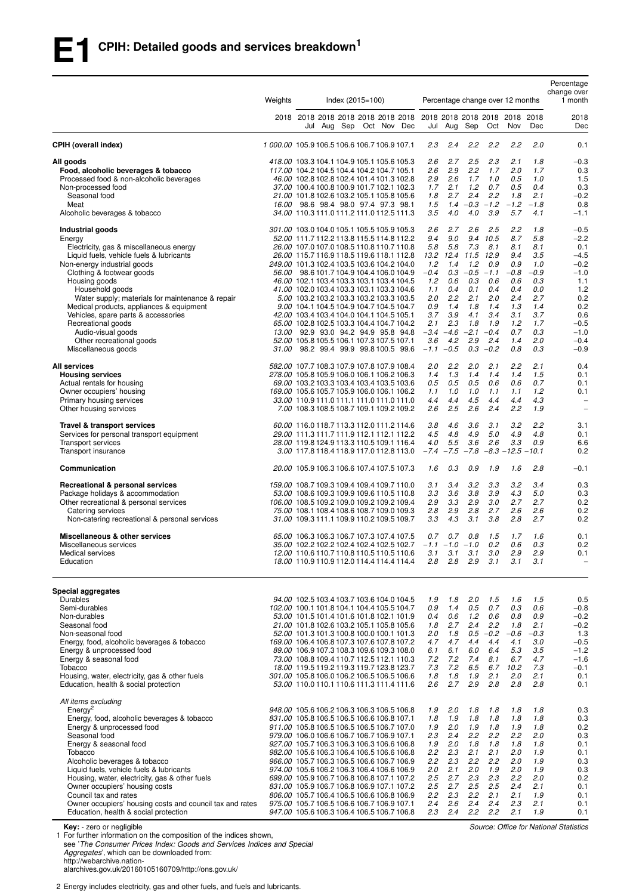# E1 CPIH: Detailed goods and services breakdown[1]

| | Weights | Index (2015=100) | | | | | | Percentage change over 12 months | | | | | | Percentage change over 1 month |
|---|---|---|---|---|---|---|---|---|---|---|---|---|---|---|
| | 2018 | 2018 Jul | 2018 Aug | 2018 Sep | 2018 Oct | 2018 Nov | 2018 Dec | 2018 Jul | 2018 Aug | 2018 Sep | 2018 Oct | 2018 Nov | 2018 Dec | 2018 Dec |
| **CPIH (overall index)** | 1 000.00 | 105.9 | 106.5 | 106.6 | 106.7 | 106.9 | 107.1 | 2.3 | 2.4 | 2.2 | 2.2 | 2.2 | 2.0 | 0.1 |
| **All goods** | 418.00 | 103.3 | 104.1 | 104.9 | 105.1 | 105.6 | 105.3 | 2.6 | 2.7 | 2.5 | 2.3 | 2.1 | 1.8 | −0.3 |
| **Food, alcoholic beverages & tobacco** | 117.00 | 104.2 | 104.5 | 104.4 | 104.2 | 104.7 | 105.1 | 2.6 | 2.9 | 2.2 | 1.7 | 2.0 | 1.7 | 0.3 |
| Processed food & non-alcoholic beverages | 46.00 | 102.8 | 102.8 | 102.4 | 101.4 | 101.3 | 102.8 | 2.9 | 2.6 | 1.7 | 1.0 | 0.5 | 1.0 | 1.5 |
| Non-processed food | 37.00 | 100.4 | 100.8 | 100.9 | 101.7 | 102.1 | 102.3 | 1.7 | 2.1 | 1.2 | 0.7 | 0.5 | 0.4 | 0.3 |
| Seasonal food | 21.00 | 101.8 | 102.6 | 103.2 | 105.1 | 105.8 | 105.6 | 1.8 | 2.7 | 2.4 | 2.2 | 1.8 | 2.1 | −0.2 |
| Meat | 16.00 | 98.6 | 98.4 | 98.0 | 97.4 | 97.3 | 98.1 | 1.5 | 1.4 | −0.3 | −1.2 | −1.2 | −1.8 | 0.8 |
| Alcoholic beverages & tobacco | 34.00 | 110.3 | 111.0 | 111.2 | 111.0 | 112.5 | 111.3 | 3.5 | 4.0 | 4.0 | 3.9 | 5.7 | 4.1 | −1.1 |
| **Industrial goods** | 301.00 | 103.0 | 104.0 | 105.1 | 105.5 | 105.9 | 105.3 | 2.6 | 2.7 | 2.6 | 2.5 | 2.2 | 1.8 | −0.5 |
| Energy | 52.00 | 111.7 | 112.2 | 113.8 | 115.5 | 114.8 | 112.2 | 9.4 | 9.0 | 9.4 | 10.5 | 8.7 | 5.8 | −2.2 |
| Electricity, gas & miscellaneous energy | 26.00 | 107.0 | 107.0 | 108.5 | 110.8 | 110.7 | 110.8 | 5.8 | 5.8 | 7.3 | 8.1 | 8.1 | 8.1 | 0.1 |
| Liquid fuels, vehicle fuels & lubricants | 26.00 | 115.7 | 116.9 | 118.5 | 119.6 | 118.1 | 112.8 | 13.2 | 12.4 | 11.5 | 12.9 | 9.4 | 3.5 | −4.5 |
| Non-energy industrial goods | 249.00 | 101.3 | 102.4 | 103.5 | 103.6 | 104.2 | 104.0 | 1.2 | 1.4 | 1.2 | 0.9 | 0.9 | 1.0 | −0.2 |
| Clothing & footwear goods | 56.00 | 98.6 | 101.7 | 104.9 | 104.4 | 106.0 | 104.9 | −0.4 | 0.3 | −0.5 | −1.1 | −0.8 | −0.9 | −1.0 |
| Housing goods | 46.00 | 102.1 | 103.4 | 103.3 | 103.1 | 103.4 | 104.5 | 1.2 | 0.6 | 0.3 | 0.6 | 0.6 | 0.3 | 1.1 |
| Household goods | 41.00 | 102.0 | 103.4 | 103.3 | 103.1 | 103.3 | 104.6 | 1.1 | 0.4 | 0.1 | 0.4 | 0.4 | 0.0 | 1.2 |
| Water supply; materials for maintenance & repair | 5.00 | 103.2 | 103.2 | 103.3 | 103.2 | 103.3 | 103.5 | 2.0 | 2.2 | 2.1 | 2.0 | 2.4 | 2.7 | 0.2 |
| Medical products, appliances & equipment | 9.00 | 104.1 | 104.5 | 104.9 | 104.7 | 104.5 | 104.7 | 0.9 | 1.4 | 1.8 | 1.4 | 1.3 | 1.4 | 0.2 |
| Vehicles, spare parts & accessories | 42.00 | 103.4 | 103.4 | 104.0 | 104.1 | 104.5 | 105.1 | 3.7 | 3.9 | 4.1 | 3.4 | 3.1 | 3.7 | 0.6 |
| Recreational goods | 65.00 | 102.8 | 102.5 | 103.3 | 104.4 | 104.7 | 104.2 | 2.1 | 2.3 | 1.8 | 1.9 | 1.2 | 1.7 | −0.5 |
| Audio-visual goods | 13.00 | 92.9 | 93.0 | 94.2 | 94.9 | 95.8 | 94.8 | −3.4 | −4.6 | −2.1 | −0.4 | 0.7 | 0.3 | −1.0 |
| Other recreational goods | 52.00 | 105.8 | 105.5 | 106.1 | 107.3 | 107.5 | 107.1 | 3.6 | 4.2 | 2.9 | 2.4 | 1.4 | 2.0 | −0.4 |
| Miscellaneous goods | 31.00 | 98.2 | 99.4 | 99.9 | 99.8 | 100.5 | 99.6 | −1.1 | −0.5 | 0.3 | −0.2 | 0.8 | 0.3 | −0.9 |
| **All services** | 582.00 | 107.7 | 108.3 | 107.9 | 107.8 | 107.9 | 108.4 | 2.0 | 2.2 | 2.0 | 2.1 | 2.2 | 2.1 | 0.4 |
| **Housing services** | 278.00 | 105.8 | 105.9 | 106.0 | 106.1 | 106.2 | 106.3 | 1.4 | 1.3 | 1.4 | 1.4 | 1.4 | 1.5 | 0.1 |
| Actual rentals for housing | 69.00 | 103.2 | 103.3 | 103.4 | 103.4 | 103.5 | 103.6 | 0.5 | 0.5 | 0.5 | 0.6 | 0.6 | 0.7 | 0.1 |
| Owner occupiers' housing | 169.00 | 105.6 | 105.7 | 105.9 | 106.0 | 106.1 | 106.2 | 1.1 | 1.0 | 1.0 | 1.1 | 1.1 | 1.2 | 0.1 |
| Primary housing services | 33.00 | 110.9 | 111.0 | 111.1 | 111.0 | 111.0 | 111.0 | 4.4 | 4.4 | 4.5 | 4.4 | 4.4 | 4.3 | – |
| Other housing services | 7.00 | 108.3 | 108.5 | 108.7 | 109.1 | 109.2 | 109.2 | 2.6 | 2.5 | 2.6 | 2.4 | 2.2 | 1.9 | – |
| **Travel & transport services** | 60.00 | 116.0 | 118.7 | 113.3 | 112.0 | 111.2 | 114.6 | 3.8 | 4.6 | 3.6 | 3.1 | 3.2 | 2.2 | 3.1 |
| Services for personal transport equipment | 29.00 | 111.3 | 111.7 | 111.9 | 112.1 | 112.1 | 112.2 | 4.5 | 4.8 | 4.9 | 5.0 | 4.9 | 4.8 | 0.1 |
| Transport services | 28.00 | 119.8 | 124.9 | 113.3 | 110.5 | 109.1 | 116.4 | 4.0 | 5.5 | 3.6 | 2.6 | 3.3 | 0.9 | 6.6 |
| Transport insurance | 3.00 | 117.8 | 118.4 | 118.9 | 117.0 | 112.8 | 113.0 | −7.4 | −7.5 | −7.8 | −8.3 | −12.5 | −10.1 | 0.2 |
| **Communication** | 20.00 | 105.9 | 106.3 | 106.6 | 107.4 | 107.5 | 107.3 | 1.6 | 0.3 | 0.9 | 1.9 | 1.6 | 2.8 | −0.1 |
| **Recreational & personal services** | 159.00 | 108.7 | 109.3 | 109.4 | 109.4 | 109.7 | 110.0 | 3.1 | 3.4 | 3.2 | 3.3 | 3.2 | 3.4 | 0.3 |
| Package holidays & accommodation | 53.00 | 108.6 | 109.3 | 109.9 | 109.6 | 110.5 | 110.8 | 3.3 | 3.6 | 3.8 | 3.9 | 4.3 | 5.0 | 0.3 |
| Other recreational & personal services | 106.00 | 108.5 | 109.2 | 109.0 | 109.2 | 109.2 | 109.4 | 2.9 | 3.3 | 2.9 | 3.0 | 2.7 | 2.7 | 0.2 |
| Catering services | 75.00 | 108.1 | 108.4 | 108.6 | 108.7 | 109.0 | 109.3 | 2.8 | 2.9 | 2.8 | 2.7 | 2.6 | 2.6 | 0.2 |
| Non-catering recreational & personal services | 31.00 | 109.3 | 111.1 | 109.9 | 110.2 | 109.5 | 109.7 | 3.3 | 4.3 | 3.1 | 3.8 | 2.8 | 2.7 | 0.2 |
| **Miscellaneous & other services** | 65.00 | 106.3 | 106.3 | 106.7 | 107.3 | 107.4 | 107.5 | 0.7 | 0.7 | 0.8 | 1.5 | 1.7 | 1.6 | 0.1 |
| Miscellaneous services | 35.00 | 102.2 | 102.2 | 102.4 | 102.4 | 102.5 | 102.7 | −1.1 | −1.0 | −1.0 | 0.2 | 0.6 | 0.3 | 0.2 |
| Medical services | 12.00 | 110.6 | 110.7 | 110.8 | 110.5 | 110.5 | 110.6 | 3.1 | 3.1 | 3.1 | 3.0 | 2.9 | 2.9 | 0.1 |
| Education | 18.00 | 110.9 | 110.9 | 112.0 | 114.4 | 114.4 | 114.4 | 2.8 | 2.8 | 2.9 | 3.1 | 3.1 | 3.1 | – |
| **Special aggregates** | | | | | | | | | | | | | | |
| Durables | 94.00 | 102.5 | 103.4 | 103.7 | 103.6 | 104.0 | 104.5 | 1.9 | 1.8 | 2.0 | 1.5 | 1.6 | 1.5 | 0.5 |
| Semi-durables | 102.00 | 100.1 | 101.8 | 104.1 | 104.4 | 105.5 | 104.7 | 0.9 | 1.4 | 0.5 | 0.7 | 0.3 | 0.6 | −0.8 |
| Non-durables | 53.00 | 101.5 | 101.4 | 101.6 | 101.8 | 102.1 | 101.9 | 0.4 | 0.6 | 1.2 | 0.6 | 0.8 | 0.9 | −0.2 |
| Seasonal food | 21.00 | 101.8 | 102.6 | 103.2 | 105.1 | 105.8 | 105.6 | 1.8 | 2.7 | 2.4 | 2.2 | 1.8 | 2.1 | −0.2 |
| Non-seasonal food | 52.00 | 101.3 | 101.3 | 100.8 | 100.0 | 100.1 | 101.3 | 2.0 | 1.8 | 0.5 | −0.2 | −0.6 | −0.3 | 1.3 |
| Energy, food, alcoholic beverages & tobacco | 169.00 | 106.4 | 106.8 | 107.3 | 107.6 | 107.8 | 107.2 | 4.7 | 4.7 | 4.4 | 4.4 | 4.1 | 3.0 | −0.5 |
| Energy & unprocessed food | 89.00 | 106.9 | 107.3 | 108.3 | 109.6 | 109.3 | 108.0 | 6.1 | 6.1 | 6.0 | 6.4 | 5.3 | 3.5 | −1.2 |
| Energy & seasonal food | 73.00 | 108.8 | 109.4 | 110.7 | 112.5 | 112.1 | 110.3 | 7.2 | 7.2 | 7.4 | 8.1 | 6.7 | 4.7 | −1.6 |
| Tobacco | 18.00 | 119.5 | 119.2 | 119.3 | 119.7 | 123.8 | 123.7 | 7.3 | 7.2 | 6.5 | 6.7 | 10.2 | 7.3 | −0.1 |
| Housing, water, electricity, gas & other fuels | 301.00 | 105.8 | 106.0 | 106.2 | 106.5 | 106.5 | 106.6 | 1.8 | 1.8 | 1.9 | 2.1 | 2.0 | 2.1 | 0.1 |
| Education, health & social protection | 53.00 | 110.0 | 110.1 | 110.6 | 111.3 | 111.4 | 111.6 | 2.6 | 2.7 | 2.9 | 2.8 | 2.8 | 2.8 | 0.1 |
| *All items excluding* | | | | | | | | | | | | | | |
| Energy[2] | 948.00 | 105.6 | 106.2 | 106.3 | 106.3 | 106.5 | 106.8 | 1.9 | 2.0 | 1.8 | 1.8 | 1.8 | 1.8 | 0.3 |
| Energy, food, alcoholic beverages & tobacco | 831.00 | 105.8 | 106.5 | 106.5 | 106.6 | 106.8 | 107.1 | 1.8 | 1.9 | 1.8 | 1.8 | 1.8 | 1.8 | 0.3 |
| Energy & unprocessed food | 911.00 | 105.8 | 106.5 | 106.5 | 106.5 | 106.7 | 107.0 | 1.9 | 2.0 | 1.9 | 1.8 | 1.9 | 1.8 | 0.2 |
| Seasonal food | 979.00 | 106.0 | 106.6 | 106.7 | 106.7 | 106.9 | 107.1 | 2.3 | 2.4 | 2.2 | 2.2 | 2.2 | 2.0 | 0.3 |
| Energy & seasonal food | 927.00 | 105.7 | 106.3 | 106.3 | 106.3 | 106.6 | 106.8 | 1.9 | 2.0 | 1.8 | 1.8 | 1.8 | 1.8 | 0.1 |
| Tobacco | 982.00 | 105.6 | 106.3 | 106.4 | 106.5 | 106.6 | 106.8 | 2.2 | 2.3 | 2.1 | 2.1 | 2.0 | 1.9 | 0.1 |
| Alcoholic beverages & tobacco | 966.00 | 105.7 | 106.3 | 106.5 | 106.6 | 106.7 | 106.9 | 2.2 | 2.3 | 2.2 | 2.2 | 2.0 | 1.9 | 0.3 |
| Liquid fuels, vehicle fuels & lubricants | 974.00 | 105.6 | 106.2 | 106.3 | 106.4 | 106.6 | 106.9 | 2.0 | 2.1 | 2.0 | 1.9 | 2.0 | 1.9 | 0.3 |
| Housing, water, electricity, gas & other fuels | 699.00 | 105.9 | 106.7 | 106.8 | 106.8 | 107.1 | 107.4 | 2.5 | 2.7 | 2.3 | 2.3 | 2.2 | 2.0 | 0.2 |
| Owner occupiers' housing costs | 831.00 | 105.9 | 106.7 | 106.8 | 106.9 | 107.1 | 107.3 | 2.5 | 2.7 | 2.5 | 2.5 | 2.4 | 2.1 | 0.1 |
| Council tax and rates | 806.00 | 105.7 | 106.4 | 106.5 | 106.6 | 106.8 | 106.9 | 2.2 | 2.3 | 2.2 | 2.1 | 2.1 | 1.9 | 0.1 |
| Owner occupiers' housing costs and council tax and rates | 975.00 | 105.7 | 106.5 | 106.6 | 106.7 | 106.9 | 107.1 | 2.4 | 2.6 | 2.4 | 2.4 | 2.3 | 2.1 | 0.1 |
| Education, health & social protection | 947.00 | 105.6 | 106.3 | 106.4 | 106.5 | 106.7 | 106.8 | 2.3 | 2.4 | 2.2 | 2.2 | 2.1 | 1.9 | 0.1 |

**Key:** - zero or negligible

*Source: Office for National Statistics*

1 For further information on the composition of the indices shown, see '*The Consumer Prices Index: Goods and Services Indices and Special Aggregates*', which can be downloaded from: http://webarchive.nationalarchives.gov.uk/20160105160709/http://ons.gov.uk/

2 Energy includes electricity, gas and other fuels, and fuels and lubricants.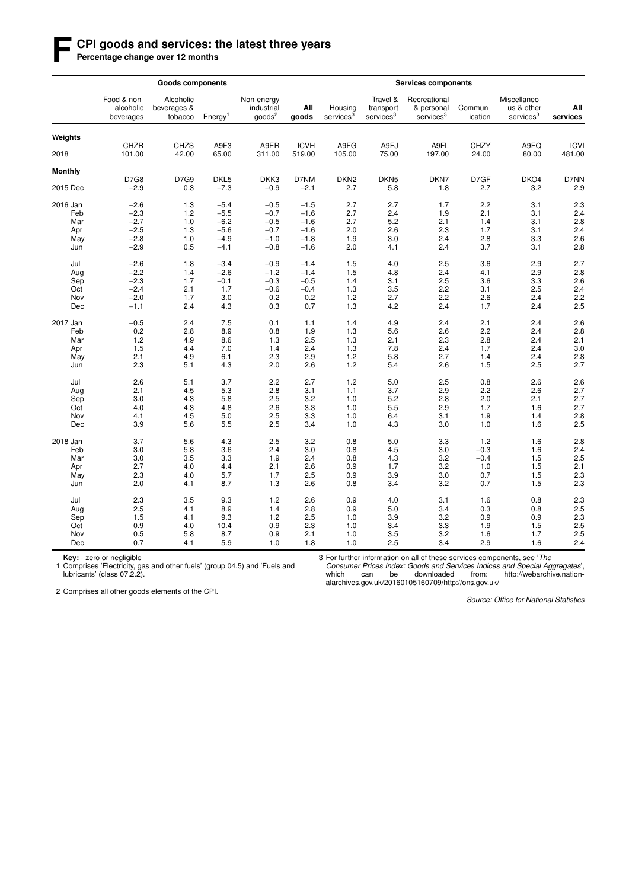# F CPI goods and services: the latest three years

**Percentage change over 12 months**

| | Goods components | | | | | Services components | | | | | |
|---|---|---|---|---|---|---|---|---|---|---|---|
| | Food & non-alcoholic beverages | Alcoholic beverages & tobacco | Energy[1] | Non-energy industrial goods[2] | **All goods** | Housing services[3] | Travel & transport services[3] | Recreational & personal services[3] | Commun-ication | Miscellaneo-us & other services[3] | **All services** |
| **Weights** | CHZR | CHZS | A9F3 | A9ER | ICVH | A9FG | A9FJ | A9FL | CHZY | A9FQ | ICVI |
| 2018 | 101.00 | 42.00 | 65.00 | 311.00 | 519.00 | 105.00 | 75.00 | 197.00 | 24.00 | 80.00 | 481.00 |
| **Monthly** | D7G8 | D7G9 | DKL5 | DKK3 | D7NM | DKN2 | DKN5 | DKN7 | D7GF | DKO4 | D7NN |
| 2015 Dec | −2.9 | 0.3 | −7.3 | −0.9 | −2.1 | 2.7 | 5.8 | 1.8 | 2.7 | 3.2 | 2.9 |
| 2016 Jan | −2.6 | 1.3 | −5.4 | −0.5 | −1.5 | 2.7 | 2.7 | 1.7 | 2.2 | 3.1 | 2.3 |
| Feb | −2.3 | 1.2 | −5.5 | −0.7 | −1.6 | 2.7 | 2.4 | 1.9 | 2.1 | 3.1 | 2.4 |
| Mar | −2.7 | 1.0 | −6.2 | −0.5 | −1.6 | 2.7 | 5.2 | 2.1 | 1.4 | 3.1 | 2.8 |
| Apr | −2.5 | 1.3 | −5.6 | −0.7 | −1.6 | 2.0 | 2.6 | 2.3 | 1.7 | 3.1 | 2.4 |
| May | −2.8 | 1.0 | −4.9 | −1.0 | −1.8 | 1.9 | 3.0 | 2.4 | 2.8 | 3.3 | 2.6 |
| Jun | −2.9 | 0.5 | −4.1 | −0.8 | −1.6 | 2.0 | 4.1 | 2.4 | 3.7 | 3.1 | 2.8 |
| Jul | −2.6 | 1.8 | −3.4 | −0.9 | −1.4 | 1.5 | 4.0 | 2.5 | 3.6 | 2.9 | 2.7 |
| Aug | −2.2 | 1.4 | −2.6 | −1.2 | −1.4 | 1.5 | 4.8 | 2.4 | 4.1 | 2.9 | 2.8 |
| Sep | −2.3 | 1.7 | −0.1 | −0.3 | −0.5 | 1.4 | 3.1 | 2.5 | 3.6 | 3.3 | 2.6 |
| Oct | −2.4 | 2.1 | 1.7 | −0.6 | −0.4 | 1.3 | 3.5 | 2.2 | 3.1 | 2.5 | 2.4 |
| Nov | −2.0 | 1.7 | 3.0 | 0.2 | 0.2 | 1.2 | 2.7 | 2.2 | 2.6 | 2.4 | 2.2 |
| Dec | −1.1 | 2.4 | 4.3 | 0.3 | 0.7 | 1.3 | 4.2 | 2.4 | 1.7 | 2.4 | 2.5 |
| 2017 Jan | −0.5 | 2.4 | 7.5 | 0.1 | 1.1 | 1.4 | 4.9 | 2.4 | 2.1 | 2.4 | 2.6 |
| Feb | 0.2 | 2.8 | 8.9 | 0.8 | 1.9 | 1.3 | 5.6 | 2.6 | 2.2 | 2.4 | 2.8 |
| Mar | 1.2 | 4.9 | 8.6 | 1.3 | 2.5 | 1.3 | 2.1 | 2.3 | 2.8 | 2.4 | 2.1 |
| Apr | 1.5 | 4.4 | 7.0 | 1.4 | 2.4 | 1.3 | 7.8 | 2.4 | 1.7 | 2.4 | 3.0 |
| May | 2.1 | 4.9 | 6.1 | 2.3 | 2.9 | 1.2 | 5.8 | 2.7 | 1.4 | 2.4 | 2.8 |
| Jun | 2.3 | 5.1 | 4.3 | 2.0 | 2.6 | 1.2 | 5.4 | 2.6 | 1.5 | 2.5 | 2.7 |
| Jul | 2.6 | 5.1 | 3.7 | 2.2 | 2.7 | 1.2 | 5.0 | 2.5 | 0.8 | 2.6 | 2.6 |
| Aug | 2.1 | 4.5 | 5.3 | 2.8 | 3.1 | 1.1 | 3.7 | 2.9 | 2.2 | 2.6 | 2.7 |
| Sep | 3.0 | 4.3 | 5.8 | 2.5 | 3.2 | 1.0 | 5.2 | 2.8 | 2.0 | 2.1 | 2.7 |
| Oct | 4.0 | 4.3 | 4.8 | 2.6 | 3.3 | 1.0 | 5.5 | 2.9 | 1.7 | 1.6 | 2.7 |
| Nov | 4.1 | 4.5 | 5.0 | 2.5 | 3.3 | 1.0 | 6.4 | 3.1 | 1.9 | 1.4 | 2.8 |
| Dec | 3.9 | 5.6 | 5.5 | 2.5 | 3.4 | 1.0 | 4.3 | 3.0 | 1.0 | 1.6 | 2.5 |
| 2018 Jan | 3.7 | 5.6 | 4.3 | 2.5 | 3.2 | 0.8 | 5.0 | 3.3 | 1.2 | 1.6 | 2.8 |
| Feb | 3.0 | 5.8 | 3.6 | 2.4 | 3.0 | 0.8 | 4.5 | 3.0 | −0.3 | 1.6 | 2.4 |
| Mar | 3.0 | 3.5 | 3.3 | 1.9 | 2.4 | 0.8 | 4.3 | 3.2 | −0.4 | 1.5 | 2.5 |
| Apr | 2.7 | 4.0 | 4.4 | 2.1 | 2.6 | 0.9 | 1.7 | 3.2 | 1.0 | 1.5 | 2.1 |
| May | 2.3 | 4.0 | 5.7 | 1.7 | 2.5 | 0.9 | 3.9 | 3.0 | 0.7 | 1.5 | 2.3 |
| Jun | 2.0 | 4.1 | 8.7 | 1.3 | 2.6 | 0.8 | 3.4 | 3.2 | 0.7 | 1.5 | 2.3 |
| Jul | 2.3 | 3.5 | 9.3 | 1.2 | 2.6 | 0.9 | 4.0 | 3.1 | 1.6 | 0.8 | 2.3 |
| Aug | 2.5 | 4.1 | 8.9 | 1.4 | 2.8 | 0.9 | 5.0 | 3.4 | 0.3 | 0.8 | 2.5 |
| Sep | 1.5 | 4.1 | 9.3 | 1.2 | 2.5 | 1.0 | 3.9 | 3.2 | 0.9 | 0.9 | 2.3 |
| Oct | 0.9 | 4.0 | 10.4 | 0.9 | 2.3 | 1.0 | 3.4 | 3.3 | 1.9 | 1.5 | 2.5 |
| Nov | 0.5 | 5.8 | 8.7 | 0.9 | 2.1 | 1.0 | 3.5 | 3.2 | 1.6 | 1.7 | 2.5 |
| Dec | 0.7 | 4.1 | 5.9 | 1.0 | 1.8 | 1.0 | 2.5 | 3.4 | 2.9 | 1.6 | 2.4 |

**Key:** - zero or negligible

1 Comprises 'Electricity, gas and other fuels' (group 04.5) and 'Fuels and lubricants' (class 07.2.2).

2 Comprises all other goods elements of the CPI.

3 For further information on all of these services components, see '*The Consumer Prices Index: Goods and Services Indices and Special Aggregates*', which can be downloaded from: http://webarchive.nationalarchives.gov.uk/20160105160709/http://ons.gov.uk/

*Source: Office for National Statistics*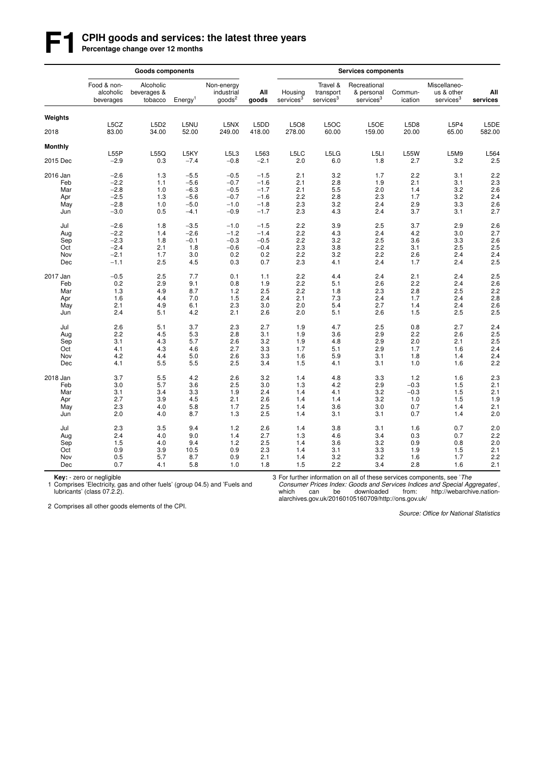# F1 CPIH goods and services: the latest three years

**Percentage change over 12 months**

| | Goods components | | | | | Services components | | | | | |
|---|---|---|---|---|---|---|---|---|---|---|---|
| | Food & non-alcoholic beverages | Alcoholic beverages & tobacco | Energy[1] | Non-energy industrial goods[2] | **All goods** | Housing services[3] | Travel & transport services[3] | Recreational & personal services[3] | Communication | Miscellaneous & other services[3] | **All services** |
| **Weights** | L5CZ | L5D2 | L5NU | L5NX | L5DD | L5O8 | L5OC | L5OE | L5D8 | L5P4 | L5DE |
| 2018 | 83.00 | 34.00 | 52.00 | 249.00 | 418.00 | 278.00 | 60.00 | 159.00 | 20.00 | 65.00 | 582.00 |
| **Monthly** | L55P | L55Q | L5KY | L5L3 | L563 | L5LC | L5LG | L5LI | L55W | L5M9 | L564 |
| 2015 Dec | −2.9 | 0.3 | −7.4 | −0.8 | −2.1 | 2.0 | 6.0 | 1.8 | 2.7 | 3.2 | 2.5 |
| 2016 Jan | −2.6 | 1.3 | −5.5 | −0.5 | −1.5 | 2.1 | 3.2 | 1.7 | 2.2 | 3.1 | 2.2 |
| Feb | −2.2 | 1.1 | −5.6 | −0.7 | −1.6 | 2.1 | 2.8 | 1.9 | 2.1 | 3.1 | 2.3 |
| Mar | −2.8 | 1.0 | −6.3 | −0.5 | −1.7 | 2.1 | 5.5 | 2.0 | 1.4 | 3.2 | 2.6 |
| Apr | −2.5 | 1.3 | −5.6 | −0.7 | −1.6 | 2.2 | 2.8 | 2.3 | 1.7 | 3.2 | 2.4 |
| May | −2.8 | 1.0 | −5.0 | −1.0 | −1.8 | 2.3 | 3.2 | 2.4 | 2.9 | 3.3 | 2.6 |
| Jun | −3.0 | 0.5 | −4.1 | −0.9 | −1.7 | 2.3 | 4.3 | 2.4 | 3.7 | 3.1 | 2.7 |
| Jul | −2.6 | 1.8 | −3.5 | −1.0 | −1.5 | 2.2 | 3.9 | 2.5 | 3.7 | 2.9 | 2.6 |
| Aug | −2.2 | 1.4 | −2.6 | −1.2 | −1.4 | 2.2 | 4.3 | 2.4 | 4.2 | 3.0 | 2.7 |
| Sep | −2.3 | 1.8 | −0.1 | −0.3 | −0.5 | 2.2 | 3.2 | 2.5 | 3.6 | 3.3 | 2.6 |
| Oct | −2.4 | 2.1 | 1.8 | −0.6 | −0.4 | 2.3 | 3.8 | 2.2 | 3.1 | 2.5 | 2.5 |
| Nov | −2.1 | 1.7 | 3.0 | 0.2 | 0.2 | 2.2 | 3.2 | 2.2 | 2.6 | 2.4 | 2.4 |
| Dec | −1.1 | 2.5 | 4.5 | 0.3 | 0.7 | 2.3 | 4.1 | 2.4 | 1.7 | 2.4 | 2.5 |
| 2017 Jan | −0.5 | 2.5 | 7.7 | 0.1 | 1.1 | 2.2 | 4.4 | 2.4 | 2.1 | 2.4 | 2.5 |
| Feb | 0.2 | 2.9 | 9.1 | 0.8 | 1.9 | 2.2 | 5.1 | 2.6 | 2.2 | 2.4 | 2.6 |
| Mar | 1.3 | 4.9 | 8.7 | 1.2 | 2.5 | 2.2 | 1.8 | 2.3 | 2.8 | 2.5 | 2.2 |
| Apr | 1.6 | 4.4 | 7.0 | 1.5 | 2.4 | 2.1 | 7.3 | 2.4 | 1.7 | 2.4 | 2.8 |
| May | 2.1 | 4.9 | 6.1 | 2.3 | 3.0 | 2.0 | 5.4 | 2.7 | 1.4 | 2.4 | 2.6 |
| Jun | 2.4 | 5.1 | 4.2 | 2.1 | 2.6 | 2.0 | 5.1 | 2.6 | 1.5 | 2.5 | 2.5 |
| Jul | 2.6 | 5.1 | 3.7 | 2.3 | 2.7 | 1.9 | 4.7 | 2.5 | 0.8 | 2.7 | 2.4 |
| Aug | 2.2 | 4.5 | 5.3 | 2.8 | 3.1 | 1.9 | 3.6 | 2.9 | 2.2 | 2.6 | 2.5 |
| Sep | 3.1 | 4.3 | 5.7 | 2.6 | 3.2 | 1.9 | 4.8 | 2.9 | 2.0 | 2.1 | 2.5 |
| Oct | 4.1 | 4.3 | 4.6 | 2.7 | 3.3 | 1.7 | 5.1 | 2.9 | 1.7 | 1.6 | 2.4 |
| Nov | 4.2 | 4.4 | 5.0 | 2.6 | 3.3 | 1.6 | 5.9 | 3.1 | 1.8 | 1.4 | 2.4 |
| Dec | 4.1 | 5.5 | 5.5 | 2.5 | 3.4 | 1.5 | 4.1 | 3.1 | 1.0 | 1.6 | 2.2 |
| 2018 Jan | 3.7 | 5.5 | 4.2 | 2.6 | 3.2 | 1.4 | 4.8 | 3.3 | 1.2 | 1.6 | 2.3 |
| Feb | 3.0 | 5.7 | 3.6 | 2.5 | 3.0 | 1.3 | 4.2 | 2.9 | −0.3 | 1.5 | 2.1 |
| Mar | 3.1 | 3.4 | 3.3 | 1.9 | 2.4 | 1.4 | 4.1 | 3.2 | −0.3 | 1.5 | 2.1 |
| Apr | 2.7 | 3.9 | 4.5 | 2.1 | 2.6 | 1.4 | 1.4 | 3.2 | 1.0 | 1.5 | 1.9 |
| May | 2.3 | 4.0 | 5.8 | 1.7 | 2.5 | 1.4 | 3.6 | 3.0 | 0.7 | 1.4 | 2.1 |
| Jun | 2.0 | 4.0 | 8.7 | 1.3 | 2.5 | 1.4 | 3.1 | 3.1 | 0.7 | 1.4 | 2.0 |
| Jul | 2.3 | 3.5 | 9.4 | 1.2 | 2.6 | 1.4 | 3.8 | 3.1 | 1.6 | 0.7 | 2.0 |
| Aug | 2.4 | 4.0 | 9.0 | 1.4 | 2.7 | 1.3 | 4.6 | 3.4 | 0.3 | 0.7 | 2.2 |
| Sep | 1.5 | 4.0 | 9.4 | 1.2 | 2.5 | 1.4 | 3.6 | 3.2 | 0.9 | 0.8 | 2.0 |
| Oct | 0.9 | 3.9 | 10.5 | 0.9 | 2.3 | 1.4 | 3.1 | 3.3 | 1.9 | 1.5 | 2.1 |
| Nov | 0.5 | 5.7 | 8.7 | 0.9 | 2.1 | 1.4 | 3.2 | 3.2 | 1.6 | 1.7 | 2.2 |
| Dec | 0.7 | 4.1 | 5.8 | 1.0 | 1.8 | 1.5 | 2.2 | 3.4 | 2.8 | 1.6 | 2.1 |

**Key:** - zero or negligible

1 Comprises 'Electricity, gas and other fuels' (group 04.5) and 'Fuels and lubricants' (class 07.2.2).

2 Comprises all other goods elements of the CPI.

3 For further information on all of these services components, see '*The Consumer Prices Index: Goods and Services Indices and Special Aggregates*', which can be downloaded from: http://webarchive.nationalarchives.gov.uk/20160105160709/http://ons.gov.uk/

*Source: Office for National Statistics*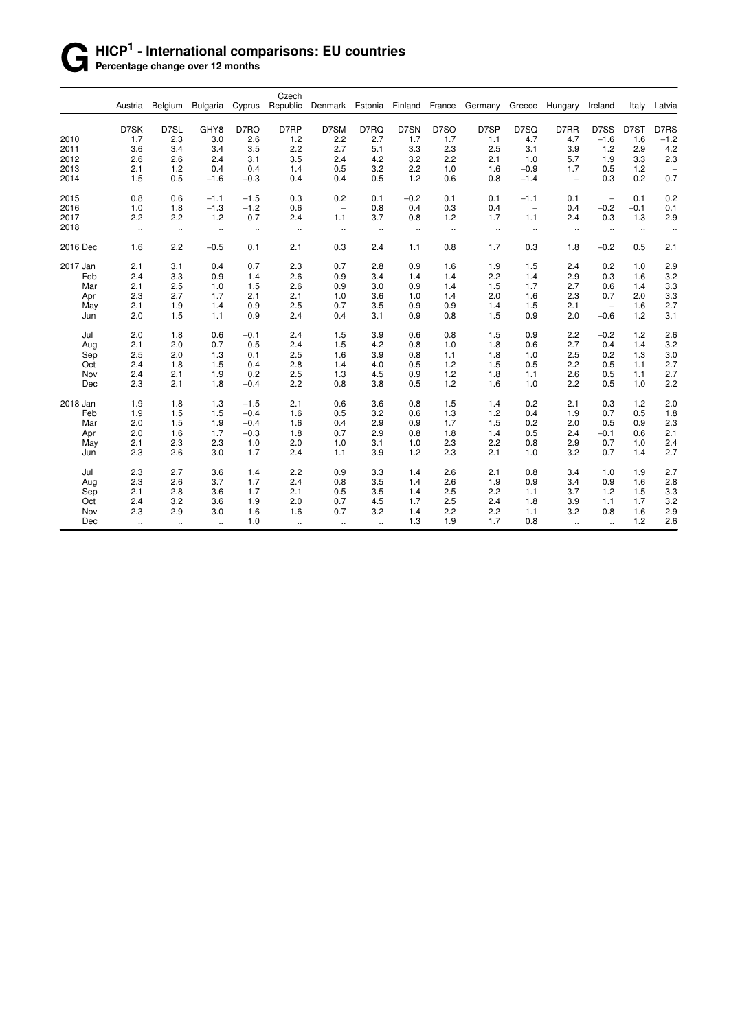# G HICP[1] - International comparisons: EU countries

**Percentage change over 12 months**

| | Austria | Belgium | Bulgaria | Cyprus | Czech Republic | Denmark | Estonia | Finland | France | Germany | Greece | Hungary | Ireland | Italy | Latvia |
|---|---|---|---|---|---|---|---|---|---|---|---|---|---|---|---|
| | D7SK | D7SL | GHY8 | D7RO | D7RP | D7SM | D7RQ | D7SN | D7SO | D7SP | D7SQ | D7RR | D7SS | D7ST | D7RS |
| 2010 | 1.7 | 2.3 | 3.0 | 2.6 | 1.2 | 2.2 | 2.7 | 1.7 | 1.7 | 1.1 | 4.7 | 4.7 | −1.6 | 1.6 | −1.2 |
| 2011 | 3.6 | 3.4 | 3.4 | 3.5 | 2.2 | 2.7 | 5.1 | 3.3 | 2.3 | 2.5 | 3.1 | 3.9 | 1.2 | 2.9 | 4.2 |
| 2012 | 2.6 | 2.6 | 2.4 | 3.1 | 3.5 | 2.4 | 4.2 | 3.2 | 2.2 | 2.1 | 1.0 | 5.7 | 1.9 | 3.3 | 2.3 |
| 2013 | 2.1 | 1.2 | 0.4 | 0.4 | 1.4 | 0.5 | 3.2 | 2.2 | 1.0 | 1.6 | −0.9 | 1.7 | 0.5 | 1.2 | – |
| 2014 | 1.5 | 0.5 | −1.6 | −0.3 | 0.4 | 0.4 | 0.5 | 1.2 | 0.6 | 0.8 | −1.4 | – | 0.3 | 0.2 | 0.7 |
| 2015 | 0.8 | 0.6 | −1.1 | −1.5 | 0.3 | 0.2 | 0.1 | −0.2 | 0.1 | 0.1 | −1.1 | 0.1 | – | 0.1 | 0.2 |
| 2016 | 1.0 | 1.8 | −1.3 | −1.2 | 0.6 | – | 0.8 | 0.4 | 0.3 | 0.4 | – | 0.4 | −0.2 | −0.1 | 0.1 |
| 2017 | 2.2 | 2.2 | 1.2 | 0.7 | 2.4 | 1.1 | 3.7 | 0.8 | 1.2 | 1.7 | 1.1 | 2.4 | 0.3 | 1.3 | 2.9 |
| 2018 | .. | .. | .. | .. | .. | .. | .. | .. | .. | .. | .. | .. | .. | .. | .. |
| 2016 Dec | 1.6 | 2.2 | −0.5 | 0.1 | 2.1 | 0.3 | 2.4 | 1.1 | 0.8 | 1.7 | 0.3 | 1.8 | −0.2 | 0.5 | 2.1 |
| 2017 Jan | 2.1 | 3.1 | 0.4 | 0.7 | 2.3 | 0.7 | 2.8 | 0.9 | 1.6 | 1.9 | 1.5 | 2.4 | 0.2 | 1.0 | 2.9 |
| Feb | 2.4 | 3.3 | 0.9 | 1.4 | 2.6 | 0.9 | 3.4 | 1.4 | 1.4 | 2.2 | 1.4 | 2.9 | 0.3 | 1.6 | 3.2 |
| Mar | 2.1 | 2.5 | 1.0 | 1.5 | 2.6 | 0.9 | 3.0 | 0.9 | 1.4 | 1.5 | 1.7 | 2.7 | 0.6 | 1.4 | 3.3 |
| Apr | 2.3 | 2.7 | 1.7 | 2.1 | 2.1 | 1.0 | 3.6 | 1.0 | 1.4 | 2.0 | 1.6 | 2.3 | 0.7 | 2.0 | 3.3 |
| May | 2.1 | 1.9 | 1.4 | 0.9 | 2.5 | 0.7 | 3.5 | 0.9 | 0.9 | 1.4 | 1.5 | 2.1 | – | 1.6 | 2.7 |
| Jun | 2.0 | 1.5 | 1.1 | 0.9 | 2.4 | 0.4 | 3.1 | 0.9 | 0.8 | 1.5 | 0.9 | 2.0 | −0.6 | 1.2 | 3.1 |
| Jul | 2.0 | 1.8 | 0.6 | −0.1 | 2.4 | 1.5 | 3.9 | 0.6 | 0.8 | 1.5 | 0.9 | 2.2 | −0.2 | 1.2 | 2.6 |
| Aug | 2.1 | 2.0 | 0.7 | 0.5 | 2.4 | 1.5 | 4.2 | 0.8 | 1.0 | 1.8 | 0.6 | 2.7 | 0.4 | 1.4 | 3.2 |
| Sep | 2.5 | 2.0 | 1.3 | 0.1 | 2.5 | 1.6 | 3.9 | 0.8 | 1.1 | 1.8 | 1.0 | 2.5 | 0.2 | 1.3 | 3.0 |
| Oct | 2.4 | 1.8 | 1.5 | 0.4 | 2.8 | 1.4 | 4.0 | 0.5 | 1.2 | 1.5 | 0.5 | 2.2 | 0.5 | 1.1 | 2.7 |
| Nov | 2.4 | 2.1 | 1.9 | 0.2 | 2.5 | 1.3 | 4.5 | 0.9 | 1.2 | 1.8 | 1.1 | 2.6 | 0.5 | 1.1 | 2.7 |
| Dec | 2.3 | 2.1 | 1.8 | −0.4 | 2.2 | 0.8 | 3.8 | 0.5 | 1.2 | 1.6 | 1.0 | 2.2 | 0.5 | 1.0 | 2.2 |
| 2018 Jan | 1.9 | 1.8 | 1.3 | −1.5 | 2.1 | 0.6 | 3.6 | 0.8 | 1.5 | 1.4 | 0.2 | 2.1 | 0.3 | 1.2 | 2.0 |
| Feb | 1.9 | 1.5 | 1.5 | −0.4 | 1.6 | 0.5 | 3.2 | 0.6 | 1.3 | 1.2 | 0.4 | 1.9 | 0.7 | 0.5 | 1.8 |
| Mar | 2.0 | 1.5 | 1.9 | −0.4 | 1.6 | 0.4 | 2.9 | 0.9 | 1.7 | 1.5 | 0.2 | 2.0 | 0.5 | 0.9 | 2.3 |
| Apr | 2.0 | 1.6 | 1.7 | −0.3 | 1.8 | 0.7 | 2.9 | 0.8 | 1.8 | 1.4 | 0.5 | 2.4 | −0.1 | 0.6 | 2.1 |
| May | 2.1 | 2.3 | 2.3 | 1.0 | 2.0 | 1.0 | 3.1 | 1.0 | 2.3 | 2.2 | 0.8 | 2.9 | 0.7 | 1.0 | 2.4 |
| Jun | 2.3 | 2.6 | 3.0 | 1.7 | 2.4 | 1.1 | 3.9 | 1.2 | 2.3 | 2.1 | 1.0 | 3.2 | 0.7 | 1.4 | 2.7 |
| Jul | 2.3 | 2.7 | 3.6 | 1.4 | 2.2 | 0.9 | 3.3 | 1.4 | 2.6 | 2.1 | 0.8 | 3.4 | 1.0 | 1.9 | 2.7 |
| Aug | 2.3 | 2.6 | 3.7 | 1.7 | 2.4 | 0.8 | 3.5 | 1.4 | 2.6 | 1.9 | 0.9 | 3.4 | 0.9 | 1.6 | 2.8 |
| Sep | 2.1 | 2.8 | 3.6 | 1.7 | 2.1 | 0.5 | 3.5 | 1.4 | 2.5 | 2.2 | 1.1 | 3.7 | 1.2 | 1.5 | 3.3 |
| Oct | 2.4 | 3.2 | 3.6 | 1.9 | 2.0 | 0.7 | 4.5 | 1.7 | 2.5 | 2.4 | 1.8 | 3.9 | 1.1 | 1.7 | 3.2 |
| Nov | 2.3 | 2.9 | 3.0 | 1.6 | 1.6 | 0.7 | 3.2 | 1.4 | 2.2 | 2.2 | 1.1 | 3.2 | 0.8 | 1.6 | 2.9 |
| Dec | .. | .. | .. | 1.0 | .. | .. | .. | 1.3 | 1.9 | 1.7 | 0.8 | .. | .. | 1.2 | 2.6 |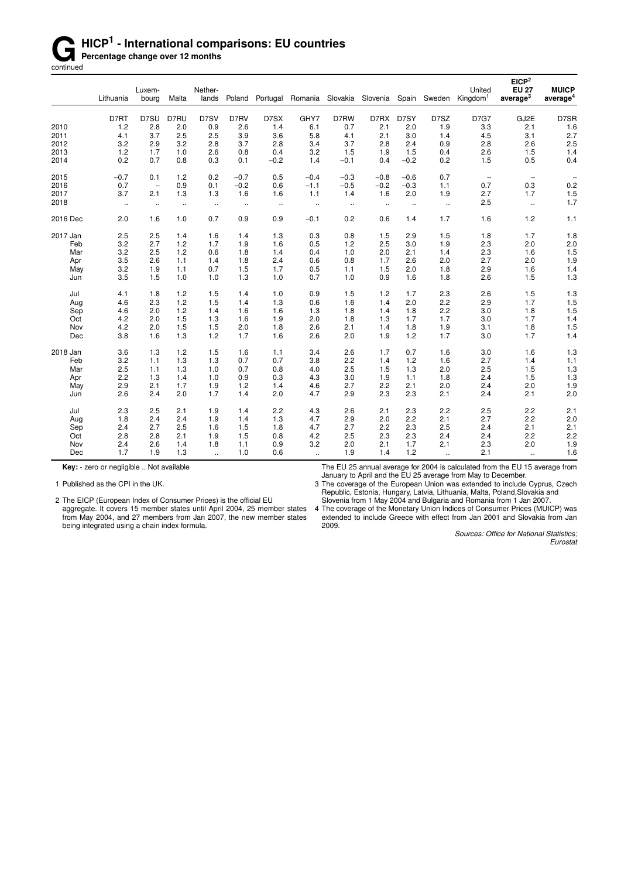# G HICP[1] - International comparisons: EU countries

**Percentage change over 12 months**

continued

| | Lithuania | Luxem-bourg | Malta | Nether-lands | Poland | Portugal | Romania | Slovakia | Slovenia | Spain | Sweden | United Kingdom[1] | EICP[2] EU 27 average[3] | MUICP average[4] |
|---|---|---|---|---|---|---|---|---|---|---|---|---|---|---|
| | D7RT | D7SU | D7RU | D7SV | D7RV | D7SX | GHY7 | D7RW | D7RX | D7SY | D7SZ | D7G7 | GJ2E | D7SR |
| 2010 | 1.2 | 2.8 | 2.0 | 0.9 | 2.6 | 1.4 | 6.1 | 0.7 | 2.1 | 2.0 | 1.9 | 3.3 | 2.1 | 1.6 |
| 2011 | 4.1 | 3.7 | 2.5 | 2.5 | 3.9 | 3.6 | 5.8 | 4.1 | 2.1 | 3.0 | 1.4 | 4.5 | 3.1 | 2.7 |
| 2012 | 3.2 | 2.9 | 3.2 | 2.8 | 3.7 | 2.8 | 3.4 | 3.7 | 2.8 | 2.4 | 0.9 | 2.8 | 2.6 | 2.5 |
| 2013 | 1.2 | 1.7 | 1.0 | 2.6 | 0.8 | 0.4 | 3.2 | 1.5 | 1.9 | 1.5 | 0.4 | 2.6 | 1.5 | 1.4 |
| 2014 | 0.2 | 0.7 | 0.8 | 0.3 | 0.1 | −0.2 | 1.4 | −0.1 | 0.4 | −0.2 | 0.2 | 1.5 | 0.5 | 0.4 |
| 2015 | −0.7 | 0.1 | 1.2 | 0.2 | −0.7 | 0.5 | −0.4 | −0.3 | −0.8 | −0.6 | 0.7 | – | – | – |
| 2016 | 0.7 | – | 0.9 | 0.1 | −0.2 | 0.6 | −1.1 | −0.5 | −0.2 | −0.3 | 1.1 | 0.7 | 0.3 | 0.2 |
| 2017 | 3.7 | 2.1 | 1.3 | 1.3 | 1.6 | 1.6 | 1.1 | 1.4 | 1.6 | 2.0 | 1.9 | 2.7 | 1.7 | 1.5 |
| 2018 | .. | .. | .. | .. | .. | .. | .. | .. | .. | .. | .. | 2.5 | .. | 1.7 |
| 2016 Dec | 2.0 | 1.6 | 1.0 | 0.7 | 0.9 | 0.9 | −0.1 | 0.2 | 0.6 | 1.4 | 1.7 | 1.6 | 1.2 | 1.1 |
| 2017 Jan | 2.5 | 2.5 | 1.4 | 1.6 | 1.4 | 1.3 | 0.3 | 0.8 | 1.5 | 2.9 | 1.5 | 1.8 | 1.7 | 1.8 |
| Feb | 3.2 | 2.7 | 1.2 | 1.7 | 1.9 | 1.6 | 0.5 | 1.2 | 2.5 | 3.0 | 1.9 | 2.3 | 2.0 | 2.0 |
| Mar | 3.2 | 2.5 | 1.2 | 0.6 | 1.8 | 1.4 | 0.4 | 1.0 | 2.0 | 2.1 | 1.4 | 2.3 | 1.6 | 1.5 |
| Apr | 3.5 | 2.6 | 1.1 | 1.4 | 1.8 | 2.4 | 0.6 | 0.8 | 1.7 | 2.6 | 2.0 | 2.7 | 2.0 | 1.9 |
| May | 3.2 | 1.9 | 1.1 | 0.7 | 1.5 | 1.7 | 0.5 | 1.1 | 1.5 | 2.0 | 1.8 | 2.9 | 1.6 | 1.4 |
| Jun | 3.5 | 1.5 | 1.0 | 1.0 | 1.3 | 1.0 | 0.7 | 1.0 | 0.9 | 1.6 | 1.8 | 2.6 | 1.5 | 1.3 |
| Jul | 4.1 | 1.8 | 1.2 | 1.5 | 1.4 | 1.0 | 0.9 | 1.5 | 1.2 | 1.7 | 2.3 | 2.6 | 1.5 | 1.3 |
| Aug | 4.6 | 2.3 | 1.2 | 1.5 | 1.4 | 1.3 | 0.6 | 1.6 | 1.4 | 2.0 | 2.2 | 2.9 | 1.7 | 1.5 |
| Sep | 4.6 | 2.0 | 1.2 | 1.4 | 1.6 | 1.6 | 1.3 | 1.8 | 1.4 | 1.8 | 2.2 | 3.0 | 1.8 | 1.5 |
| Oct | 4.2 | 2.0 | 1.5 | 1.3 | 1.6 | 1.9 | 2.0 | 1.8 | 1.3 | 1.7 | 1.7 | 3.0 | 1.7 | 1.4 |
| Nov | 4.2 | 2.0 | 1.5 | 1.5 | 2.0 | 1.8 | 2.6 | 2.1 | 1.4 | 1.8 | 1.9 | 3.1 | 1.8 | 1.5 |
| Dec | 3.8 | 1.6 | 1.3 | 1.2 | 1.7 | 1.6 | 2.6 | 2.0 | 1.9 | 1.2 | 1.7 | 3.0 | 1.7 | 1.4 |
| 2018 Jan | 3.6 | 1.3 | 1.2 | 1.5 | 1.6 | 1.1 | 3.4 | 2.6 | 1.7 | 0.7 | 1.6 | 3.0 | 1.6 | 1.3 |
| Feb | 3.2 | 1.1 | 1.3 | 1.3 | 0.7 | 0.7 | 3.8 | 2.2 | 1.4 | 1.2 | 1.6 | 2.7 | 1.4 | 1.1 |
| Mar | 2.5 | 1.1 | 1.3 | 1.0 | 0.7 | 0.8 | 4.0 | 2.5 | 1.5 | 1.3 | 2.0 | 2.5 | 1.5 | 1.3 |
| Apr | 2.2 | 1.3 | 1.4 | 1.0 | 0.9 | 0.3 | 4.3 | 3.0 | 1.9 | 1.1 | 1.8 | 2.4 | 1.5 | 1.3 |
| May | 2.9 | 2.1 | 1.7 | 1.9 | 1.2 | 1.4 | 4.6 | 2.7 | 2.2 | 2.1 | 2.0 | 2.4 | 2.0 | 1.9 |
| Jun | 2.6 | 2.4 | 2.0 | 1.7 | 1.4 | 2.0 | 4.7 | 2.9 | 2.3 | 2.3 | 2.1 | 2.4 | 2.1 | 2.0 |
| Jul | 2.3 | 2.5 | 2.1 | 1.9 | 1.4 | 2.2 | 4.3 | 2.6 | 2.1 | 2.3 | 2.2 | 2.5 | 2.2 | 2.1 |
| Aug | 1.8 | 2.4 | 2.4 | 1.9 | 1.4 | 1.3 | 4.7 | 2.9 | 2.0 | 2.2 | 2.1 | 2.7 | 2.2 | 2.0 |
| Sep | 2.4 | 2.7 | 2.5 | 1.6 | 1.5 | 1.8 | 4.7 | 2.7 | 2.2 | 2.3 | 2.5 | 2.4 | 2.1 | 2.1 |
| Oct | 2.8 | 2.8 | 2.1 | 1.9 | 1.5 | 0.8 | 4.2 | 2.5 | 2.3 | 2.3 | 2.4 | 2.4 | 2.2 | 2.2 |
| Nov | 2.4 | 2.6 | 1.4 | 1.8 | 1.1 | 0.9 | 3.2 | 2.0 | 2.1 | 1.7 | 2.1 | 2.3 | 2.0 | 1.9 |
| Dec | 1.7 | 1.9 | 1.3 | .. | 1.0 | 0.6 | .. | 1.9 | 1.4 | 1.2 | .. | 2.1 | .. | 1.6 |

**Key:** - zero or negligible .. Not available

1 Published as the CPI in the UK.

2 The EICP (European Index of Consumer Prices) is the official EU aggregate. It covers 15 member states until April 2004, 25 member states from May 2004, and 27 members from Jan 2007, the new member states being integrated using a chain index formula.

The EU 25 annual average for 2004 is calculated from the EU 15 average from January to April and the EU 25 average from May to December.

3 The coverage of the European Union was extended to include Cyprus, Czech Republic, Estonia, Hungary, Latvia, Lithuania, Malta, Poland,Slovakia and Slovenia from 1 May 2004 and Bulgaria and Romania from 1 Jan 2007.

4 The coverage of the Monetary Union Indices of Consumer Prices (MUICP) was extended to include Greece with effect from Jan 2001 and Slovakia from Jan 2009.

*Sources: Office for National Statistics; Eurostat*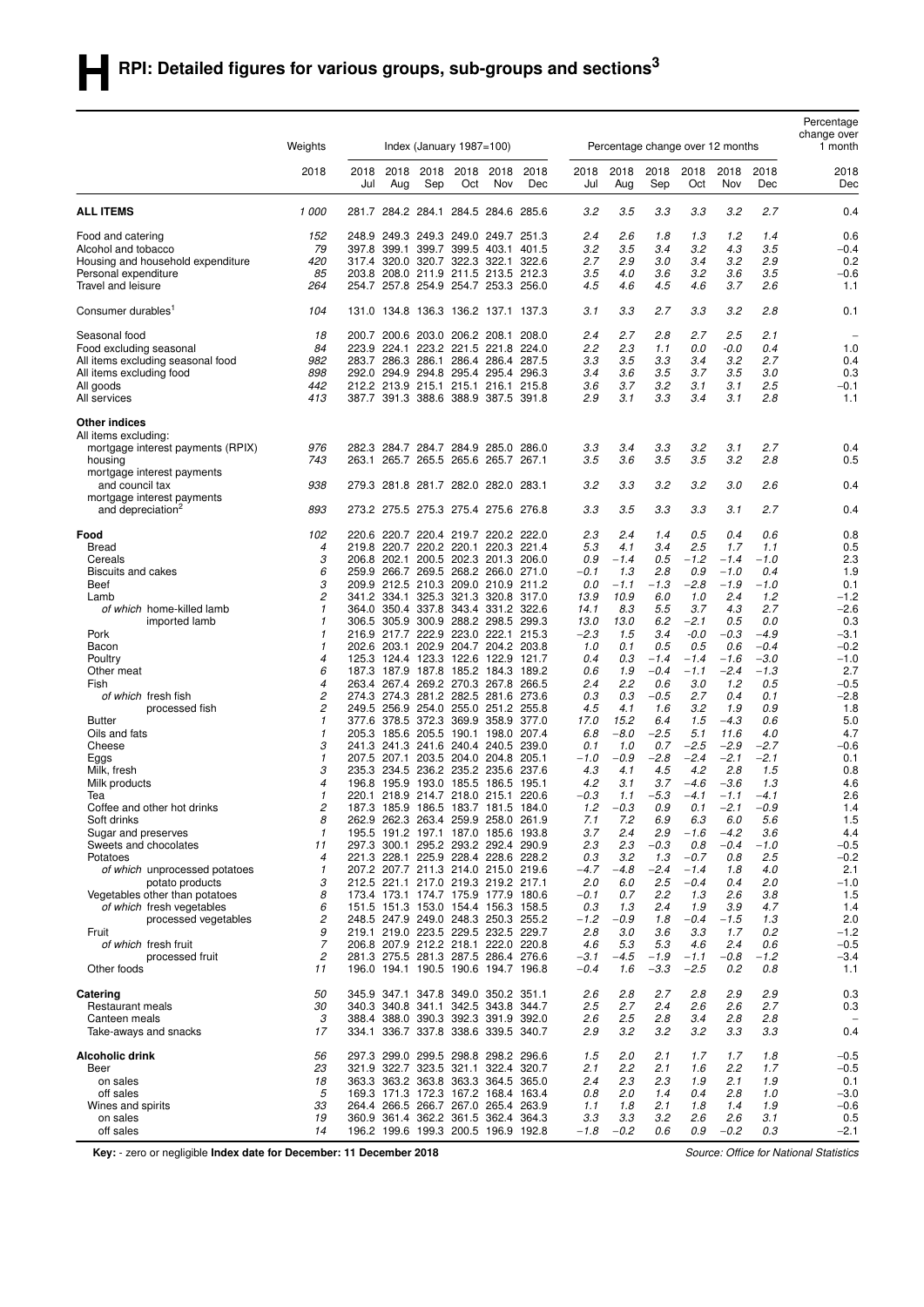# H RPI: Detailed figures for various groups, sub-groups and sections[3]

| | Weights | Index (January 1987=100) | | | | | | Percentage change over 12 months | | | | | | Percentage change over 1 month |
|---|---|---|---|---|---|---|---|---|---|---|---|---|---|---|
| | 2018 | 2018 Jul | 2018 Aug | 2018 Sep | 2018 Oct | 2018 Nov | 2018 Dec | 2018 Jul | 2018 Aug | 2018 Sep | 2018 Oct | 2018 Nov | 2018 Dec | 2018 Dec |
| **ALL ITEMS** | *1 000* | 281.7 | 284.2 | 284.1 | 284.5 | 284.6 | 285.6 | *3.2* | *3.5* | *3.3* | *3.3* | *3.2* | *2.7* | 0.4 |
| Food and catering | *152* | 248.9 | 249.3 | 249.3 | 249.0 | 249.7 | 251.3 | *2.4* | *2.6* | *1.8* | *1.3* | *1.2* | *1.4* | 0.6 |
| Alcohol and tobacco | *79* | 397.8 | 399.1 | 399.7 | 399.5 | 403.1 | 401.5 | *3.2* | *3.5* | *3.4* | *3.2* | *4.3* | *3.5* | −0.4 |
| Housing and household expenditure | *420* | 317.4 | 320.0 | 320.7 | 322.3 | 322.1 | 322.6 | *2.7* | *2.9* | *3.0* | *3.4* | *3.2* | *2.9* | 0.2 |
| Personal expenditure | *85* | 203.8 | 208.0 | 211.9 | 211.5 | 213.5 | 212.3 | *3.5* | *4.0* | *3.6* | *3.2* | *3.6* | *3.5* | −0.6 |
| Travel and leisure | *264* | 254.7 | 257.8 | 254.9 | 254.7 | 253.3 | 256.0 | *4.5* | *4.6* | *4.5* | *4.6* | *3.7* | *2.6* | 1.1 |
| Consumer durables[1] | *104* | 131.0 | 134.8 | 136.3 | 136.2 | 137.1 | 137.3 | *3.1* | *3.3* | *2.7* | *3.3* | *3.2* | *2.8* | 0.1 |
| Seasonal food | *18* | 200.7 | 200.6 | 203.0 | 206.2 | 208.1 | 208.0 | *2.4* | *2.7* | *2.8* | *2.7* | *2.5* | *2.1* | – |
| Food excluding seasonal | *84* | 223.9 | 224.1 | 223.2 | 221.5 | 221.8 | 224.0 | *2.2* | *2.3* | *1.1* | *0.0* | *-0.0* | *0.4* | 1.0 |
| All items excluding seasonal food | *982* | 283.7 | 286.3 | 286.1 | 286.4 | 286.4 | 287.5 | *3.3* | *3.5* | *3.3* | *3.4* | *3.2* | *2.7* | 0.4 |
| All items excluding food | *898* | 292.0 | 294.9 | 294.8 | 295.4 | 295.4 | 296.3 | *3.4* | *3.6* | *3.5* | *3.7* | *3.5* | *3.0* | 0.3 |
| All goods | *442* | 212.2 | 213.9 | 215.1 | 215.1 | 216.1 | 215.8 | *3.6* | *3.7* | *3.2* | *3.1* | *3.1* | *2.5* | −0.1 |
| All services | *413* | 387.7 | 391.3 | 388.6 | 388.9 | 387.5 | 391.8 | *2.9* | *3.1* | *3.3* | *3.4* | *3.1* | *2.8* | 1.1 |
| **Other indices** | | | | | | | | | | | | | | |
| All items excluding: | | | | | | | | | | | | | | |
| mortgage interest payments (RPIX) | *976* | 282.3 | 284.7 | 284.7 | 284.9 | 285.0 | 286.0 | *3.3* | *3.4* | *3.3* | *3.2* | *3.1* | *2.7* | 0.4 |
| housing | *743* | 263.1 | 265.7 | 265.5 | 265.6 | 265.7 | 267.1 | *3.5* | *3.6* | *3.5* | *3.5* | *3.2* | *2.8* | 0.5 |
| mortgage interest payments and council tax | *938* | 279.3 | 281.8 | 281.7 | 282.0 | 282.0 | 283.1 | *3.2* | *3.3* | *3.2* | *3.2* | *3.0* | *2.6* | 0.4 |
| mortgage interest payments and depreciation[2] | *893* | 273.2 | 275.5 | 275.3 | 275.4 | 275.6 | 276.8 | *3.3* | *3.5* | *3.3* | *3.3* | *3.1* | *2.7* | 0.4 |
| **Food** | *102* | 220.6 | 220.7 | 220.4 | 219.7 | 220.2 | 222.0 | *2.3* | *2.4* | *1.4* | *0.5* | *0.4* | *0.6* | 0.8 |
| Bread | *4* | 219.8 | 220.7 | 220.2 | 220.1 | 220.3 | 221.4 | *5.3* | *4.1* | *3.4* | *2.5* | *1.7* | *1.1* | 0.5 |
| Cereals | *3* | 206.8 | 202.1 | 200.5 | 202.3 | 201.3 | 206.0 | *0.9* | *−1.4* | *0.5* | *−1.2* | *−1.4* | *−1.0* | 2.3 |
| Biscuits and cakes | *6* | 259.9 | 266.7 | 269.5 | 268.2 | 266.0 | 271.0 | *−0.1* | *1.3* | *2.8* | *0.9* | *−1.0* | *0.4* | 1.9 |
| Beef | *3* | 209.9 | 212.5 | 210.3 | 209.0 | 210.9 | 211.2 | *0.0* | *−1.1* | *−1.3* | *−2.8* | *−1.9* | *−1.0* | 0.1 |
| Lamb | *2* | 341.2 | 334.1 | 325.3 | 321.3 | 320.8 | 317.0 | *13.9* | *10.9* | *6.0* | *1.0* | *2.4* | *1.2* | −1.2 |
| *of which* home-killed lamb | *1* | 364.0 | 350.4 | 337.8 | 343.4 | 331.2 | 322.6 | *14.1* | *8.3* | *5.5* | *3.7* | *4.3* | *2.7* | −2.6 |
| imported lamb | *1* | 306.5 | 305.9 | 300.9 | 288.2 | 298.5 | 299.3 | *13.0* | *13.0* | *6.2* | *−2.1* | *0.5* | *0.0* | 0.3 |
| Pork | *1* | 216.9 | 217.7 | 222.9 | 223.0 | 222.1 | 215.3 | *−2.3* | *1.5* | *3.4* | *-0.0* | *−0.3* | *−4.9* | −3.1 |
| Bacon | *1* | 202.6 | 203.1 | 202.9 | 204.7 | 204.2 | 203.8 | *1.0* | *0.1* | *0.5* | *0.5* | *0.6* | *−0.4* | −0.2 |
| Poultry | *4* | 125.3 | 124.4 | 123.3 | 122.6 | 122.9 | 121.7 | *0.4* | *0.3* | *−1.4* | *−1.4* | *−1.6* | *−3.0* | −1.0 |
| Other meat | *6* | 187.3 | 187.9 | 187.8 | 185.2 | 184.3 | 189.2 | *0.6* | *1.9* | *−0.4* | *−1.1* | *−2.4* | *−1.3* | 2.7 |
| Fish | *4* | 263.4 | 267.4 | 269.2 | 270.3 | 267.8 | 266.5 | *2.4* | *2.2* | *0.6* | *3.0* | *1.2* | *0.5* | −0.5 |
| *of which* fresh fish | *2* | 274.3 | 274.3 | 281.2 | 282.5 | 281.6 | 273.6 | *0.3* | *0.3* | *−0.5* | *2.7* | *0.4* | *0.1* | −2.8 |
| processed fish | *2* | 249.5 | 256.9 | 254.0 | 255.0 | 251.2 | 255.8 | *4.5* | *4.1* | *1.6* | *3.2* | *1.9* | *0.9* | 1.8 |
| Butter | *1* | 377.6 | 378.5 | 372.3 | 369.9 | 358.9 | 377.0 | *17.0* | *15.2* | *6.4* | *1.5* | *−4.3* | *0.6* | 5.0 |
| Oils and fats | *1* | 205.3 | 185.6 | 205.5 | 190.1 | 198.0 | 207.4 | *6.8* | *−8.0* | *−2.5* | *5.1* | *11.6* | *4.0* | 4.7 |
| Cheese | *3* | 241.3 | 241.3 | 241.6 | 240.4 | 240.5 | 239.0 | *0.1* | *1.0* | *0.7* | *−2.5* | *−2.9* | *−2.7* | −0.6 |
| Eggs | *1* | 207.5 | 207.1 | 203.5 | 204.0 | 204.8 | 205.1 | *−1.0* | *−0.9* | *−2.8* | *−2.4* | *−2.1* | *−2.1* | 0.1 |
| Milk, fresh | *3* | 235.3 | 234.5 | 236.2 | 235.2 | 235.6 | 237.6 | *4.3* | *4.1* | *4.5* | *4.2* | *2.8* | *1.5* | 0.8 |
| Milk products | *4* | 196.8 | 195.9 | 193.0 | 185.5 | 186.5 | 195.1 | *4.2* | *3.1* | *3.7* | *−4.6* | *−3.6* | *1.3* | 4.6 |
| Tea | *1* | 220.1 | 218.9 | 214.7 | 218.0 | 215.1 | 220.6 | *−0.3* | *1.1* | *−5.3* | *−4.1* | *−1.1* | *−4.1* | 2.6 |
| Coffee and other hot drinks | *2* | 187.3 | 185.9 | 186.5 | 183.7 | 181.5 | 184.0 | *1.2* | *−0.3* | *0.9* | *0.1* | *−2.1* | *−0.9* | 1.4 |
| Soft drinks | *8* | 262.9 | 262.3 | 263.4 | 259.9 | 258.0 | 261.9 | *7.1* | *7.2* | *6.9* | *6.3* | *6.0* | *5.6* | 1.5 |
| Sugar and preserves | *1* | 195.5 | 191.2 | 197.1 | 187.0 | 185.6 | 193.8 | *3.7* | *2.4* | *2.9* | *−1.6* | *−4.2* | *3.6* | 4.4 |
| Sweets and chocolates | *11* | 297.3 | 300.1 | 295.2 | 293.2 | 292.4 | 290.9 | *2.3* | *2.3* | *−0.3* | *0.8* | *−0.4* | *−1.0* | −0.5 |
| Potatoes | *4* | 221.3 | 228.1 | 225.9 | 228.4 | 228.6 | 228.2 | *0.3* | *3.2* | *1.3* | *−0.7* | *0.8* | *2.5* | −0.2 |
| *of which* unprocessed potatoes | *1* | 207.2 | 207.7 | 211.3 | 214.0 | 215.0 | 219.6 | *−4.7* | *−4.8* | *−2.4* | *−1.4* | *1.8* | *4.0* | 2.1 |
| potato products | *3* | 212.5 | 221.1 | 217.0 | 219.3 | 219.2 | 217.1 | *2.0* | *6.0* | *2.5* | *−0.4* | *0.4* | *2.0* | −1.0 |
| Vegetables other than potatoes | *8* | 173.4 | 173.1 | 174.7 | 175.9 | 177.9 | 180.6 | *−0.1* | *0.7* | *2.2* | *1.3* | *2.6* | *3.8* | 1.5 |
| *of which* fresh vegetables | *6* | 151.5 | 151.3 | 153.0 | 154.4 | 156.3 | 158.5 | *0.3* | *1.3* | *2.4* | *1.9* | *3.9* | *4.7* | 1.4 |
| processed vegetables | *2* | 248.5 | 247.9 | 249.0 | 248.3 | 250.3 | 255.2 | *−1.2* | *−0.9* | *1.8* | *−0.4* | *−1.5* | *1.3* | 2.0 |
| Fruit | *9* | 219.1 | 219.0 | 223.5 | 229.5 | 232.5 | 229.7 | *2.8* | *3.0* | *3.6* | *3.3* | *1.7* | *0.2* | −1.2 |
| *of which* fresh fruit | *7* | 206.8 | 207.9 | 212.2 | 218.1 | 222.0 | 220.8 | *4.6* | *5.3* | *5.3* | *4.6* | *2.4* | *0.6* | −0.5 |
| processed fruit | *2* | 281.3 | 275.5 | 281.3 | 287.5 | 286.4 | 276.6 | *−3.1* | *−4.5* | *−1.9* | *−1.1* | *−0.8* | *−1.2* | −3.4 |
| Other foods | *11* | 196.0 | 194.1 | 190.5 | 190.6 | 194.7 | 196.8 | *−0.4* | *1.6* | *−3.3* | *−2.5* | *0.2* | *0.8* | 1.1 |
| **Catering** | *50* | 345.9 | 347.1 | 347.8 | 349.0 | 350.2 | 351.1 | *2.6* | *2.8* | *2.7* | *2.8* | *2.9* | *2.9* | 0.3 |
| Restaurant meals | *30* | 340.3 | 340.8 | 341.1 | 342.5 | 343.8 | 344.7 | *2.5* | *2.7* | *2.4* | *2.6* | *2.6* | *2.7* | 0.3 |
| Canteen meals | *3* | 388.4 | 388.0 | 390.3 | 392.3 | 391.9 | 392.0 | *2.6* | *2.5* | *2.8* | *3.4* | *2.8* | *2.8* | – |
| Take-aways and snacks | *17* | 334.1 | 336.7 | 337.8 | 338.6 | 339.5 | 340.7 | *2.9* | *3.2* | *3.2* | *3.2* | *3.3* | *3.3* | 0.4 |
| **Alcoholic drink** | *56* | 297.3 | 299.0 | 299.5 | 298.8 | 298.2 | 296.6 | *1.5* | *2.0* | *2.1* | *1.7* | *1.7* | *1.8* | −0.5 |
| Beer | *23* | 321.9 | 322.7 | 323.5 | 321.1 | 322.4 | 320.7 | *2.1* | *2.2* | *2.1* | *1.6* | *2.2* | *1.7* | −0.5 |
| on sales | *18* | 363.3 | 363.2 | 363.8 | 363.3 | 364.5 | 365.0 | *2.4* | *2.3* | *2.3* | *1.9* | *2.1* | *1.9* | 0.1 |
| off sales | *5* | 169.3 | 171.3 | 172.3 | 167.2 | 168.4 | 163.4 | *0.8* | *2.0* | *1.4* | *0.4* | *2.8* | *1.0* | −3.0 |
| Wines and spirits | *33* | 264.4 | 266.5 | 266.7 | 267.0 | 265.4 | 263.9 | *1.1* | *1.8* | *2.1* | *1.8* | *1.4* | *1.9* | −0.6 |
| on sales | *19* | 360.9 | 361.4 | 362.2 | 361.5 | 362.4 | 364.3 | *3.3* | *3.3* | *3.2* | *2.6* | *2.6* | *3.1* | 0.5 |
| off sales | *14* | 196.2 | 199.6 | 199.3 | 200.5 | 196.9 | 192.8 | *−1.8* | *−0.2* | *0.6* | *0.9* | *−0.2* | *0.3* | −2.1 |

**Key:** - zero or negligible **Index date for December: 11 December 2018**

*Source: Office for National Statistics*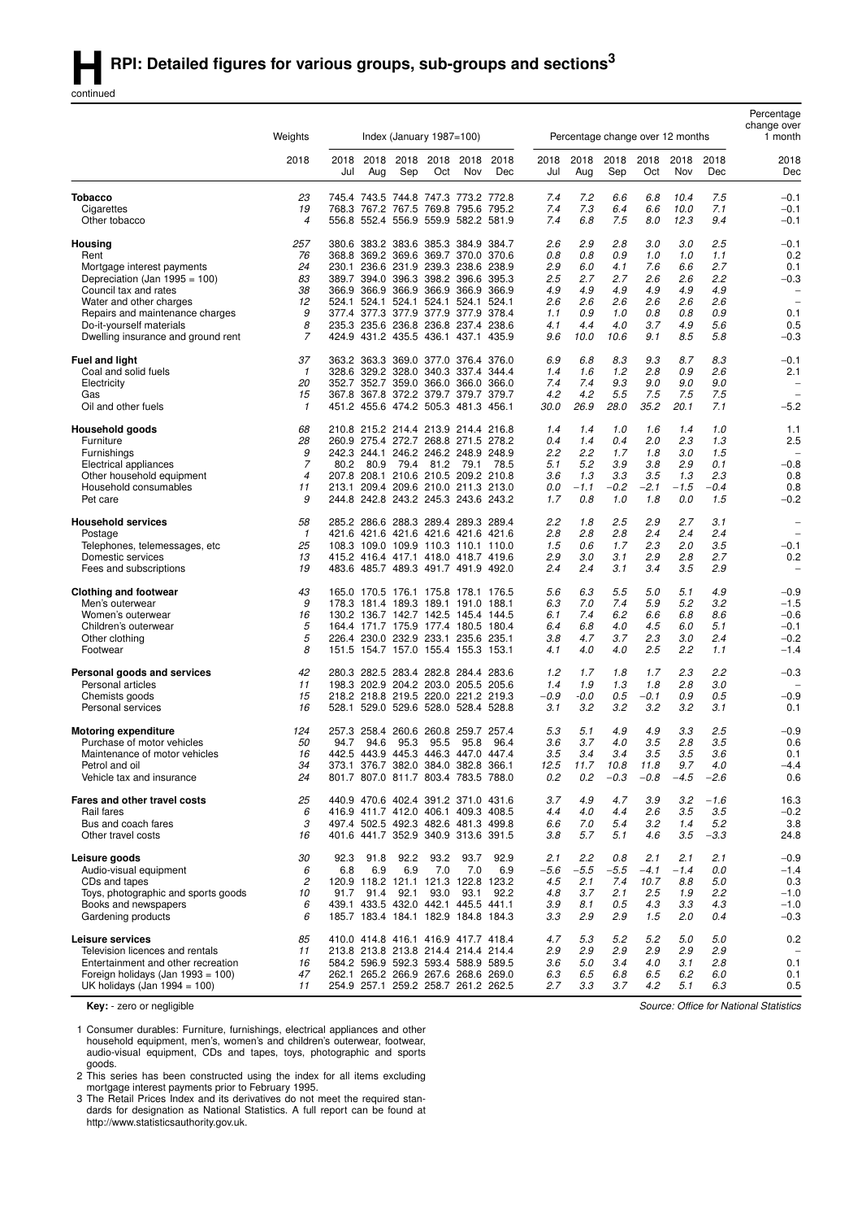# H RPI: Detailed figures for various groups, sub-groups and sections[3]

continued

| | Weights | Index (January 1987=100) | | | | | | Percentage change over 12 months | | | | | | Percentage change over 1 month |
|---|---|---|---|---|---|---|---|---|---|---|---|---|---|---|
| | 2018 | 2018 Jul | 2018 Aug | 2018 Sep | 2018 Oct | 2018 Nov | 2018 Dec | 2018 Jul | 2018 Aug | 2018 Sep | 2018 Oct | 2018 Nov | 2018 Dec | 2018 Dec |
| **Tobacco** | 23 | 745.4 | 743.5 | 744.8 | 747.3 | 773.2 | 772.8 | 7.4 | 7.2 | 6.6 | 6.8 | 10.4 | 7.5 | −0.1 |
| Cigarettes | 19 | 768.3 | 767.2 | 767.5 | 769.8 | 795.6 | 795.2 | 7.4 | 7.3 | 6.4 | 6.6 | 10.0 | 7.1 | −0.1 |
| Other tobacco | 4 | 556.8 | 552.4 | 556.9 | 559.9 | 582.2 | 581.9 | 7.4 | 6.8 | 7.5 | 8.0 | 12.3 | 9.4 | −0.1 |
| **Housing** | 257 | 380.6 | 383.2 | 383.6 | 385.3 | 384.9 | 384.7 | 2.6 | 2.9 | 2.8 | 3.0 | 3.0 | 2.5 | −0.1 |
| Rent | 76 | 368.8 | 369.2 | 369.6 | 369.7 | 370.0 | 370.6 | 0.8 | 0.8 | 0.9 | 1.0 | 1.0 | 1.1 | 0.2 |
| Mortgage interest payments | 24 | 230.1 | 236.6 | 231.9 | 239.3 | 238.6 | 238.9 | 2.9 | 6.0 | 4.1 | 7.6 | 6.6 | 2.7 | 0.1 |
| Depreciation (Jan 1995 = 100) | 83 | 389.7 | 394.0 | 396.3 | 398.2 | 396.6 | 395.3 | 2.5 | 2.7 | 2.7 | 2.6 | 2.6 | 2.2 | −0.3 |
| Council tax and rates | 38 | 366.9 | 366.9 | 366.9 | 366.9 | 366.9 | 366.9 | 4.9 | 4.9 | 4.9 | 4.9 | 4.9 | 4.9 | – |
| Water and other charges | 12 | 524.1 | 524.1 | 524.1 | 524.1 | 524.1 | 524.1 | 2.6 | 2.6 | 2.6 | 2.6 | 2.6 | 2.6 | – |
| Repairs and maintenance charges | 9 | 377.4 | 377.3 | 377.9 | 377.9 | 377.9 | 378.4 | 1.1 | 0.9 | 1.0 | 0.8 | 0.8 | 0.9 | 0.1 |
| Do-it-yourself materials | 8 | 235.3 | 235.6 | 236.8 | 236.8 | 237.4 | 238.6 | 4.1 | 4.4 | 4.0 | 3.7 | 4.9 | 5.6 | 0.5 |
| Dwelling insurance and ground rent | 7 | 424.9 | 431.2 | 435.5 | 436.1 | 437.1 | 435.9 | 9.6 | 10.0 | 10.6 | 9.1 | 8.5 | 5.8 | −0.3 |
| **Fuel and light** | 37 | 363.2 | 363.3 | 369.0 | 377.0 | 376.4 | 376.0 | 6.9 | 6.8 | 8.3 | 9.3 | 8.7 | 8.3 | −0.1 |
| Coal and solid fuels | 1 | 328.6 | 329.2 | 328.0 | 340.3 | 337.4 | 344.4 | 1.4 | 1.6 | 1.2 | 2.8 | 0.9 | 2.6 | 2.1 |
| Electricity | 20 | 352.7 | 352.7 | 359.0 | 366.0 | 366.0 | 366.0 | 7.4 | 7.4 | 9.3 | 9.0 | 9.0 | 9.0 | – |
| Gas | 15 | 367.8 | 367.8 | 372.2 | 379.7 | 379.7 | 379.7 | 4.2 | 4.2 | 5.5 | 7.5 | 7.5 | 7.5 | – |
| Oil and other fuels | 1 | 451.2 | 455.6 | 474.2 | 505.3 | 481.3 | 456.1 | 30.0 | 26.9 | 28.0 | 35.2 | 20.1 | 7.1 | −5.2 |
| **Household goods** | 68 | 210.8 | 215.2 | 214.4 | 213.9 | 214.4 | 216.8 | 1.4 | 1.4 | 1.0 | 1.6 | 1.4 | 1.0 | 1.1 |
| Furniture | 28 | 260.9 | 275.4 | 272.7 | 268.8 | 271.5 | 278.2 | 0.4 | 1.4 | 0.4 | 2.0 | 2.3 | 1.3 | 2.5 |
| Furnishings | 9 | 242.3 | 244.1 | 246.2 | 246.2 | 248.9 | 248.9 | 2.2 | 2.2 | 1.7 | 1.8 | 3.0 | 1.5 | – |
| Electrical appliances | 7 | 80.2 | 80.9 | 79.4 | 81.2 | 79.1 | 78.5 | 5.1 | 5.2 | 3.9 | 3.8 | 2.9 | 0.1 | −0.8 |
| Other household equipment | 4 | 207.8 | 208.1 | 210.6 | 210.5 | 209.2 | 210.8 | 3.6 | 1.3 | 3.3 | 3.5 | 1.3 | 2.3 | 0.8 |
| Household consumables | 11 | 213.1 | 209.4 | 209.6 | 210.0 | 211.3 | 213.0 | 0.0 | −1.1 | −0.2 | −2.1 | −1.5 | −0.4 | 0.8 |
| Pet care | 9 | 244.8 | 242.8 | 243.2 | 245.3 | 243.6 | 243.2 | 1.7 | 0.8 | 1.0 | 1.8 | 0.0 | 1.5 | −0.2 |
| **Household services** | 58 | 285.2 | 286.6 | 288.3 | 289.4 | 289.3 | 289.4 | 2.2 | 1.8 | 2.5 | 2.9 | 2.7 | 3.1 | – |
| Postage | 1 | 421.6 | 421.6 | 421.6 | 421.6 | 421.6 | 421.6 | 2.8 | 2.8 | 2.8 | 2.4 | 2.4 | 2.4 | – |
| Telephones, telemessages, etc | 25 | 108.3 | 109.0 | 109.9 | 110.3 | 110.1 | 110.0 | 1.5 | 0.6 | 1.7 | 2.3 | 2.0 | 3.5 | −0.1 |
| Domestic services | 13 | 415.2 | 416.4 | 417.1 | 418.0 | 418.7 | 419.6 | 2.9 | 3.0 | 3.1 | 2.9 | 2.8 | 2.7 | 0.2 |
| Fees and subscriptions | 19 | 483.6 | 485.7 | 489.3 | 491.7 | 491.9 | 492.0 | 2.4 | 2.4 | 3.1 | 3.4 | 3.5 | 2.9 | – |
| **Clothing and footwear** | 43 | 165.0 | 170.5 | 176.1 | 175.8 | 178.1 | 176.5 | 5.6 | 6.3 | 5.5 | 5.0 | 5.1 | 4.9 | −0.9 |
| Men's outerwear | 9 | 178.3 | 181.4 | 189.3 | 189.1 | 191.0 | 188.1 | 6.3 | 7.0 | 7.4 | 5.9 | 5.2 | 3.2 | −1.5 |
| Women's outerwear | 16 | 130.2 | 136.7 | 142.7 | 142.5 | 145.4 | 144.5 | 6.1 | 7.4 | 6.2 | 6.6 | 6.8 | 8.6 | −0.6 |
| Children's outerwear | 5 | 164.4 | 171.7 | 175.9 | 177.4 | 180.5 | 180.4 | 6.4 | 6.8 | 4.0 | 4.5 | 6.0 | 5.1 | −0.1 |
| Other clothing | 5 | 226.4 | 230.0 | 232.9 | 233.1 | 235.6 | 235.1 | 3.8 | 4.7 | 3.7 | 2.3 | 3.0 | 2.4 | −0.2 |
| Footwear | 8 | 151.5 | 154.7 | 157.0 | 155.4 | 155.3 | 153.1 | 4.1 | 4.0 | 4.0 | 2.5 | 2.2 | 1.1 | −1.4 |
| **Personal goods and services** | 42 | 280.3 | 282.5 | 283.4 | 282.8 | 284.4 | 283.6 | 1.2 | 1.7 | 1.8 | 1.7 | 2.3 | 2.2 | −0.3 |
| Personal articles | 11 | 198.3 | 202.9 | 204.2 | 203.0 | 205.5 | 205.6 | 1.4 | 1.9 | 1.3 | 1.8 | 2.8 | 3.0 | – |
| Chemists goods | 15 | 218.2 | 218.8 | 219.5 | 220.0 | 221.2 | 219.3 | −0.9 | −0.0 | 0.5 | −0.1 | 0.9 | 0.5 | −0.9 |
| Personal services | 16 | 528.1 | 529.0 | 529.6 | 528.0 | 528.4 | 528.8 | 3.1 | 3.2 | 3.2 | 3.2 | 3.2 | 3.1 | 0.1 |
| **Motoring expenditure** | 124 | 257.3 | 258.4 | 260.6 | 260.8 | 259.7 | 257.4 | 5.3 | 5.1 | 4.9 | 4.9 | 3.3 | 2.5 | −0.9 |
| Purchase of motor vehicles | 50 | 94.7 | 94.6 | 95.3 | 95.5 | 95.8 | 96.4 | 3.6 | 3.7 | 4.0 | 3.5 | 2.8 | 3.5 | 0.6 |
| Maintenance of motor vehicles | 16 | 442.5 | 443.9 | 445.3 | 446.3 | 447.0 | 447.4 | 3.5 | 3.4 | 3.4 | 3.5 | 3.5 | 3.6 | 0.1 |
| Petrol and oil | 34 | 373.1 | 376.7 | 382.0 | 384.0 | 382.8 | 366.1 | 12.5 | 11.7 | 10.8 | 11.8 | 9.7 | 4.0 | −4.4 |
| Vehicle tax and insurance | 24 | 801.7 | 807.0 | 811.7 | 803.4 | 783.5 | 788.0 | 0.2 | 0.2 | −0.3 | −0.8 | −4.5 | −2.6 | 0.6 |
| **Fares and other travel costs** | 25 | 440.9 | 470.6 | 402.4 | 391.2 | 371.0 | 431.6 | 3.7 | 4.9 | 4.7 | 3.9 | 3.2 | −1.6 | 16.3 |
| Rail fares | 6 | 416.9 | 411.7 | 412.0 | 406.1 | 409.3 | 408.5 | 4.4 | 4.0 | 4.4 | 2.6 | 3.5 | 3.5 | −0.2 |
| Bus and coach fares | 3 | 497.4 | 502.5 | 492.3 | 482.6 | 481.3 | 499.8 | 6.6 | 7.0 | 5.4 | 3.2 | 1.4 | 5.2 | 3.8 |
| Other travel costs | 16 | 401.6 | 441.7 | 352.9 | 340.9 | 313.6 | 391.5 | 3.8 | 5.7 | 5.1 | 4.6 | 3.5 | −3.3 | 24.8 |
| **Leisure goods** | 30 | 92.3 | 91.8 | 92.2 | 93.2 | 93.7 | 92.9 | 2.1 | 2.2 | 0.8 | 2.1 | 2.1 | 2.1 | −0.9 |
| Audio-visual equipment | 6 | 6.8 | 6.9 | 6.9 | 7.0 | 7.0 | 6.9 | −5.6 | −5.5 | −5.5 | −4.1 | −1.4 | 0.0 | −1.4 |
| CDs and tapes | 2 | 120.9 | 118.2 | 121.1 | 121.3 | 122.8 | 123.2 | 4.5 | 2.1 | 7.4 | 10.7 | 8.8 | 5.0 | 0.3 |
| Toys, photographic and sports goods | 10 | 91.7 | 91.4 | 92.1 | 93.0 | 93.1 | 92.2 | 4.8 | 3.7 | 2.1 | 2.5 | 1.9 | 2.2 | −1.0 |
| Books and newspapers | 6 | 439.1 | 433.5 | 432.0 | 442.1 | 445.5 | 441.1 | 3.9 | 8.1 | 0.5 | 4.3 | 3.3 | 4.3 | −1.0 |
| Gardening products | 6 | 185.7 | 183.4 | 184.1 | 182.9 | 184.8 | 184.3 | 3.3 | 2.9 | 2.9 | 1.5 | 2.0 | 0.4 | −0.3 |
| **Leisure services** | 85 | 410.0 | 414.8 | 416.1 | 416.9 | 417.7 | 418.4 | 4.7 | 5.3 | 5.2 | 5.2 | 5.0 | 5.0 | 0.2 |
| Television licences and rentals | 11 | 213.8 | 213.8 | 213.8 | 214.4 | 214.4 | 214.4 | 2.9 | 2.9 | 2.9 | 2.9 | 2.9 | 2.9 | – |
| Entertainment and other recreation | 16 | 584.2 | 596.9 | 592.3 | 593.4 | 588.9 | 589.5 | 3.6 | 5.0 | 3.4 | 4.0 | 3.1 | 2.8 | 0.1 |
| Foreign holidays (Jan 1993 = 100) | 47 | 262.1 | 265.2 | 266.9 | 267.6 | 268.6 | 269.0 | 6.3 | 6.5 | 6.8 | 6.5 | 6.2 | 6.0 | 0.1 |
| UK holidays (Jan 1994 = 100) | 11 | 254.9 | 257.1 | 259.2 | 258.7 | 261.2 | 262.5 | 2.7 | 3.3 | 3.7 | 4.2 | 5.1 | 6.3 | 0.5 |

**Key:** - zero or negligible

*Source: Office for National Statistics*

1 Consumer durables: Furniture, furnishings, electrical appliances and other household equipment, men's, women's and children's outerwear, footwear, audio-visual equipment, CDs and tapes, toys, photographic and sports goods.

2 This series has been constructed using the index for all items excluding mortgage interest payments prior to February 1995.

3 The Retail Prices Index and its derivatives do not meet the required standards for designation as National Statistics. A full report can be found at http://www.statisticsauthority.gov.uk.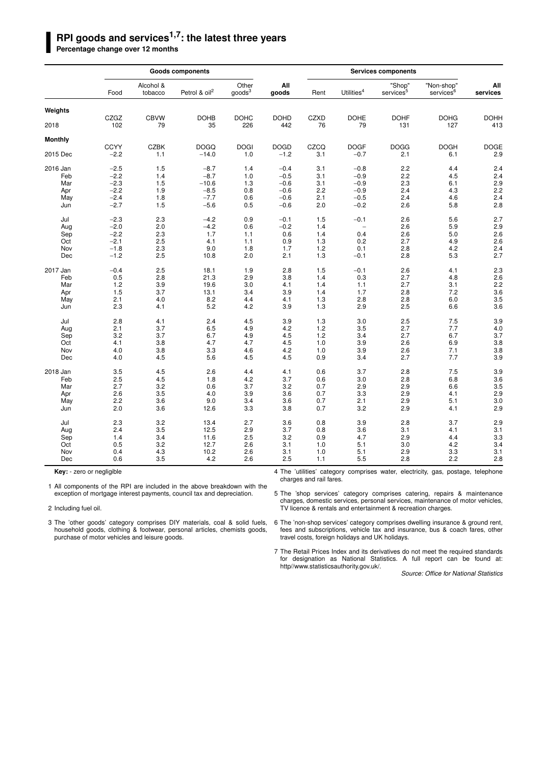## RPI goods and services[1,7]: the latest three years

**Percentage change over 12 months**

| | Goods components | | | | | Services components | | | | |
|---|---|---|---|---|---|---|---|---|---|---|
| | Food | Alcohol & tobacco | Petrol & oil[2] | Other goods[3] | **All goods** | Rent | Utilities[4] | "Shop" services[5] | "Non-shop" services[6] | **All services** |
| **Weights** | | | | | | | | | | |
| | CZGZ | CBVW | DOHB | DOHC | DOHD | CZXD | DOHE | DOHF | DOHG | DOHH |
| 2018 | 102 | 79 | 35 | 226 | 442 | 76 | 79 | 131 | 127 | 413 |
| **Monthly** | | | | | | | | | | |
| | CCYY | CZBK | DOGQ | DOGI | DOGD | CZCQ | DOGF | DOGG | DOGH | DOGE |
| 2015 Dec | −2.2 | 1.1 | −14.0 | 1.0 | −1.2 | 3.1 | −0.7 | 2.1 | 6.1 | 2.9 |
| 2016 Jan | −2.5 | 1.5 | −8.7 | 1.4 | −0.4 | 3.1 | −0.8 | 2.2 | 4.4 | 2.4 |
| Feb | −2.2 | 1.4 | −8.7 | 1.0 | −0.5 | 3.1 | −0.9 | 2.2 | 4.5 | 2.4 |
| Mar | −2.3 | 1.5 | −10.6 | 1.3 | −0.6 | 3.1 | −0.9 | 2.3 | 6.1 | 2.9 |
| Apr | −2.2 | 1.9 | −8.5 | 0.8 | −0.6 | 2.2 | −0.9 | 2.4 | 4.3 | 2.2 |
| May | −2.4 | 1.8 | −7.7 | 0.6 | −0.6 | 2.1 | −0.5 | 2.4 | 4.6 | 2.4 |
| Jun | −2.7 | 1.5 | −5.6 | 0.5 | −0.6 | 2.0 | −0.2 | 2.6 | 5.8 | 2.8 |
| Jul | −2.3 | 2.3 | −4.2 | 0.9 | −0.1 | 1.5 | −0.1 | 2.6 | 5.6 | 2.7 |
| Aug | −2.0 | 2.0 | −4.2 | 0.6 | −0.2 | 1.4 | – | 2.6 | 5.9 | 2.9 |
| Sep | −2.2 | 2.3 | 1.7 | 1.1 | 0.6 | 1.4 | 0.4 | 2.6 | 5.0 | 2.6 |
| Oct | −2.1 | 2.5 | 4.1 | 1.1 | 0.9 | 1.3 | 0.2 | 2.7 | 4.9 | 2.6 |
| Nov | −1.8 | 2.3 | 9.0 | 1.8 | 1.7 | 1.2 | 0.1 | 2.8 | 4.2 | 2.4 |
| Dec | −1.2 | 2.5 | 10.8 | 2.0 | 2.1 | 1.3 | −0.1 | 2.8 | 5.3 | 2.7 |
| 2017 Jan | −0.4 | 2.5 | 18.1 | 1.9 | 2.8 | 1.5 | −0.1 | 2.6 | 4.1 | 2.3 |
| Feb | 0.5 | 2.8 | 21.3 | 2.9 | 3.8 | 1.4 | 0.3 | 2.7 | 4.8 | 2.6 |
| Mar | 1.2 | 3.9 | 19.6 | 3.0 | 4.1 | 1.4 | 1.1 | 2.7 | 3.1 | 2.2 |
| Apr | 1.5 | 3.7 | 13.1 | 3.4 | 3.9 | 1.4 | 1.7 | 2.8 | 7.2 | 3.6 |
| May | 2.1 | 4.0 | 8.2 | 4.4 | 4.1 | 1.3 | 2.8 | 2.8 | 6.0 | 3.5 |
| Jun | 2.3 | 4.1 | 5.2 | 4.2 | 3.9 | 1.3 | 2.9 | 2.5 | 6.6 | 3.6 |
| Jul | 2.8 | 4.1 | 2.4 | 4.5 | 3.9 | 1.3 | 3.0 | 2.5 | 7.5 | 3.9 |
| Aug | 2.1 | 3.7 | 6.5 | 4.9 | 4.2 | 1.2 | 3.5 | 2.7 | 7.7 | 4.0 |
| Sep | 3.2 | 3.7 | 6.7 | 4.9 | 4.5 | 1.2 | 3.4 | 2.7 | 6.7 | 3.7 |
| Oct | 4.1 | 3.8 | 4.7 | 4.7 | 4.5 | 1.0 | 3.9 | 2.6 | 6.9 | 3.8 |
| Nov | 4.0 | 3.8 | 3.3 | 4.6 | 4.2 | 1.0 | 3.9 | 2.6 | 7.1 | 3.8 |
| Dec | 4.0 | 4.5 | 5.6 | 4.5 | 4.5 | 0.9 | 3.4 | 2.7 | 7.7 | 3.9 |
| 2018 Jan | 3.5 | 4.5 | 2.6 | 4.4 | 4.1 | 0.6 | 3.7 | 2.8 | 7.5 | 3.9 |
| Feb | 2.5 | 4.5 | 1.8 | 4.2 | 3.7 | 0.6 | 3.0 | 2.8 | 6.8 | 3.6 |
| Mar | 2.7 | 3.2 | 0.6 | 3.7 | 3.2 | 0.7 | 2.9 | 2.9 | 6.6 | 3.5 |
| Apr | 2.6 | 3.5 | 4.0 | 3.9 | 3.6 | 0.7 | 3.3 | 2.9 | 4.1 | 2.9 |
| May | 2.2 | 3.6 | 9.0 | 3.4 | 3.6 | 0.7 | 2.1 | 2.9 | 5.1 | 3.0 |
| Jun | 2.0 | 3.6 | 12.6 | 3.3 | 3.8 | 0.7 | 3.2 | 2.9 | 4.1 | 2.9 |
| Jul | 2.3 | 3.2 | 13.4 | 2.7 | 3.6 | 0.8 | 3.9 | 2.8 | 3.7 | 2.9 |
| Aug | 2.4 | 3.5 | 12.5 | 2.9 | 3.7 | 0.8 | 3.6 | 3.1 | 4.1 | 3.1 |
| Sep | 1.4 | 3.4 | 11.6 | 2.5 | 3.2 | 0.9 | 4.7 | 2.9 | 4.4 | 3.3 |
| Oct | 0.5 | 3.2 | 12.7 | 2.6 | 3.1 | 1.0 | 5.1 | 3.0 | 4.2 | 3.4 |
| Nov | 0.4 | 4.3 | 10.2 | 2.6 | 3.1 | 1.0 | 5.1 | 2.9 | 3.3 | 3.1 |
| Dec | 0.6 | 3.5 | 4.2 | 2.6 | 2.5 | 1.1 | 5.5 | 2.8 | 2.2 | 2.8 |

**Key:** - zero or negligible

1 All components of the RPI are included in the above breakdown with the exception of mortgage interest payments, council tax and depreciation.

2 Including fuel oil.

3 The 'other goods' category comprises DIY materials, coal & solid fuels, household goods, clothing & footwear, personal articles, chemists goods, purchase of motor vehicles and leisure goods.

4 The 'utilities' category comprises water, electricity, gas, postage, telephone charges and rail fares.

5 The 'shop services' category comprises catering, repairs & maintenance charges, domestic services, personal services, maintenance of motor vehicles, TV licence & rentals and entertainment & recreation charges.

6 The 'non-shop services' category comprises dwelling insurance & ground rent, fees and subscriptions, vehicle tax and insurance, bus & coach fares, other travel costs, foreign holidays and UK holidays.

7 The Retail Prices Index and its derivatives do not meet the required standards for designation as National Statistics. A full report can be found at: http//www.statisticsauthority.gov.uk/.

*Source: Office for National Statistics*